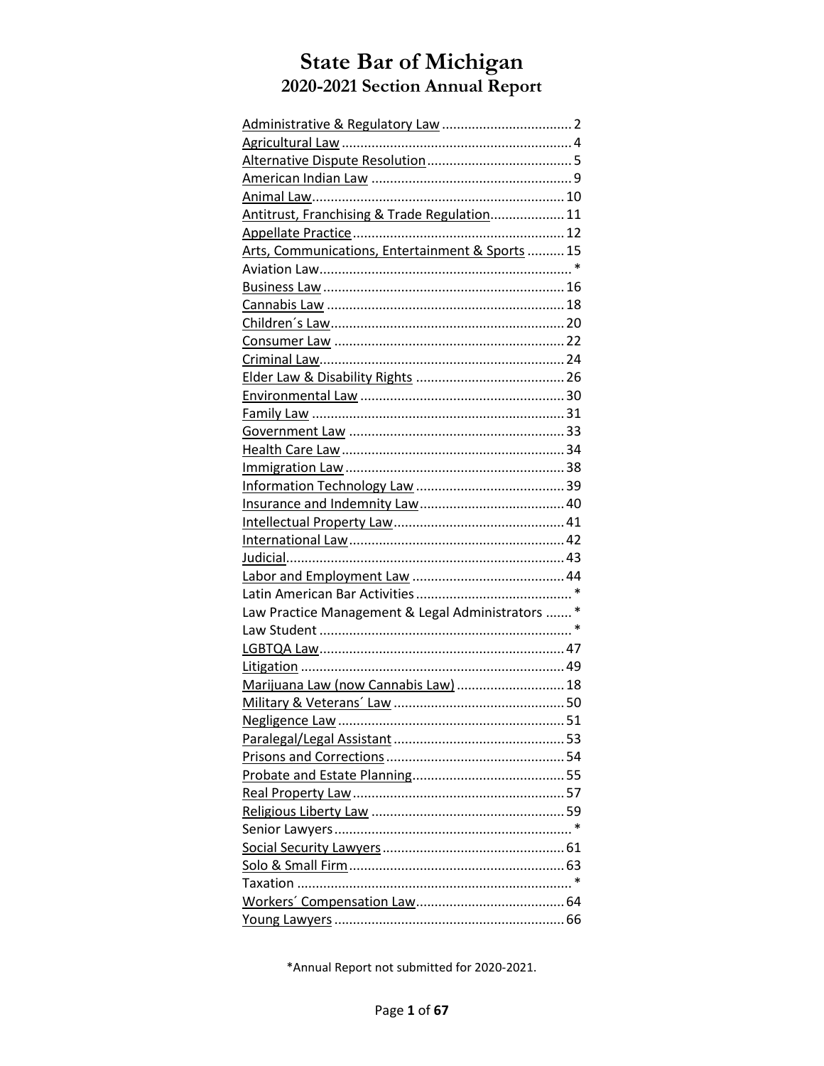# State Bar of Michigan

## 2020-2021 Section Annual Report

| Section | Page |
| --- | --- |
| Administrative & Regulatory Law | 2 |
| Agricultural Law | 4 |
| Alternative Dispute Resolution | 5 |
| American Indian Law | 9 |
| Animal Law | 10 |
| Antitrust, Franchising & Trade Regulation | 11 |
| Appellate Practice | 12 |
| Arts, Communications, Entertainment & Sports | 15 |
| Aviation Law | * |
| Business Law | 16 |
| Cannabis Law | 18 |
| Children´s Law | 20 |
| Consumer Law | 22 |
| Criminal Law | 24 |
| Elder Law & Disability Rights | 26 |
| Environmental Law | 30 |
| Family Law | 31 |
| Government Law | 33 |
| Health Care Law | 34 |
| Immigration Law | 38 |
| Information Technology Law | 39 |
| Insurance and Indemnity Law | 40 |
| Intellectual Property Law | 41 |
| International Law | 42 |
| Judicial | 43 |
| Labor and Employment Law | 44 |
| Latin American Bar Activities | * |
| Law Practice Management & Legal Administrators | * |
| Law Student | * |
| LGBTQA Law | 47 |
| Litigation | 49 |
| Marijuana Law (now Cannabis Law) | 18 |
| Military & Veterans´ Law | 50 |
| Negligence Law | 51 |
| Paralegal/Legal Assistant | 53 |
| Prisons and Corrections | 54 |
| Probate and Estate Planning | 55 |
| Real Property Law | 57 |
| Religious Liberty Law | 59 |
| Senior Lawyers | * |
| Social Security Lawyers | 61 |
| Solo & Small Firm | 63 |
| Taxation | * |
| Workers´ Compensation Law | 64 |
| Young Lawyers | 66 |

*Annual Report not submitted for 2020-2021.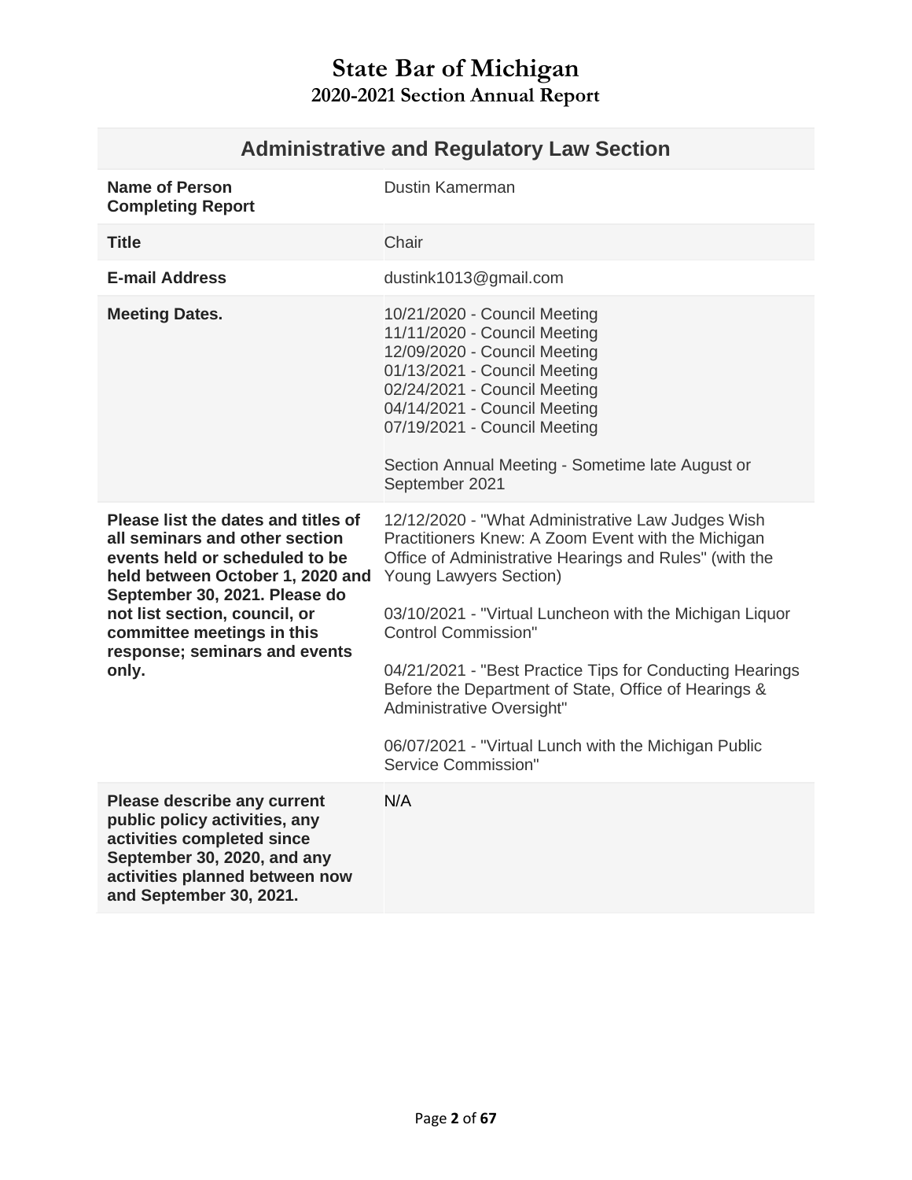# State Bar of Michigan
## 2020-2021 Section Annual Report

| Administrative and Regulatory Law Section | |
|---|---|
| **Name of Person Completing Report** | Dustin Kamerman |
| **Title** | Chair |
| **E-mail Address** | dustink1013@gmail.com |
| **Meeting Dates.** | 10/21/2020 - Council Meeting<br>11/11/2020 - Council Meeting<br>12/09/2020 - Council Meeting<br>01/13/2021 - Council Meeting<br>02/24/2021 - Council Meeting<br>04/14/2021 - Council Meeting<br>07/19/2021 - Council Meeting<br><br>Section Annual Meeting - Sometime late August or September 2021 |
| **Please list the dates and titles of all seminars and other section events held or scheduled to be held between October 1, 2020 and September 30, 2021. Please do not list section, council, or committee meetings in this response; seminars and events only.** | 12/12/2020 - "What Administrative Law Judges Wish Practitioners Knew: A Zoom Event with the Michigan Office of Administrative Hearings and Rules" (with the Young Lawyers Section)<br><br>03/10/2021 - "Virtual Luncheon with the Michigan Liquor Control Commission"<br><br>04/21/2021 - "Best Practice Tips for Conducting Hearings Before the Department of State, Office of Hearings & Administrative Oversight"<br><br>06/07/2021 - "Virtual Lunch with the Michigan Public Service Commission" |
| **Please describe any current public policy activities, any activities completed since September 30, 2020, and any activities planned between now and September 30, 2021.** | N/A |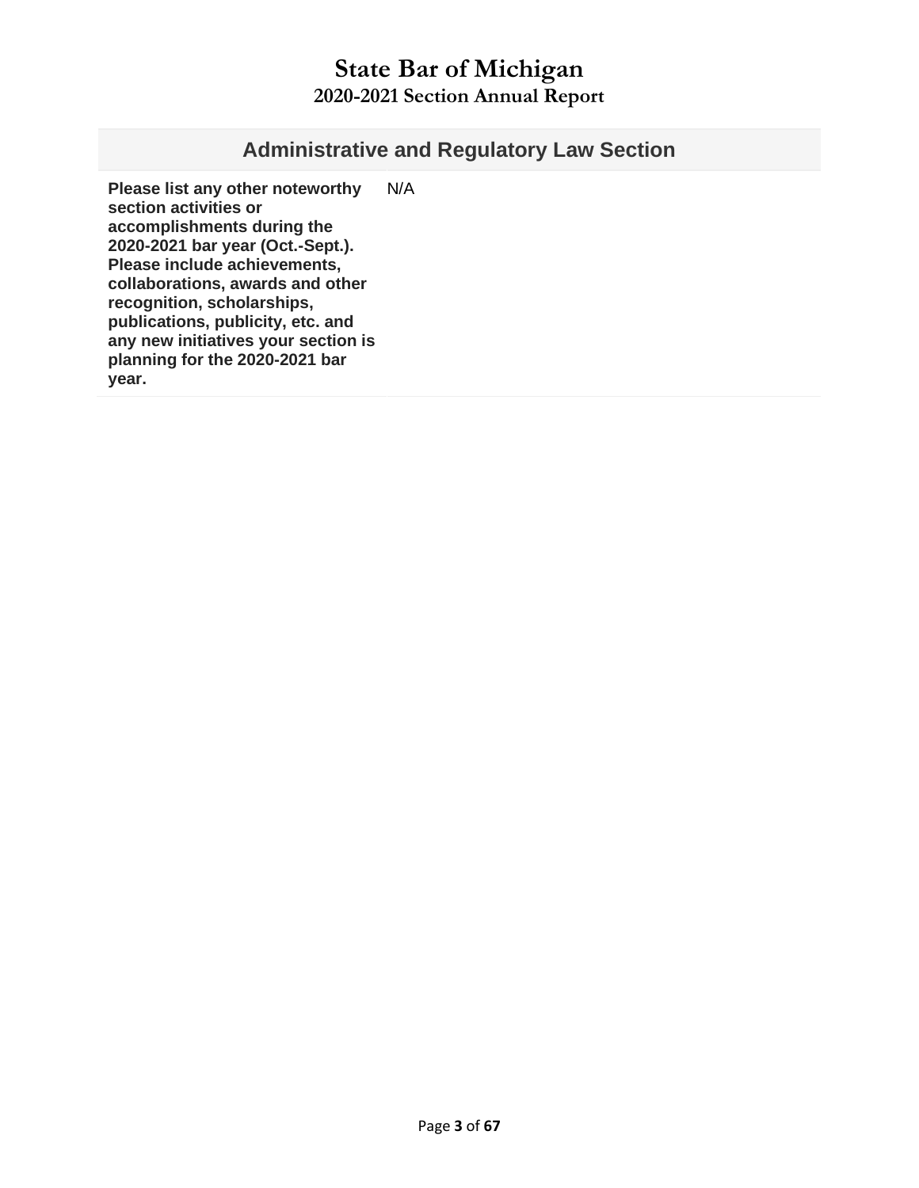# State Bar of Michigan
## 2020-2021 Section Annual Report

| Administrative and Regulatory Law Section | |
|---|---|
| **Please list any other noteworthy section activities or accomplishments during the 2020-2021 bar year (Oct.-Sept.). Please include achievements, collaborations, awards and other recognition, scholarships, publications, publicity, etc. and any new initiatives your section is planning for the 2020-2021 bar year.** | N/A |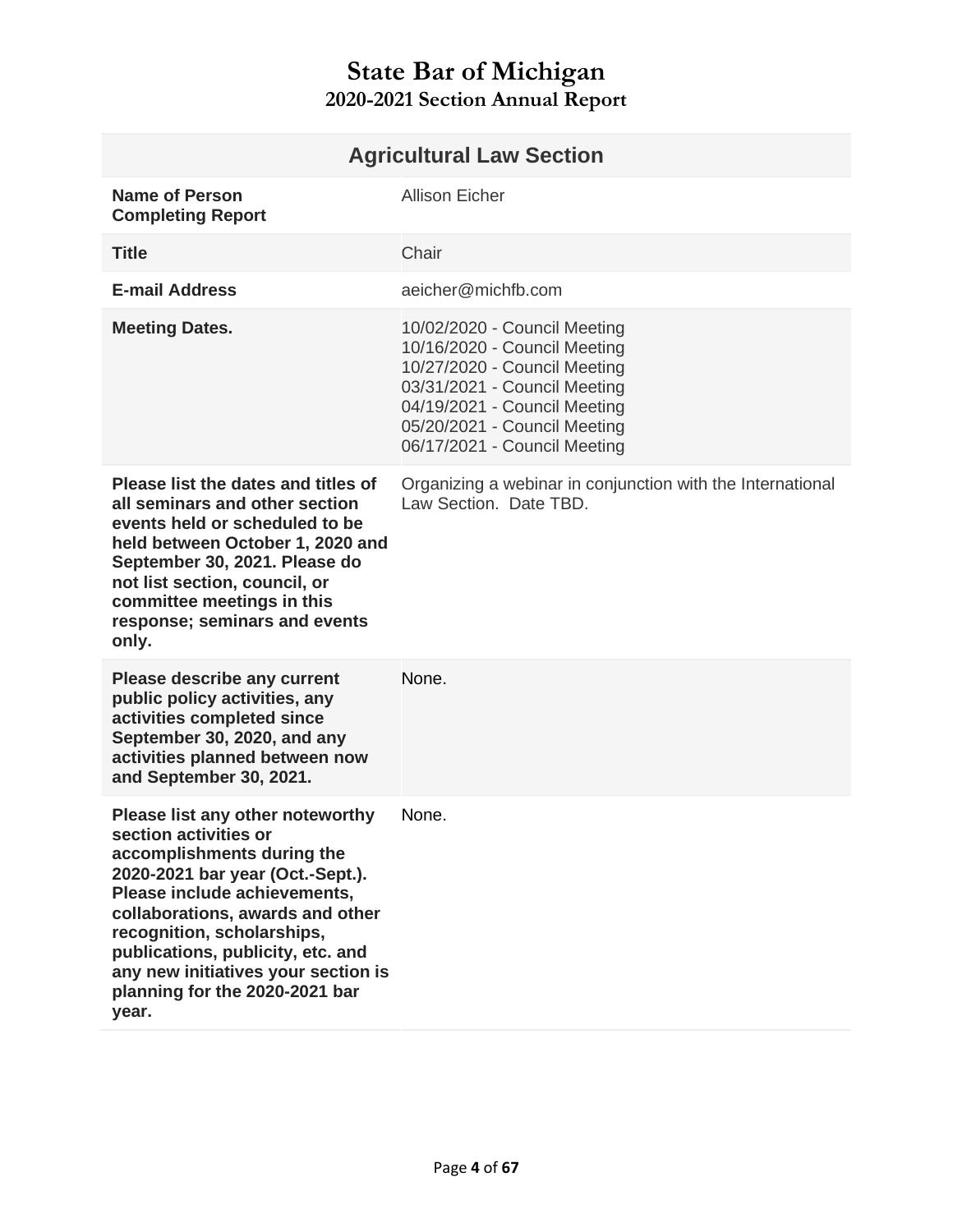# State Bar of Michigan

## 2020-2021 Section Annual Report

| Agricultural Law Section | |
|---|---|
| **Name of Person Completing Report** | Allison Eicher |
| **Title** | Chair |
| **E-mail Address** | aeicher@michfb.com |
| **Meeting Dates.** | 10/02/2020 - Council Meeting<br>10/16/2020 - Council Meeting<br>10/27/2020 - Council Meeting<br>03/31/2021 - Council Meeting<br>04/19/2021 - Council Meeting<br>05/20/2021 - Council Meeting<br>06/17/2021 - Council Meeting |
| **Please list the dates and titles of all seminars and other section events held or scheduled to be held between October 1, 2020 and September 30, 2021. Please do not list section, council, or committee meetings in this response; seminars and events only.** | Organizing a webinar in conjunction with the International Law Section. Date TBD. |
| **Please describe any current public policy activities, any activities completed since September 30, 2020, and any activities planned between now and September 30, 2021.** | None. |
| **Please list any other noteworthy section activities or accomplishments during the 2020-2021 bar year (Oct.-Sept.). Please include achievements, collaborations, awards and other recognition, scholarships, publications, publicity, etc. and any new initiatives your section is planning for the 2020-2021 bar year.** | None. |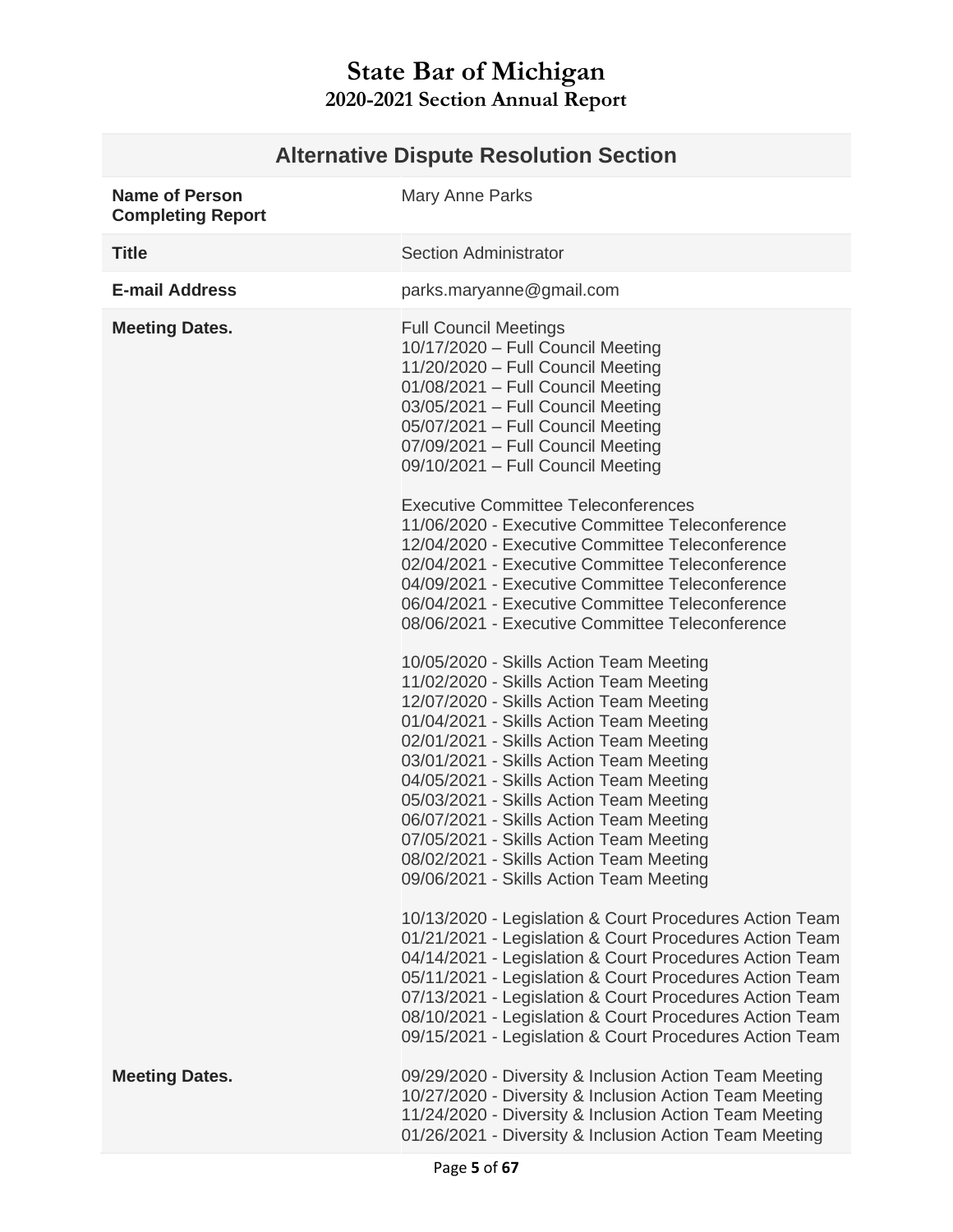# State Bar of Michigan

## 2020-2021 Section Annual Report

| Alternative Dispute Resolution Section | |
|---|---|
| **Name of Person Completing Report** | Mary Anne Parks |
| **Title** | Section Administrator |
| **E-mail Address** | parks.maryanne@gmail.com |
| **Meeting Dates.** | Full Council Meetings<br>10/17/2020 – Full Council Meeting<br>11/20/2020 – Full Council Meeting<br>01/08/2021 – Full Council Meeting<br>03/05/2021 – Full Council Meeting<br>05/07/2021 – Full Council Meeting<br>07/09/2021 – Full Council Meeting<br>09/10/2021 – Full Council Meeting<br><br>Executive Committee Teleconferences<br>11/06/2020 - Executive Committee Teleconference<br>12/04/2020 - Executive Committee Teleconference<br>02/04/2021 - Executive Committee Teleconference<br>04/09/2021 - Executive Committee Teleconference<br>06/04/2021 - Executive Committee Teleconference<br>08/06/2021 - Executive Committee Teleconference<br><br>10/05/2020 - Skills Action Team Meeting<br>11/02/2020 - Skills Action Team Meeting<br>12/07/2020 - Skills Action Team Meeting<br>01/04/2021 - Skills Action Team Meeting<br>02/01/2021 - Skills Action Team Meeting<br>03/01/2021 - Skills Action Team Meeting<br>04/05/2021 - Skills Action Team Meeting<br>05/03/2021 - Skills Action Team Meeting<br>06/07/2021 - Skills Action Team Meeting<br>07/05/2021 - Skills Action Team Meeting<br>08/02/2021 - Skills Action Team Meeting<br>09/06/2021 - Skills Action Team Meeting<br><br>10/13/2020 - Legislation & Court Procedures Action Team<br>01/21/2021 - Legislation & Court Procedures Action Team<br>04/14/2021 - Legislation & Court Procedures Action Team<br>05/11/2021 - Legislation & Court Procedures Action Team<br>07/13/2021 - Legislation & Court Procedures Action Team<br>08/10/2021 - Legislation & Court Procedures Action Team<br>09/15/2021 - Legislation & Court Procedures Action Team |
| **Meeting Dates.** | 09/29/2020 - Diversity & Inclusion Action Team Meeting<br>10/27/2020 - Diversity & Inclusion Action Team Meeting<br>11/24/2020 - Diversity & Inclusion Action Team Meeting<br>01/26/2021 - Diversity & Inclusion Action Team Meeting |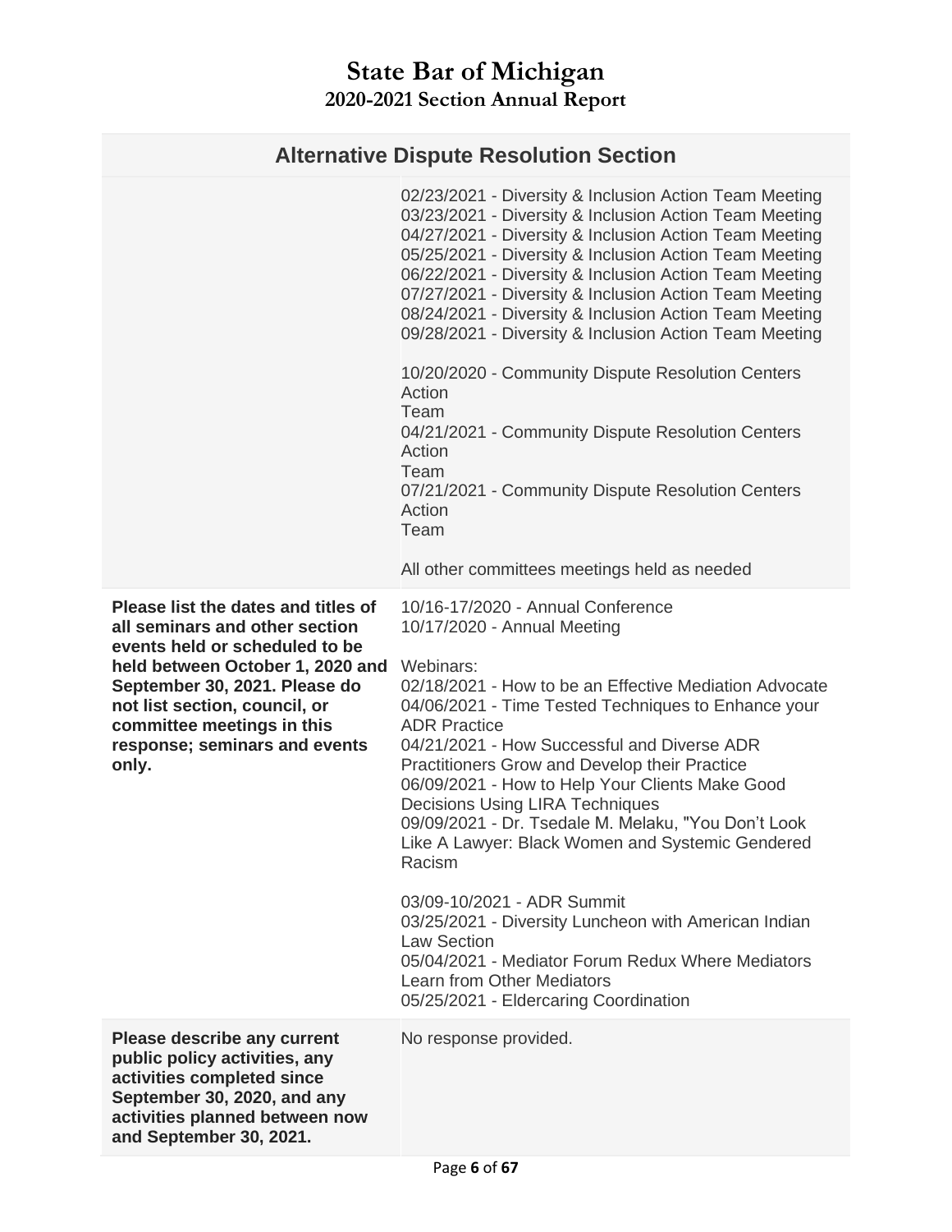# State Bar of Michigan
## 2020-2021 Section Annual Report

| Alternative Dispute Resolution Section | |
|---|---|
| | 02/23/2021 - Diversity & Inclusion Action Team Meeting<br>03/23/2021 - Diversity & Inclusion Action Team Meeting<br>04/27/2021 - Diversity & Inclusion Action Team Meeting<br>05/25/2021 - Diversity & Inclusion Action Team Meeting<br>06/22/2021 - Diversity & Inclusion Action Team Meeting<br>07/27/2021 - Diversity & Inclusion Action Team Meeting<br>08/24/2021 - Diversity & Inclusion Action Team Meeting<br>09/28/2021 - Diversity & Inclusion Action Team Meeting<br><br>10/20/2020 - Community Dispute Resolution Centers Action Team<br>04/21/2021 - Community Dispute Resolution Centers Action Team<br>07/21/2021 - Community Dispute Resolution Centers Action Team<br><br>All other committees meetings held as needed |
| **Please list the dates and titles of all seminars and other section events held or scheduled to be held between October 1, 2020 and September 30, 2021. Please do not list section, council, or committee meetings in this response; seminars and events only.** | 10/16-17/2020 - Annual Conference<br>10/17/2020 - Annual Meeting<br><br>Webinars:<br>02/18/2021 - How to be an Effective Mediation Advocate<br>04/06/2021 - Time Tested Techniques to Enhance your ADR Practice<br>04/21/2021 - How Successful and Diverse ADR Practitioners Grow and Develop their Practice<br>06/09/2021 - How to Help Your Clients Make Good Decisions Using LIRA Techniques<br>09/09/2021 - Dr. Tsedale M. Melaku, "You Don't Look Like A Lawyer: Black Women and Systemic Gendered Racism<br><br>03/09-10/2021 - ADR Summit<br>03/25/2021 - Diversity Luncheon with American Indian Law Section<br>05/04/2021 - Mediator Forum Redux Where Mediators Learn from Other Mediators<br>05/25/2021 - Eldercaring Coordination |
| **Please describe any current public policy activities, any activities completed since September 30, 2020, and any activities planned between now and September 30, 2021.** | No response provided. |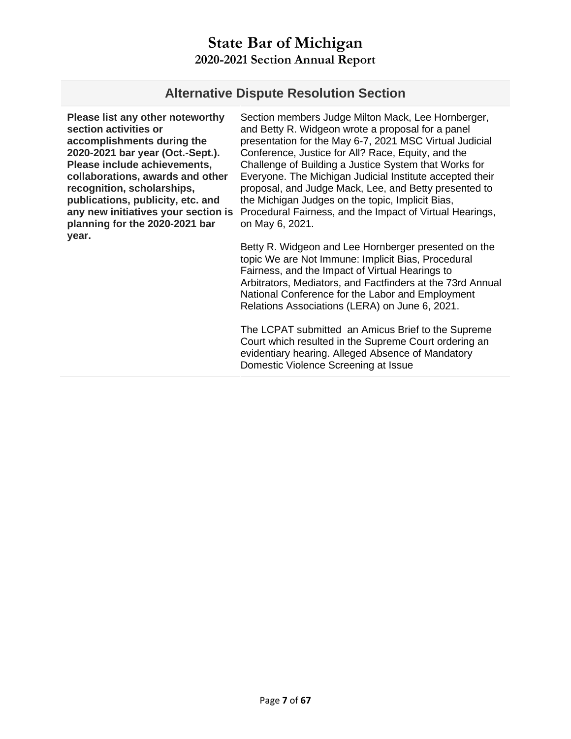# State Bar of Michigan
## 2020-2021 Section Annual Report

| Alternative Dispute Resolution Section | |
|---|---|
| **Please list any other noteworthy section activities or accomplishments during the 2020-2021 bar year (Oct.-Sept.). Please include achievements, collaborations, awards and other recognition, scholarships, publications, publicity, etc. and any new initiatives your section is planning for the 2020-2021 bar year.** | Section members Judge Milton Mack, Lee Hornberger, and Betty R. Widgeon wrote a proposal for a panel presentation for the May 6-7, 2021 MSC Virtual Judicial Conference, Justice for All? Race, Equity, and the Challenge of Building a Justice System that Works for Everyone. The Michigan Judicial Institute accepted their proposal, and Judge Mack, Lee, and Betty presented to the Michigan Judges on the topic, Implicit Bias, Procedural Fairness, and the Impact of Virtual Hearings, on May 6, 2021.<br><br>Betty R. Widgeon and Lee Hornberger presented on the topic We are Not Immune: Implicit Bias, Procedural Fairness, and the Impact of Virtual Hearings to Arbitrators, Mediators, and Factfinders at the 73rd Annual National Conference for the Labor and Employment Relations Associations (LERA) on June 6, 2021.<br><br>The LCPAT submitted an Amicus Brief to the Supreme Court which resulted in the Supreme Court ordering an evidentiary hearing. Alleged Absence of Mandatory Domestic Violence Screening at Issue |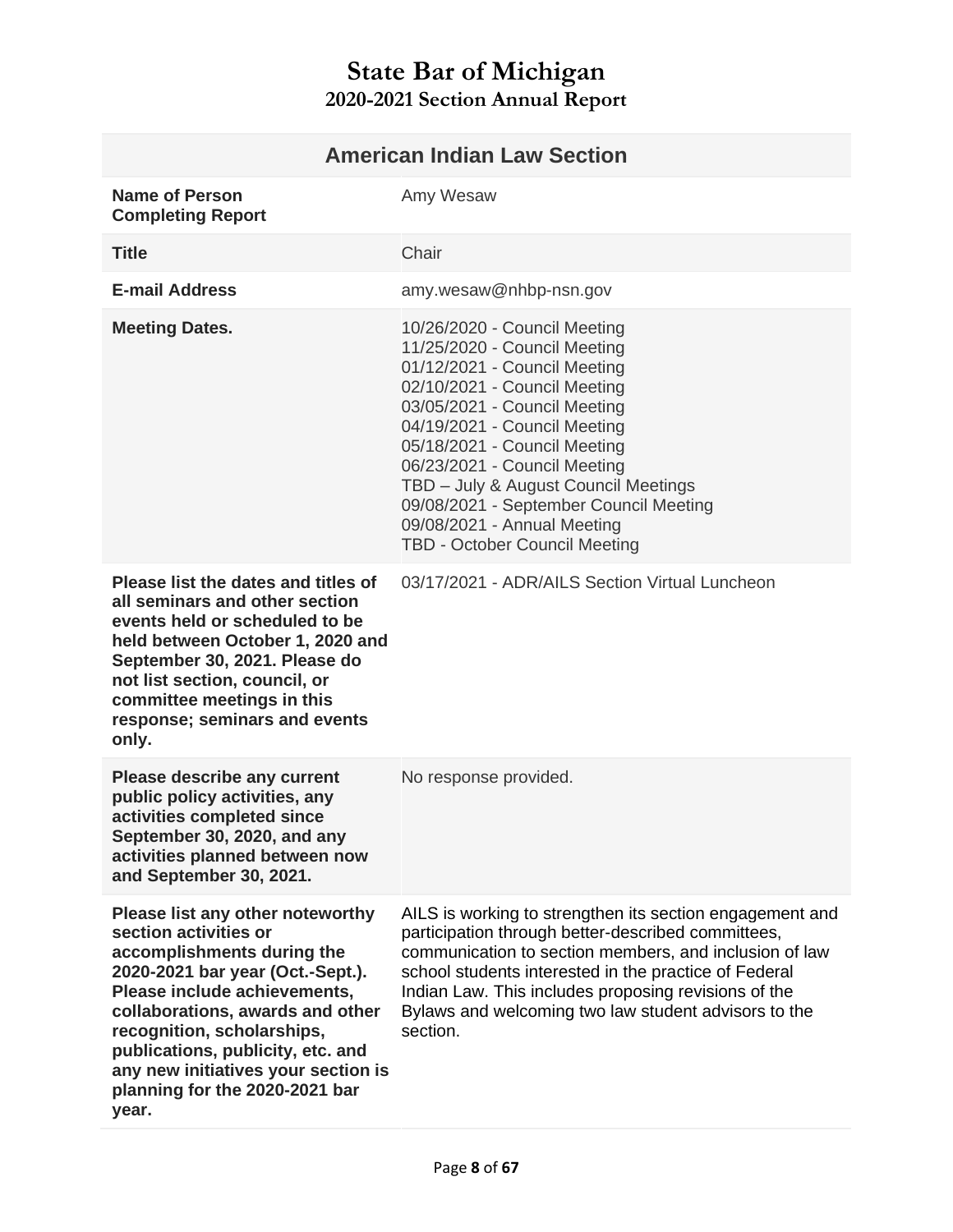# State Bar of Michigan

## 2020-2021 Section Annual Report

| American Indian Law Section | |
|---|---|
| **Name of Person Completing Report** | Amy Wesaw |
| **Title** | Chair |
| **E-mail Address** | amy.wesaw@nhbp-nsn.gov |
| **Meeting Dates.** | 10/26/2020 - Council Meeting<br>11/25/2020 - Council Meeting<br>01/12/2021 - Council Meeting<br>02/10/2021 - Council Meeting<br>03/05/2021 - Council Meeting<br>04/19/2021 - Council Meeting<br>05/18/2021 - Council Meeting<br>06/23/2021 - Council Meeting<br>TBD – July & August Council Meetings<br>09/08/2021 - September Council Meeting<br>09/08/2021 - Annual Meeting<br>TBD - October Council Meeting |
| **Please list the dates and titles of all seminars and other section events held or scheduled to be held between October 1, 2020 and September 30, 2021. Please do not list section, council, or committee meetings in this response; seminars and events only.** | 03/17/2021 - ADR/AILS Section Virtual Luncheon |
| **Please describe any current public policy activities, any activities completed since September 30, 2020, and any activities planned between now and September 30, 2021.** | No response provided. |
| **Please list any other noteworthy section activities or accomplishments during the 2020-2021 bar year (Oct.-Sept.). Please include achievements, collaborations, awards and other recognition, scholarships, publications, publicity, etc. and any new initiatives your section is planning for the 2020-2021 bar year.** | AILS is working to strengthen its section engagement and participation through better-described committees, communication to section members, and inclusion of law school students interested in the practice of Federal Indian Law. This includes proposing revisions of the Bylaws and welcoming two law student advisors to the section. |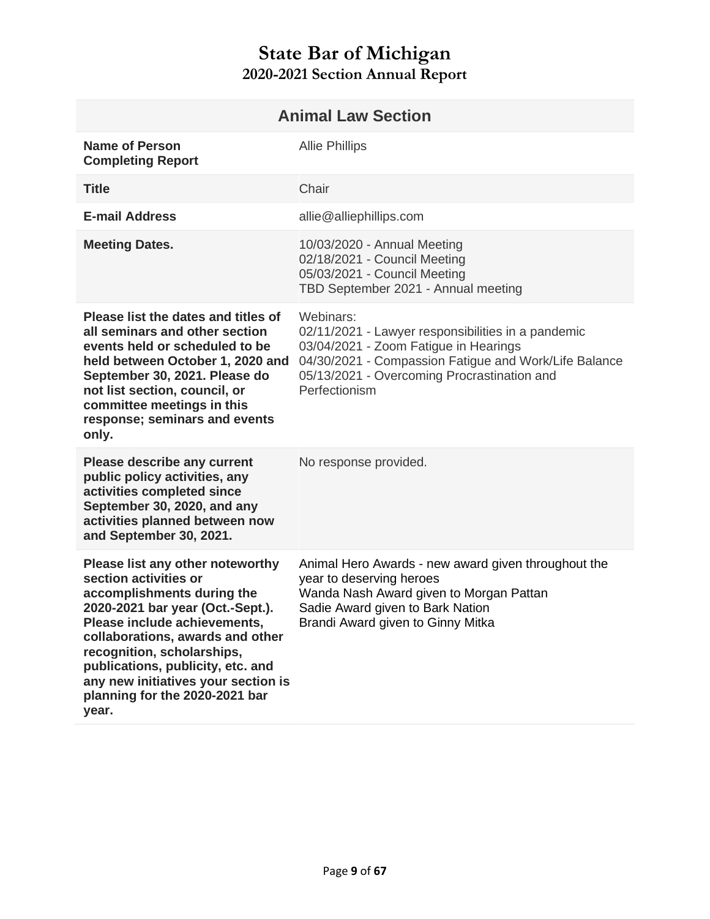# State Bar of Michigan
## 2020-2021 Section Annual Report

| Animal Law Section | |
|---|---|
| **Name of Person Completing Report** | Allie Phillips |
| **Title** | Chair |
| **E-mail Address** | allie@alliephillips.com |
| **Meeting Dates.** | 10/03/2020 - Annual Meeting<br>02/18/2021 - Council Meeting<br>05/03/2021 - Council Meeting<br>TBD September 2021 - Annual meeting |
| **Please list the dates and titles of all seminars and other section events held or scheduled to be held between October 1, 2020 and September 30, 2021. Please do not list section, council, or committee meetings in this response; seminars and events only.** | Webinars:<br>02/11/2021 - Lawyer responsibilities in a pandemic<br>03/04/2021 - Zoom Fatigue in Hearings<br>04/30/2021 - Compassion Fatigue and Work/Life Balance<br>05/13/2021 - Overcoming Procrastination and Perfectionism |
| **Please describe any current public policy activities, any activities completed since September 30, 2020, and any activities planned between now and September 30, 2021.** | No response provided. |
| **Please list any other noteworthy section activities or accomplishments during the 2020-2021 bar year (Oct.-Sept.). Please include achievements, collaborations, awards and other recognition, scholarships, publications, publicity, etc. and any new initiatives your section is planning for the 2020-2021 bar year.** | Animal Hero Awards - new award given throughout the year to deserving heroes<br>Wanda Nash Award given to Morgan Pattan<br>Sadie Award given to Bark Nation<br>Brandi Award given to Ginny Mitka |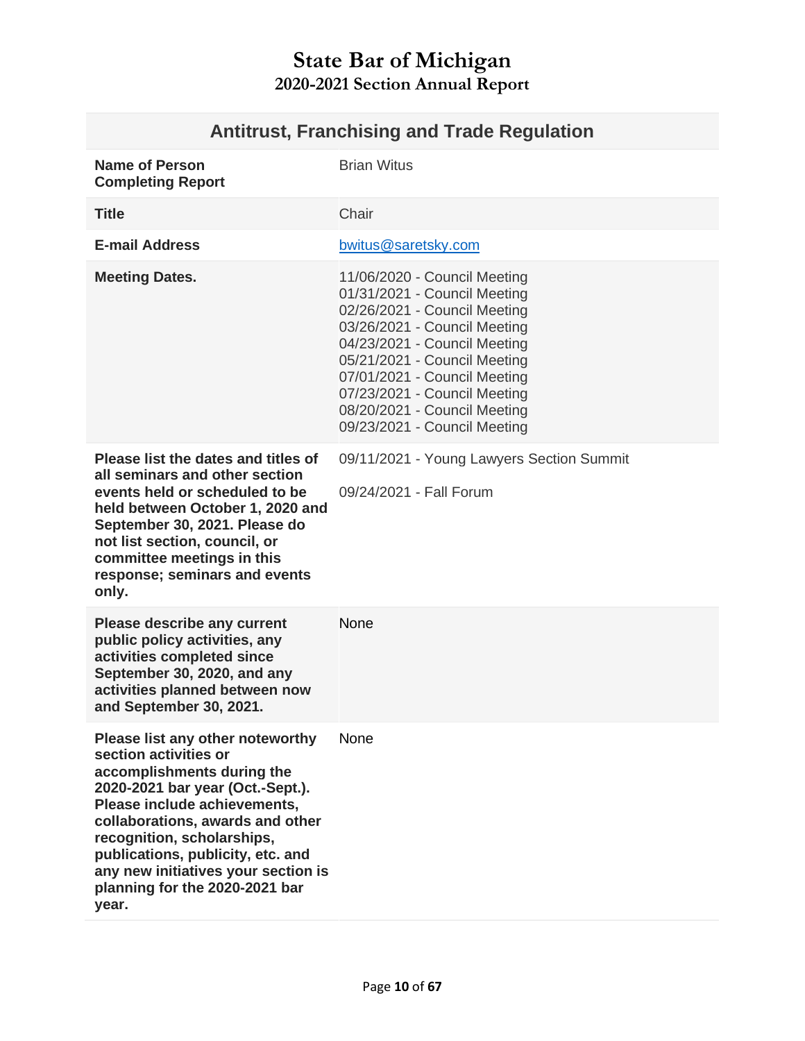# State Bar of Michigan
## 2020-2021 Section Annual Report

| Antitrust, Franchising and Trade Regulation | |
|---|---|
| **Name of Person Completing Report** | Brian Witus |
| **Title** | Chair |
| **E-mail Address** | bwitus@saretsky.com |
| **Meeting Dates.** | 11/06/2020 - Council Meeting<br>01/31/2021 - Council Meeting<br>02/26/2021 - Council Meeting<br>03/26/2021 - Council Meeting<br>04/23/2021 - Council Meeting<br>05/21/2021 - Council Meeting<br>07/01/2021 - Council Meeting<br>07/23/2021 - Council Meeting<br>08/20/2021 - Council Meeting<br>09/23/2021 - Council Meeting |
| **Please list the dates and titles of all seminars and other section events held or scheduled to be held between October 1, 2020 and September 30, 2021. Please do not list section, council, or committee meetings in this response; seminars and events only.** | 09/11/2021 - Young Lawyers Section Summit<br><br>09/24/2021 - Fall Forum |
| **Please describe any current public policy activities, any activities completed since September 30, 2020, and any activities planned between now and September 30, 2021.** | None |
| **Please list any other noteworthy section activities or accomplishments during the 2020-2021 bar year (Oct.-Sept.). Please include achievements, collaborations, awards and other recognition, scholarships, publications, publicity, etc. and any new initiatives your section is planning for the 2020-2021 bar year.** | None |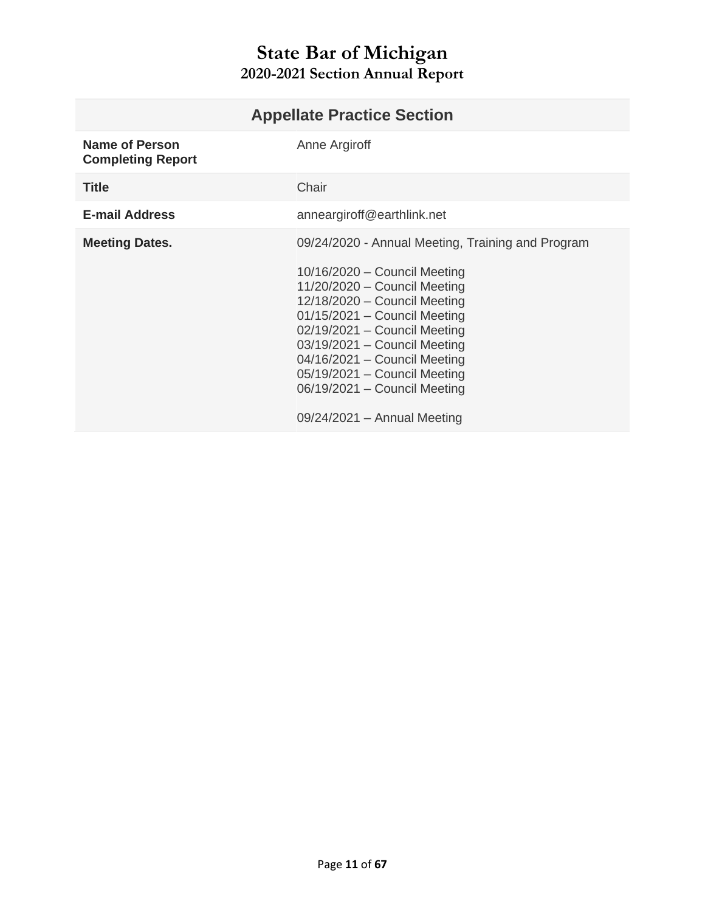# State Bar of Michigan
## 2020-2021 Section Annual Report

| Appellate Practice Section | |
|---|---|
| **Name of Person Completing Report** | Anne Argiroff |
| **Title** | Chair |
| **E-mail Address** | anneargiroff@earthlink.net |
| **Meeting Dates.** | 09/24/2020 - Annual Meeting, Training and Program<br><br>10/16/2020 – Council Meeting<br>11/20/2020 – Council Meeting<br>12/18/2020 – Council Meeting<br>01/15/2021 – Council Meeting<br>02/19/2021 – Council Meeting<br>03/19/2021 – Council Meeting<br>04/16/2021 – Council Meeting<br>05/19/2021 – Council Meeting<br>06/19/2021 – Council Meeting<br><br>09/24/2021 – Annual Meeting |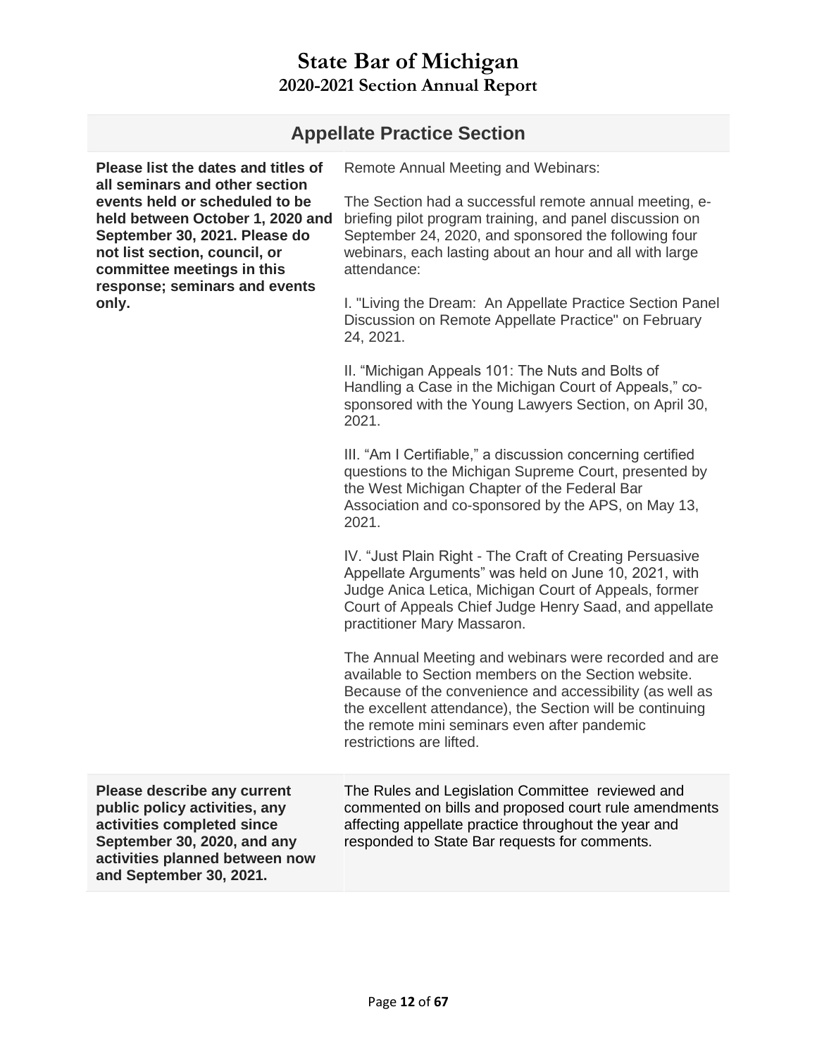# State Bar of Michigan
## 2020-2021 Section Annual Report

## Appellate Practice Section

| | |
|---|---|
| **Please list the dates and titles of all seminars and other section events held or scheduled to be held between October 1, 2020 and September 30, 2021. Please do not list section, council, or committee meetings in this response; seminars and events only.** | Remote Annual Meeting and Webinars:<br><br>The Section had a successful remote annual meeting, e-briefing pilot program training, and panel discussion on September 24, 2020, and sponsored the following four webinars, each lasting about an hour and all with large attendance:<br><br>I. "Living the Dream: An Appellate Practice Section Panel Discussion on Remote Appellate Practice" on February 24, 2021.<br><br>II. "Michigan Appeals 101: The Nuts and Bolts of Handling a Case in the Michigan Court of Appeals," co-sponsored with the Young Lawyers Section, on April 30, 2021.<br><br>III. "Am I Certifiable," a discussion concerning certified questions to the Michigan Supreme Court, presented by the West Michigan Chapter of the Federal Bar Association and co-sponsored by the APS, on May 13, 2021.<br><br>IV. "Just Plain Right - The Craft of Creating Persuasive Appellate Arguments" was held on June 10, 2021, with Judge Anica Letica, Michigan Court of Appeals, former Court of Appeals Chief Judge Henry Saad, and appellate practitioner Mary Massaron.<br><br>The Annual Meeting and webinars were recorded and are available to Section members on the Section website. Because of the convenience and accessibility (as well as the excellent attendance), the Section will be continuing the remote mini seminars even after pandemic restrictions are lifted. |
| **Please describe any current public policy activities, any activities completed since September 30, 2020, and any activities planned between now and September 30, 2021.** | The Rules and Legislation Committee reviewed and commented on bills and proposed court rule amendments affecting appellate practice throughout the year and responded to State Bar requests for comments. |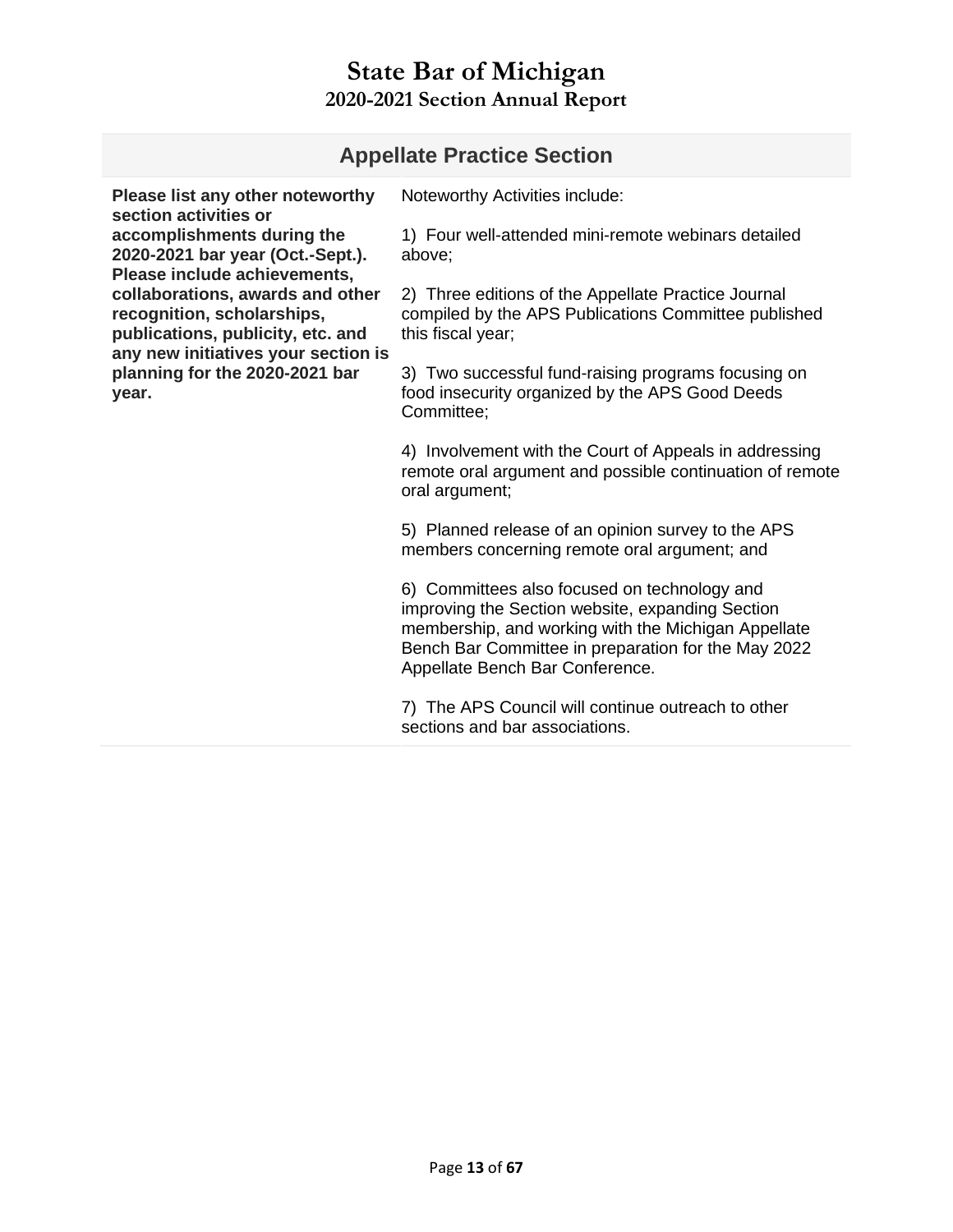# State Bar of Michigan
## 2020-2021 Section Annual Report

| Appellate Practice Section | |
|---|---|
| **Please list any other noteworthy section activities or accomplishments during the 2020-2021 bar year (Oct.-Sept.). Please include achievements, collaborations, awards and other recognition, scholarships, publications, publicity, etc. and any new initiatives your section is planning for the 2020-2021 bar year.** | Noteworthy Activities include:<br><br>1) Four well-attended mini-remote webinars detailed above;<br><br>2) Three editions of the Appellate Practice Journal compiled by the APS Publications Committee published this fiscal year;<br><br>3) Two successful fund-raising programs focusing on food insecurity organized by the APS Good Deeds Committee;<br><br>4) Involvement with the Court of Appeals in addressing remote oral argument and possible continuation of remote oral argument;<br><br>5) Planned release of an opinion survey to the APS members concerning remote oral argument; and<br><br>6) Committees also focused on technology and improving the Section website, expanding Section membership, and working with the Michigan Appellate Bench Bar Committee in preparation for the May 2022 Appellate Bench Bar Conference.<br><br>7) The APS Council will continue outreach to other sections and bar associations. |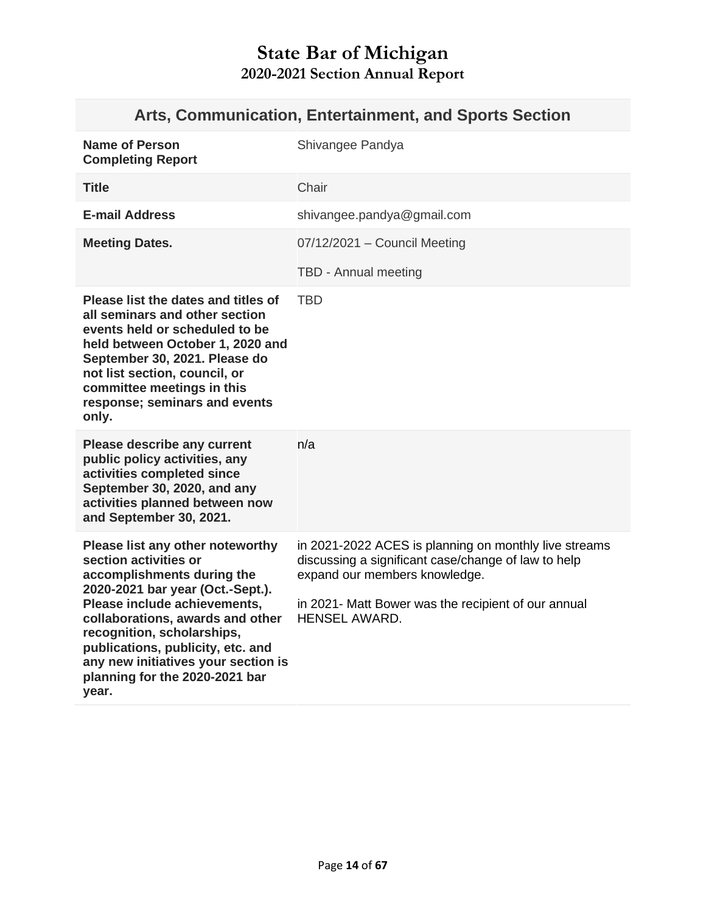# State Bar of Michigan
## 2020-2021 Section Annual Report

| Arts, Communication, Entertainment, and Sports Section | |
|---|---|
| **Name of Person Completing Report** | Shivangee Pandya |
| **Title** | Chair |
| **E-mail Address** | shivangee.pandya@gmail.com |
| **Meeting Dates.** | 07/12/2021 – Council Meeting<br><br>TBD - Annual meeting |
| **Please list the dates and titles of all seminars and other section events held or scheduled to be held between October 1, 2020 and September 30, 2021. Please do not list section, council, or committee meetings in this response; seminars and events only.** | TBD |
| **Please describe any current public policy activities, any activities completed since September 30, 2020, and any activities planned between now and September 30, 2021.** | n/a |
| **Please list any other noteworthy section activities or accomplishments during the 2020-2021 bar year (Oct.-Sept.). Please include achievements, collaborations, awards and other recognition, scholarships, publications, publicity, etc. and any new initiatives your section is planning for the 2020-2021 bar year.** | in 2021-2022 ACES is planning on monthly live streams discussing a significant case/change of law to help expand our members knowledge.<br><br>in 2021- Matt Bower was the recipient of our annual HENSEL AWARD. |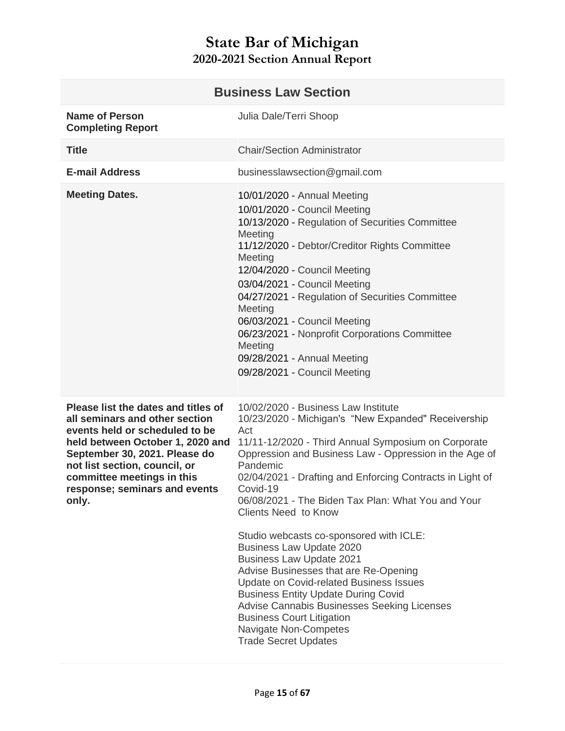# State Bar of Michigan

## 2020-2021 Section Annual Report

| Business Law Section | |
|---|---|
| **Name of Person Completing Report** | Julia Dale/Terri Shoop |
| **Title** | Chair/Section Administrator |
| **E-mail Address** | businesslawsection@gmail.com |
| **Meeting Dates.** | 10/01/2020 - Annual Meeting<br>10/01/2020 - Council Meeting<br>10/13/2020 - Regulation of Securities Committee Meeting<br>11/12/2020 - Debtor/Creditor Rights Committee Meeting<br>12/04/2020 - Council Meeting<br>03/04/2021 - Council Meeting<br>04/27/2021 - Regulation of Securities Committee Meeting<br>06/03/2021 - Council Meeting<br>06/23/2021 - Nonprofit Corporations Committee Meeting<br>09/28/2021 - Annual Meeting<br>09/28/2021 - Council Meeting |
| **Please list the dates and titles of all seminars and other section events held or scheduled to be held between October 1, 2020 and September 30, 2021. Please do not list section, council, or committee meetings in this response; seminars and events only.** | 10/02/2020 - Business Law Institute<br>10/23/2020 - Michigan's "New Expanded" Receivership Act<br>11/11-12/2020 - Third Annual Symposium on Corporate Oppression and Business Law - Oppression in the Age of Pandemic<br>02/04/2021 - Drafting and Enforcing Contracts in Light of Covid-19<br>06/08/2021 - The Biden Tax Plan: What You and Your Clients Need to Know<br><br>Studio webcasts co-sponsored with ICLE:<br>Business Law Update 2020<br>Business Law Update 2021<br>Advise Businesses that are Re-Opening<br>Update on Covid-related Business Issues<br>Business Entity Update During Covid<br>Advise Cannabis Businesses Seeking Licenses<br>Business Court Litigation<br>Navigate Non-Competes<br>Trade Secret Updates |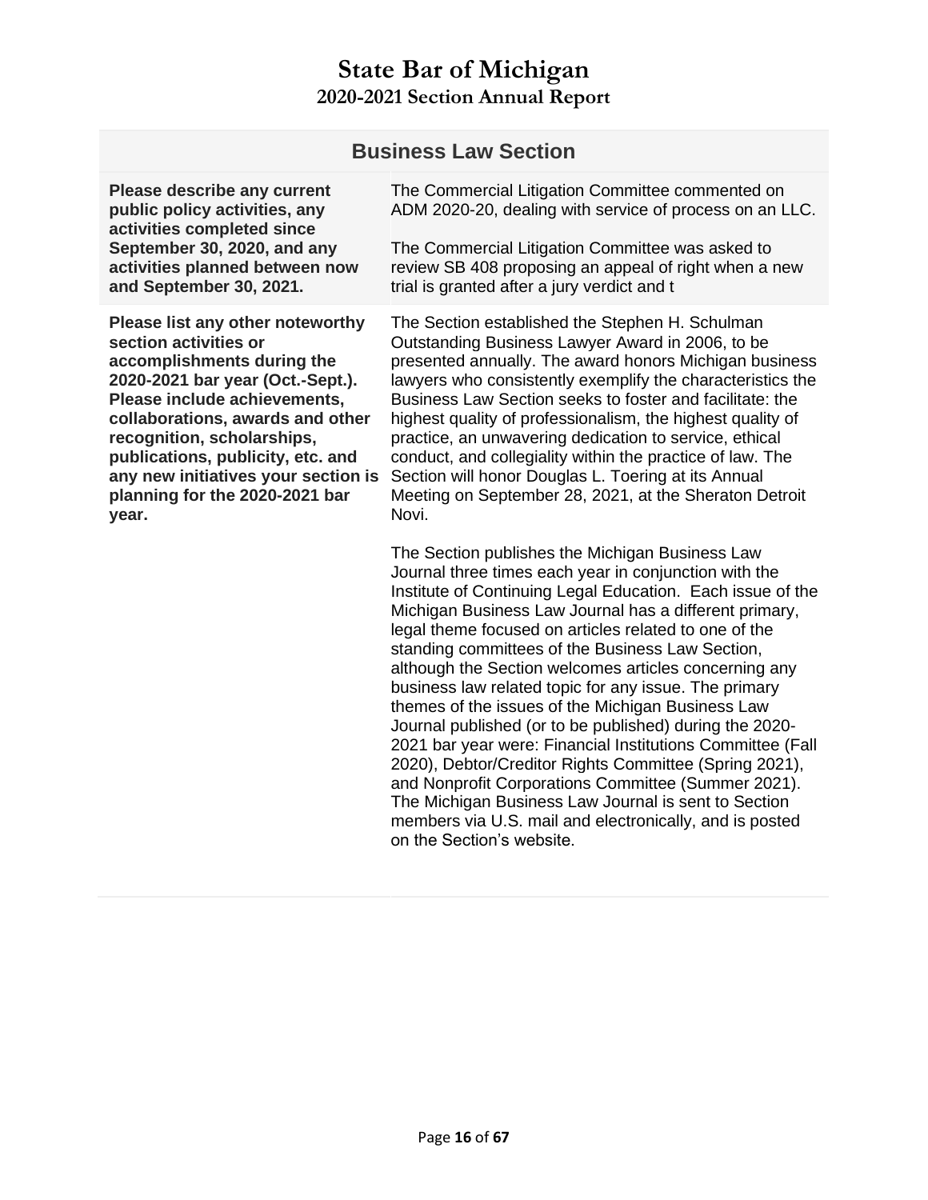# State Bar of Michigan
## 2020-2021 Section Annual Report

| Business Law Section | |
|---|---|
| **Please describe any current public policy activities, any activities completed since September 30, 2020, and any activities planned between now and September 30, 2021.** | The Commercial Litigation Committee commented on ADM 2020-20, dealing with service of process on an LLC.<br><br>The Commercial Litigation Committee was asked to review SB 408 proposing an appeal of right when a new trial is granted after a jury verdict and t |
| **Please list any other noteworthy section activities or accomplishments during the 2020-2021 bar year (Oct.-Sept.). Please include achievements, collaborations, awards and other recognition, scholarships, publications, publicity, etc. and any new initiatives your section is planning for the 2020-2021 bar year.** | The Section established the Stephen H. Schulman Outstanding Business Lawyer Award in 2006, to be presented annually. The award honors Michigan business lawyers who consistently exemplify the characteristics the Business Law Section seeks to foster and facilitate: the highest quality of professionalism, the highest quality of practice, an unwavering dedication to service, ethical conduct, and collegiality within the practice of law. The Section will honor Douglas L. Toering at its Annual Meeting on September 28, 2021, at the Sheraton Detroit Novi.<br><br>The Section publishes the Michigan Business Law Journal three times each year in conjunction with the Institute of Continuing Legal Education. Each issue of the Michigan Business Law Journal has a different primary, legal theme focused on articles related to one of the standing committees of the Business Law Section, although the Section welcomes articles concerning any business law related topic for any issue. The primary themes of the issues of the Michigan Business Law Journal published (or to be published) during the 2020-2021 bar year were: Financial Institutions Committee (Fall 2020), Debtor/Creditor Rights Committee (Spring 2021), and Nonprofit Corporations Committee (Summer 2021). The Michigan Business Law Journal is sent to Section members via U.S. mail and electronically, and is posted on the Section's website. |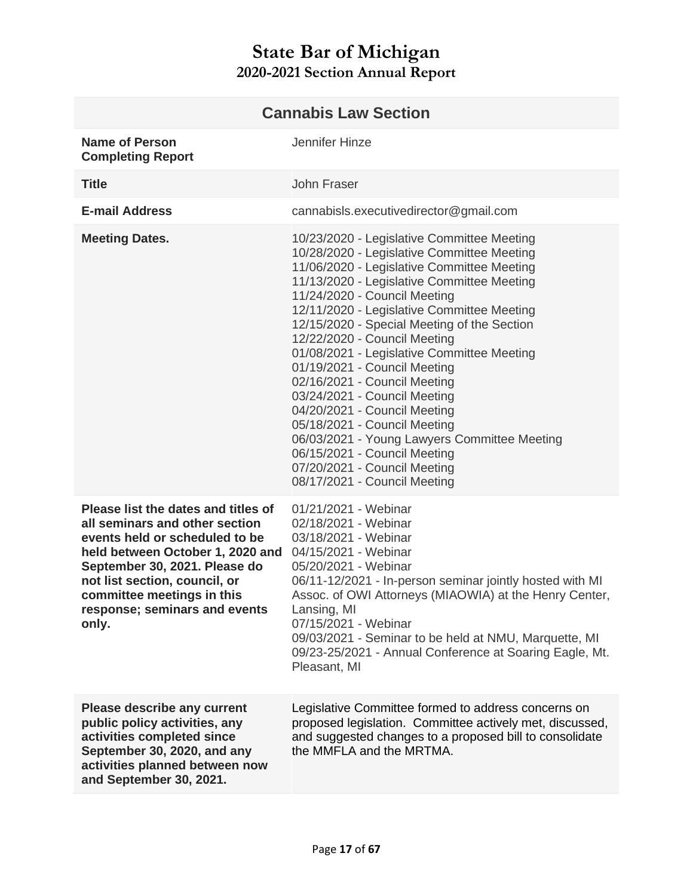# State Bar of Michigan
## 2020-2021 Section Annual Report

| Cannabis Law Section | |
|---|---|
| **Name of Person Completing Report** | Jennifer Hinze |
| **Title** | John Fraser |
| **E-mail Address** | cannabisls.executivedirector@gmail.com |
| **Meeting Dates.** | 10/23/2020 - Legislative Committee Meeting<br>10/28/2020 - Legislative Committee Meeting<br>11/06/2020 - Legislative Committee Meeting<br>11/13/2020 - Legislative Committee Meeting<br>11/24/2020 - Council Meeting<br>12/11/2020 - Legislative Committee Meeting<br>12/15/2020 - Special Meeting of the Section<br>12/22/2020 - Council Meeting<br>01/08/2021 - Legislative Committee Meeting<br>01/19/2021 - Council Meeting<br>02/16/2021 - Council Meeting<br>03/24/2021 - Council Meeting<br>04/20/2021 - Council Meeting<br>05/18/2021 - Council Meeting<br>06/03/2021 - Young Lawyers Committee Meeting<br>06/15/2021 - Council Meeting<br>07/20/2021 - Council Meeting<br>08/17/2021 - Council Meeting |
| **Please list the dates and titles of all seminars and other section events held or scheduled to be held between October 1, 2020 and September 30, 2021. Please do not list section, council, or committee meetings in this response; seminars and events only.** | 01/21/2021 - Webinar<br>02/18/2021 - Webinar<br>03/18/2021 - Webinar<br>04/15/2021 - Webinar<br>05/20/2021 - Webinar<br>06/11-12/2021 - In-person seminar jointly hosted with MI Assoc. of OWI Attorneys (MIAOWIA) at the Henry Center, Lansing, MI<br>07/15/2021 - Webinar<br>09/03/2021 - Seminar to be held at NMU, Marquette, MI<br>09/23-25/2021 - Annual Conference at Soaring Eagle, Mt. Pleasant, MI |
| **Please describe any current public policy activities, any activities completed since September 30, 2020, and any activities planned between now and September 30, 2021.** | Legislative Committee formed to address concerns on proposed legislation. Committee actively met, discussed, and suggested changes to a proposed bill to consolidate the MMFLA and the MRTMA. |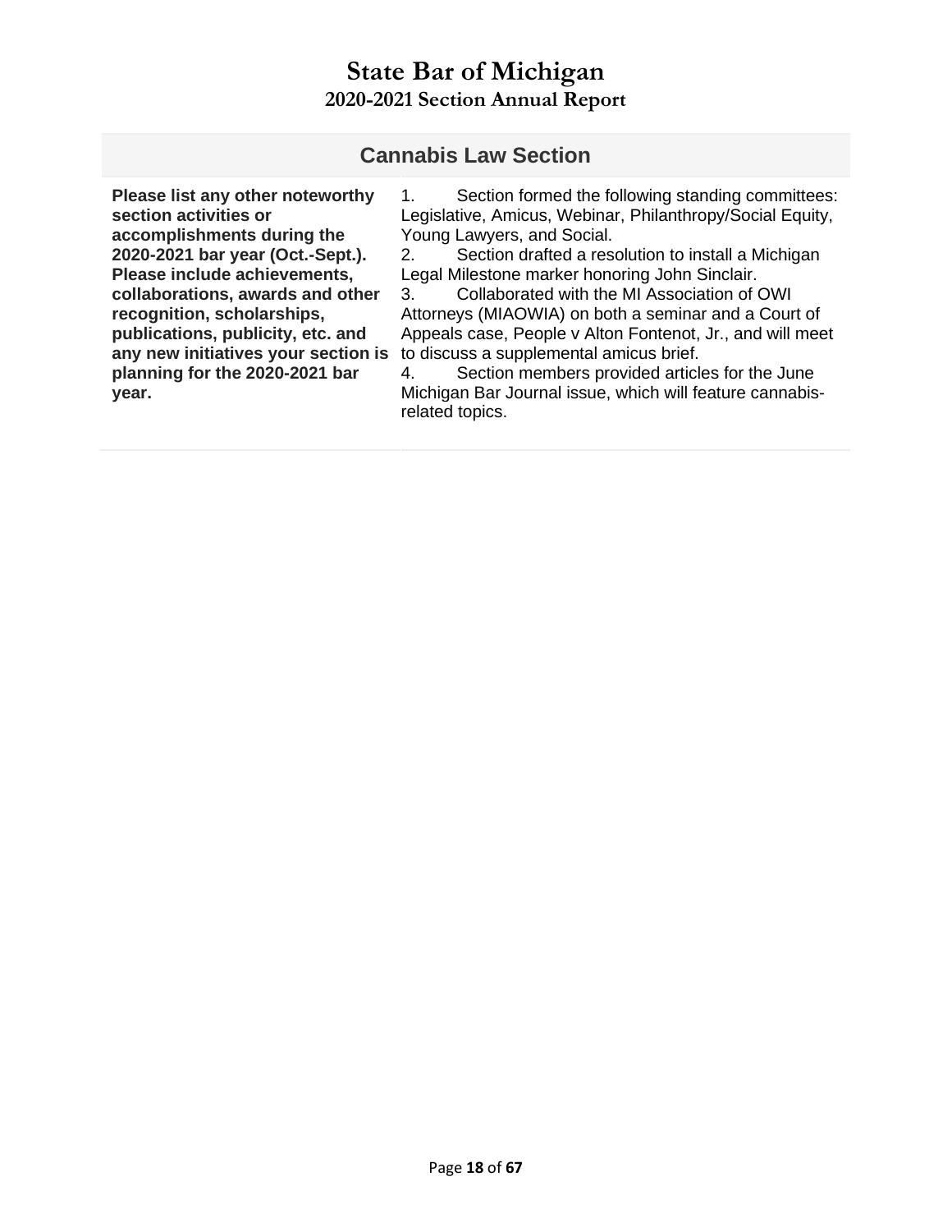# State Bar of Michigan
## 2020-2021 Section Annual Report

| Cannabis Law Section | |
|---|---|
| **Please list any other noteworthy section activities or accomplishments during the 2020-2021 bar year (Oct.-Sept.). Please include achievements, collaborations, awards and other recognition, scholarships, publications, publicity, etc. and any new initiatives your section is planning for the 2020-2021 bar year.** | 1. Section formed the following standing committees: Legislative, Amicus, Webinar, Philanthropy/Social Equity, Young Lawyers, and Social.<br>2. Section drafted a resolution to install a Michigan Legal Milestone marker honoring John Sinclair.<br>3. Collaborated with the MI Association of OWI Attorneys (MIAOWIA) on both a seminar and a Court of Appeals case, People v Alton Fontenot, Jr., and will meet to discuss a supplemental amicus brief.<br>4. Section members provided articles for the June Michigan Bar Journal issue, which will feature cannabis-related topics. |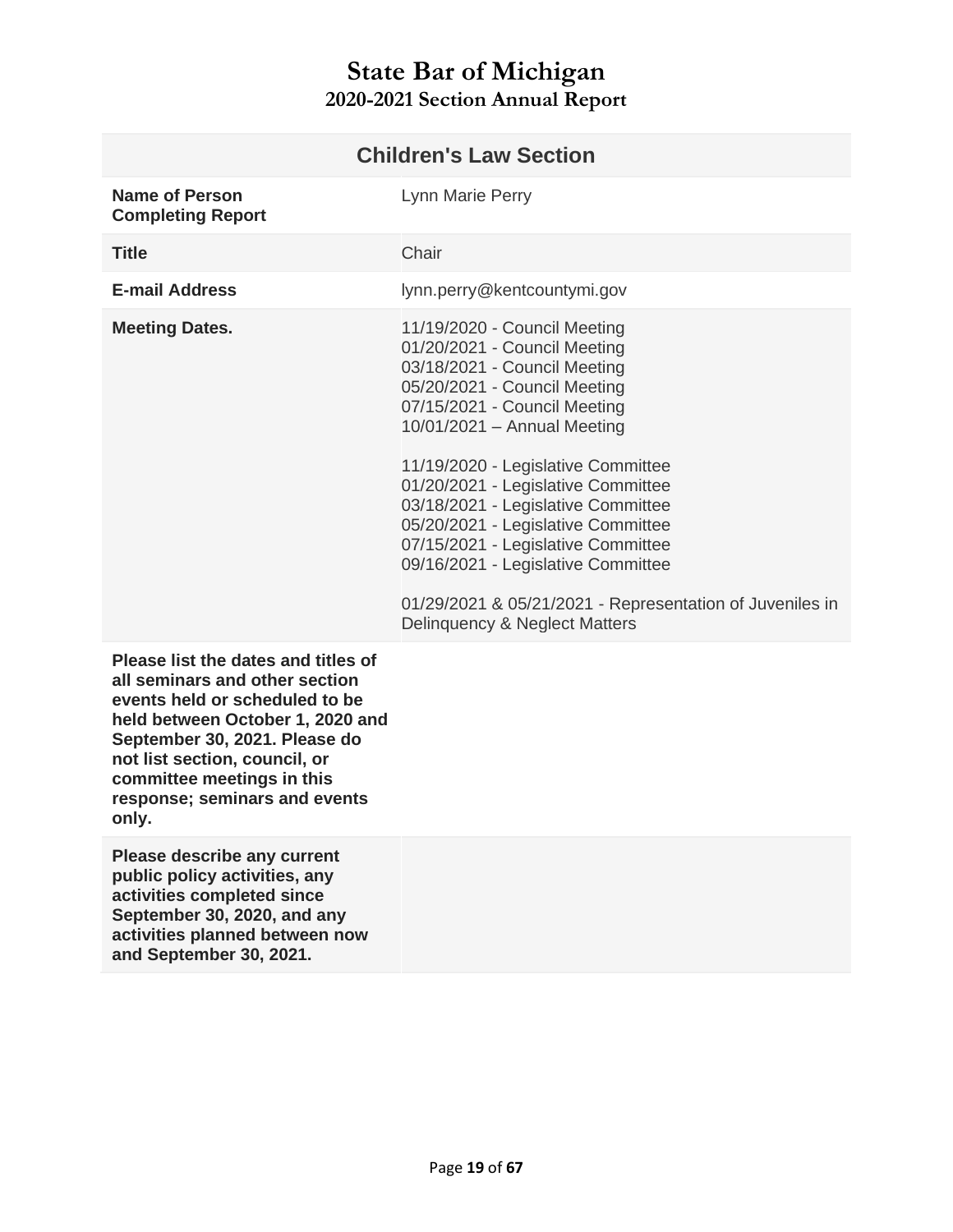# State Bar of Michigan
## 2020-2021 Section Annual Report

| Children's Law Section | |
|---|---|
| **Name of Person Completing Report** | Lynn Marie Perry |
| **Title** | Chair |
| **E-mail Address** | lynn.perry@kentcountymi.gov |
| **Meeting Dates.** | 11/19/2020 - Council Meeting<br>01/20/2021 - Council Meeting<br>03/18/2021 - Council Meeting<br>05/20/2021 - Council Meeting<br>07/15/2021 - Council Meeting<br>10/01/2021 – Annual Meeting<br><br>11/19/2020 - Legislative Committee<br>01/20/2021 - Legislative Committee<br>03/18/2021 - Legislative Committee<br>05/20/2021 - Legislative Committee<br>07/15/2021 - Legislative Committee<br>09/16/2021 - Legislative Committee<br><br>01/29/2021 & 05/21/2021 - Representation of Juveniles in Delinquency & Neglect Matters |
| **Please list the dates and titles of all seminars and other section events held or scheduled to be held between October 1, 2020 and September 30, 2021. Please do not list section, council, or committee meetings in this response; seminars and events only.** | |
| **Please describe any current public policy activities, any activities completed since September 30, 2020, and any activities planned between now and September 30, 2021.** | |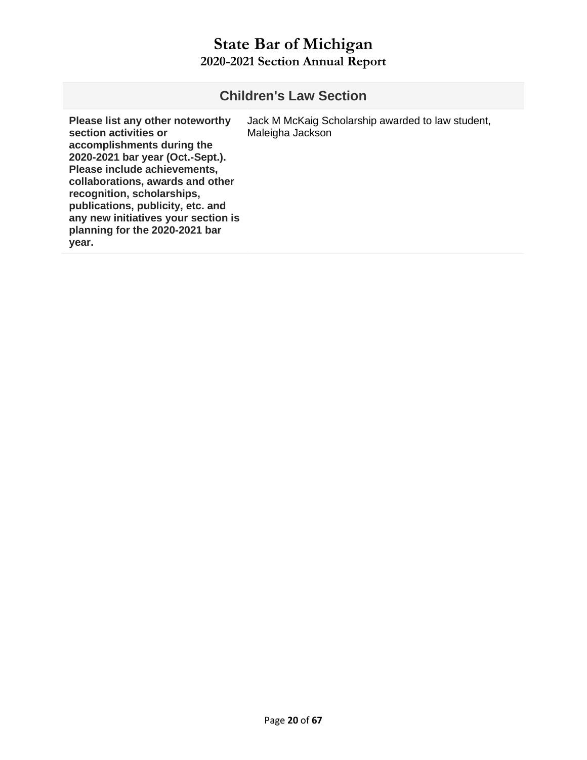# State Bar of Michigan
## 2020-2021 Section Annual Report

| Children's Law Section | |
|---|---|
| **Please list any other noteworthy section activities or accomplishments during the 2020-2021 bar year (Oct.-Sept.). Please include achievements, collaborations, awards and other recognition, scholarships, publications, publicity, etc. and any new initiatives your section is planning for the 2020-2021 bar year.** | Jack M McKaig Scholarship awarded to law student, Maleigha Jackson |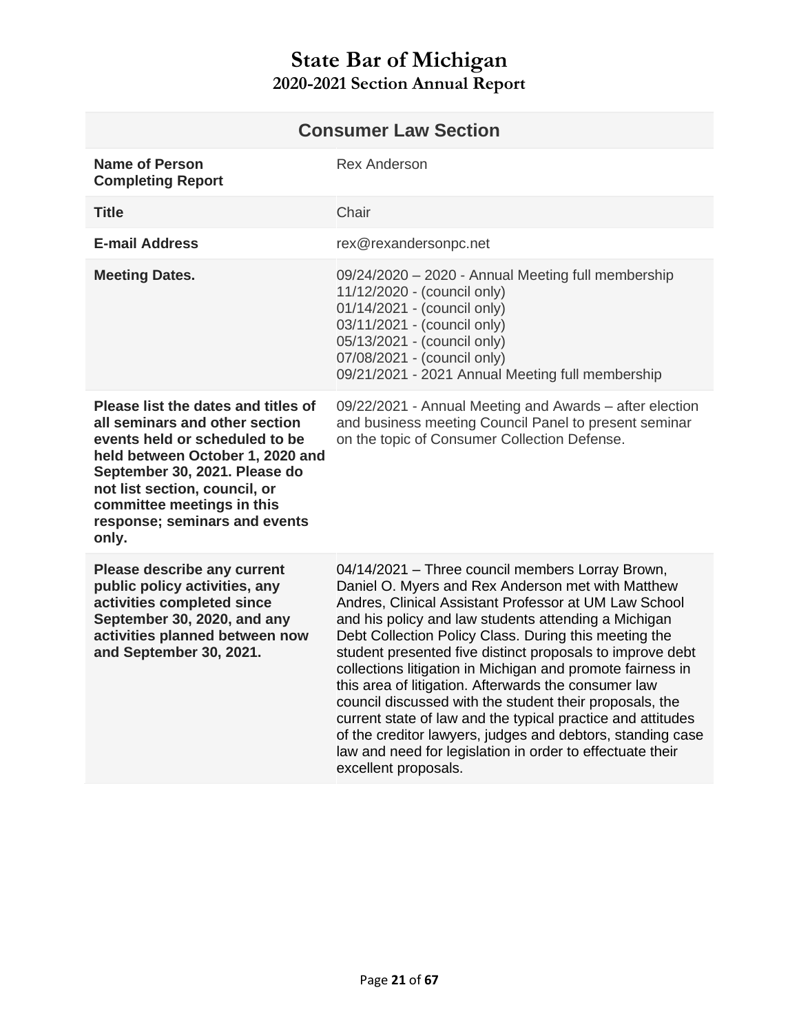# State Bar of Michigan

## 2020-2021 Section Annual Report

| Consumer Law Section | |
|---|---|
| **Name of Person Completing Report** | Rex Anderson |
| **Title** | Chair |
| **E-mail Address** | rex@rexandersonpc.net |
| **Meeting Dates.** | 09/24/2020 – 2020 - Annual Meeting full membership<br>11/12/2020 - (council only)<br>01/14/2021 - (council only)<br>03/11/2021 - (council only)<br>05/13/2021 - (council only)<br>07/08/2021 - (council only)<br>09/21/2021 - 2021 Annual Meeting full membership |
| **Please list the dates and titles of all seminars and other section events held or scheduled to be held between October 1, 2020 and September 30, 2021. Please do not list section, council, or committee meetings in this response; seminars and events only.** | 09/22/2021 - Annual Meeting and Awards – after election and business meeting Council Panel to present seminar on the topic of Consumer Collection Defense. |
| **Please describe any current public policy activities, any activities completed since September 30, 2020, and any activities planned between now and September 30, 2021.** | 04/14/2021 – Three council members Lorray Brown, Daniel O. Myers and Rex Anderson met with Matthew Andres, Clinical Assistant Professor at UM Law School and his policy and law students attending a Michigan Debt Collection Policy Class. During this meeting the student presented five distinct proposals to improve debt collections litigation in Michigan and promote fairness in this area of litigation. Afterwards the consumer law council discussed with the student their proposals, the current state of law and the typical practice and attitudes of the creditor lawyers, judges and debtors, standing case law and need for legislation in order to effectuate their excellent proposals. |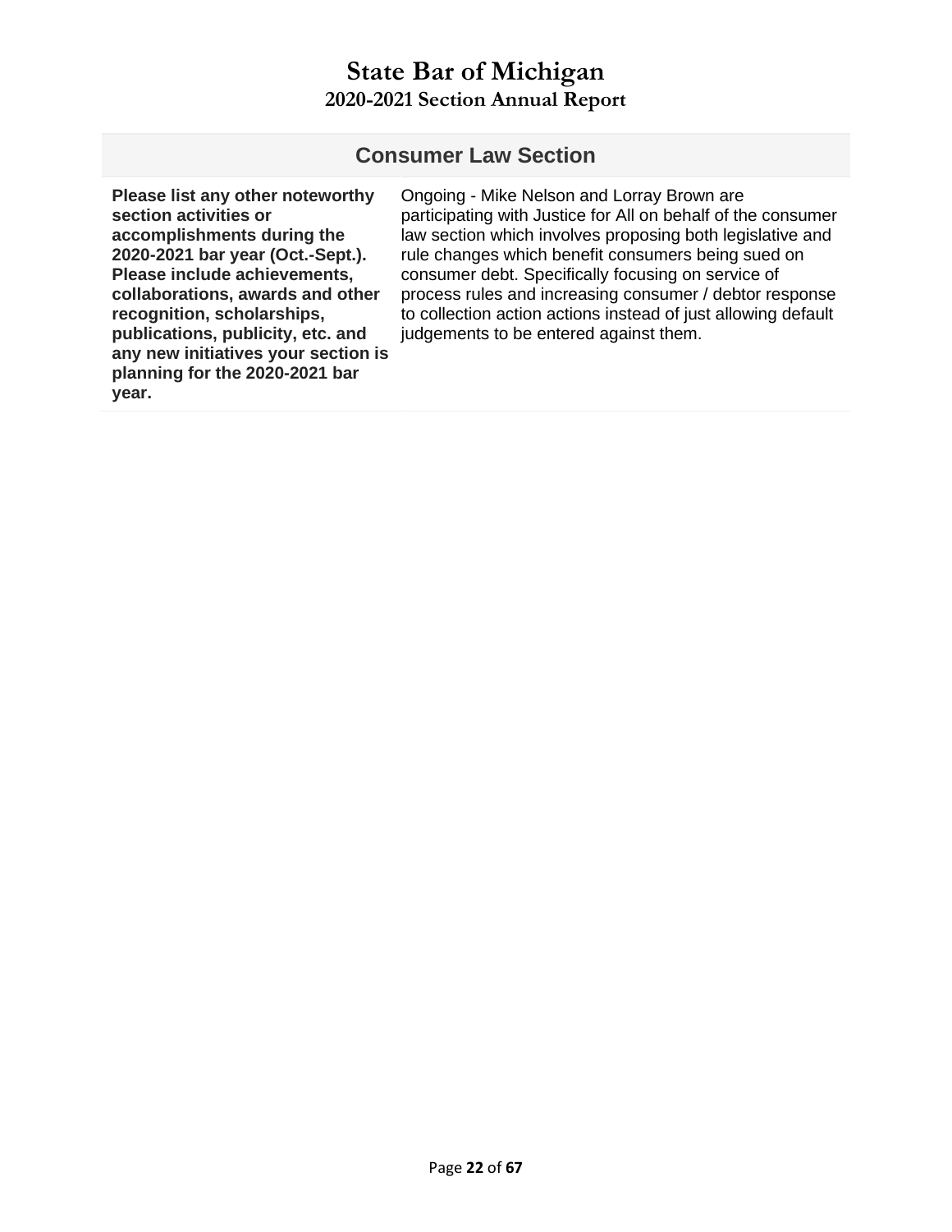# State Bar of Michigan
## 2020-2021 Section Annual Report

| Consumer Law Section | |
|---|---|
| **Please list any other noteworthy section activities or accomplishments during the 2020-2021 bar year (Oct.-Sept.). Please include achievements, collaborations, awards and other recognition, scholarships, publications, publicity, etc. and any new initiatives your section is planning for the 2020-2021 bar year.** | Ongoing - Mike Nelson and Lorray Brown are participating with Justice for All on behalf of the consumer law section which involves proposing both legislative and rule changes which benefit consumers being sued on consumer debt. Specifically focusing on service of process rules and increasing consumer / debtor response to collection action actions instead of just allowing default judgements to be entered against them. |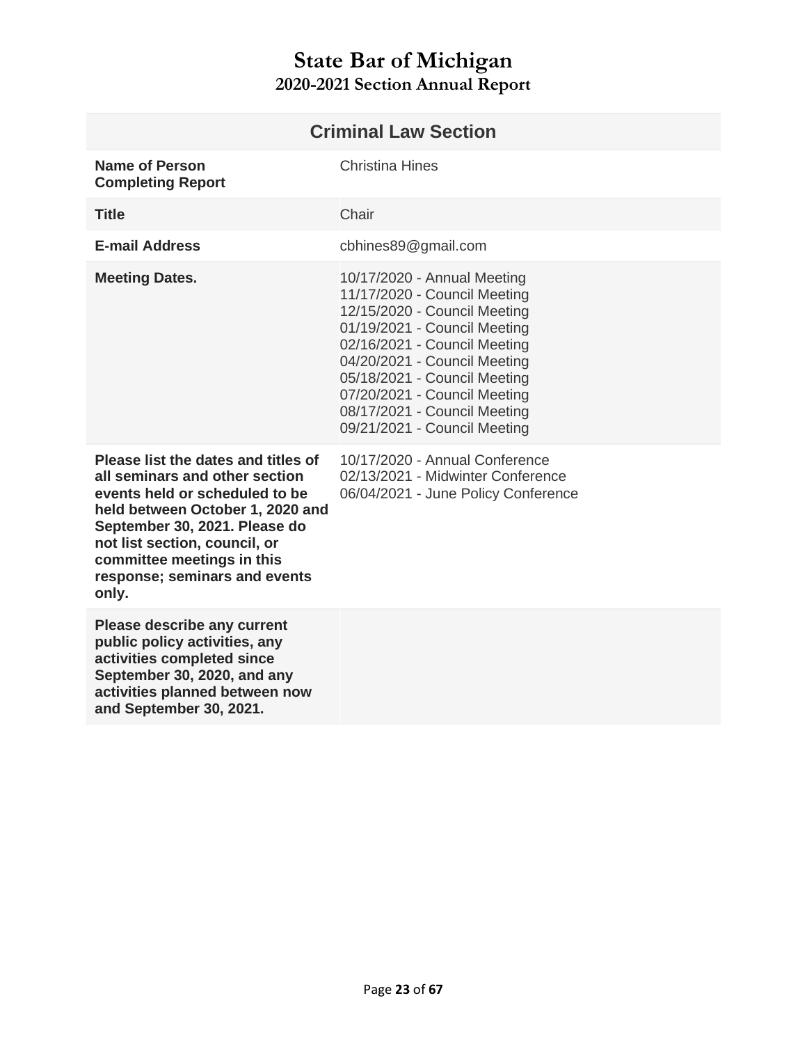# State Bar of Michigan
## 2020-2021 Section Annual Report

| Criminal Law Section | |
|---|---|
| **Name of Person Completing Report** | Christina Hines |
| **Title** | Chair |
| **E-mail Address** | cbhines89@gmail.com |
| **Meeting Dates.** | 10/17/2020 - Annual Meeting<br>11/17/2020 - Council Meeting<br>12/15/2020 - Council Meeting<br>01/19/2021 - Council Meeting<br>02/16/2021 - Council Meeting<br>04/20/2021 - Council Meeting<br>05/18/2021 - Council Meeting<br>07/20/2021 - Council Meeting<br>08/17/2021 - Council Meeting<br>09/21/2021 - Council Meeting |
| **Please list the dates and titles of all seminars and other section events held or scheduled to be held between October 1, 2020 and September 30, 2021. Please do not list section, council, or committee meetings in this response; seminars and events only.** | 10/17/2020 - Annual Conference<br>02/13/2021 - Midwinter Conference<br>06/04/2021 - June Policy Conference |
| **Please describe any current public policy activities, any activities completed since September 30, 2020, and any activities planned between now and September 30, 2021.** | |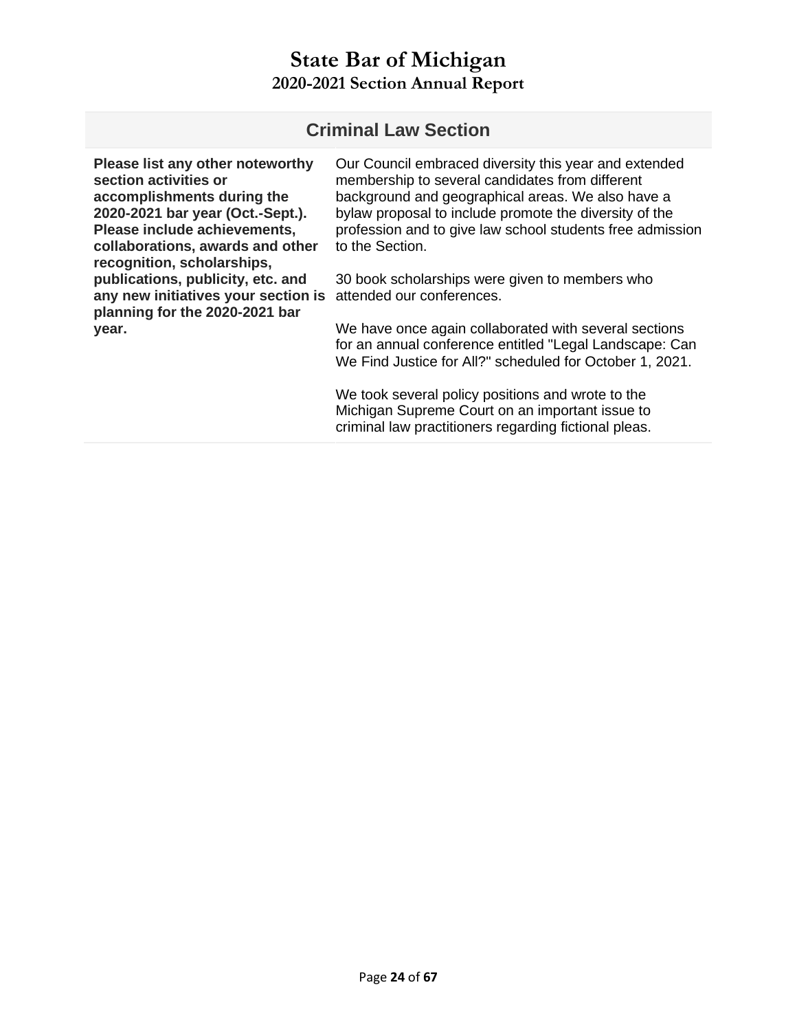# State Bar of Michigan
## 2020-2021 Section Annual Report

| Criminal Law Section | |
|---|---|
| **Please list any other noteworthy section activities or accomplishments during the 2020-2021 bar year (Oct.-Sept.). Please include achievements, collaborations, awards and other recognition, scholarships, publications, publicity, etc. and any new initiatives your section is planning for the 2020-2021 bar year.** | Our Council embraced diversity this year and extended membership to several candidates from different background and geographical areas. We also have a bylaw proposal to include promote the diversity of the profession and to give law school students free admission to the Section.<br><br>30 book scholarships were given to members who attended our conferences.<br><br>We have once again collaborated with several sections for an annual conference entitled "Legal Landscape: Can We Find Justice for All?" scheduled for October 1, 2021.<br><br>We took several policy positions and wrote to the Michigan Supreme Court on an important issue to criminal law practitioners regarding fictional pleas. |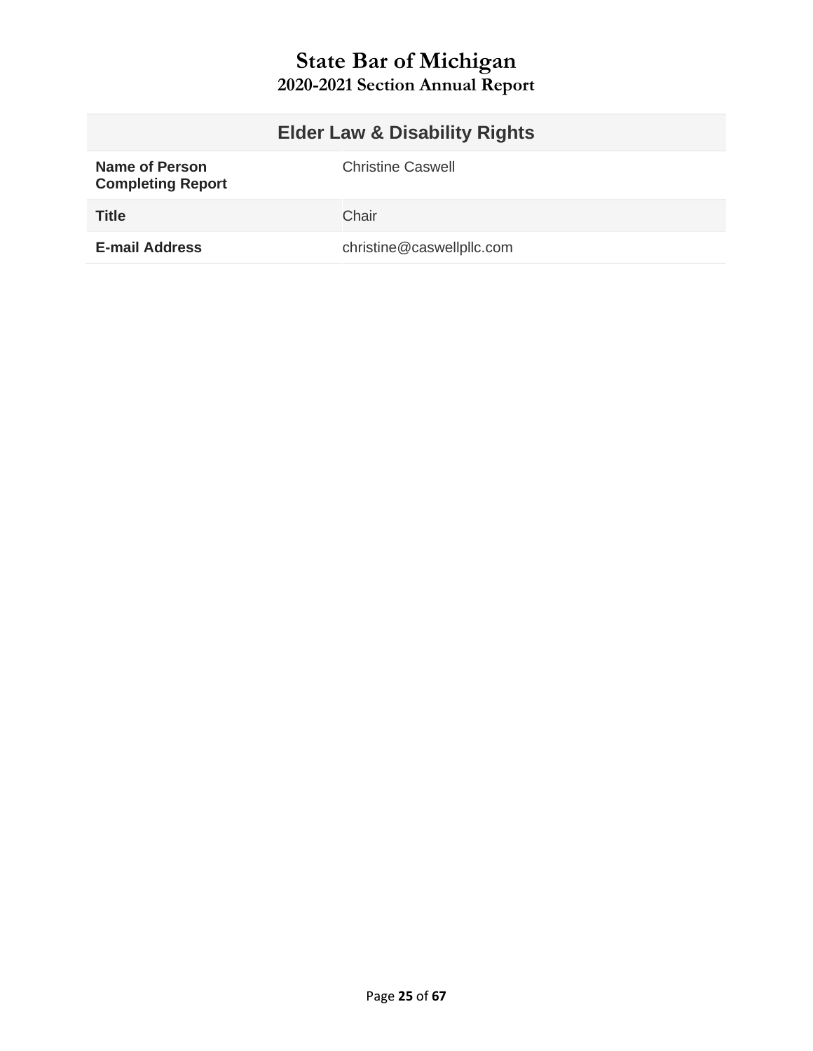# State Bar of Michigan
## 2020-2021 Section Annual Report

| Elder Law & Disability Rights | |
|---|---|
| **Name of Person Completing Report** | Christine Caswell |
| **Title** | Chair |
| **E-mail Address** | christine@caswellpllc.com |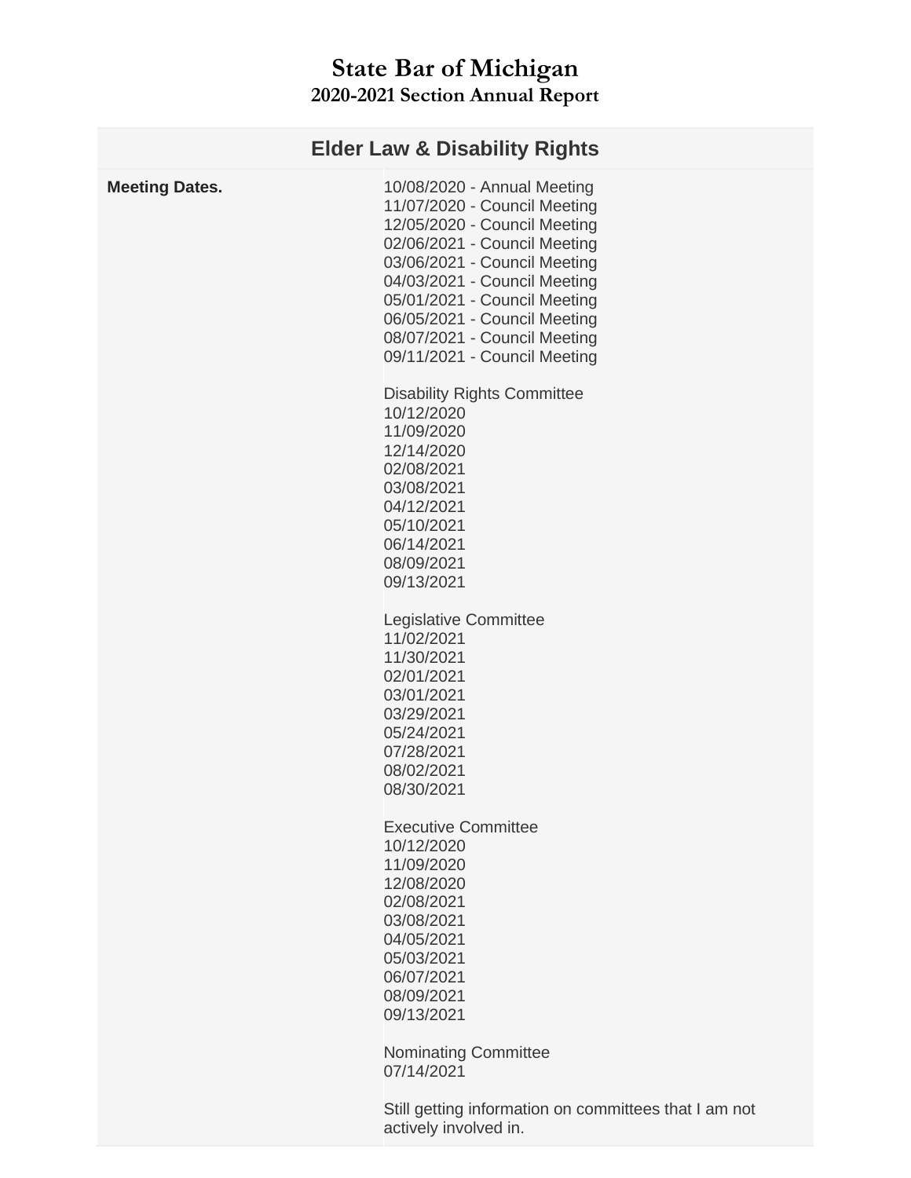# State Bar of Michigan
## 2020-2021 Section Annual Report

| Elder Law & Disability Rights | |
|---|---|
| **Meeting Dates.** | 10/08/2020 - Annual Meeting<br>11/07/2020 - Council Meeting<br>12/05/2020 - Council Meeting<br>02/06/2021 - Council Meeting<br>03/06/2021 - Council Meeting<br>04/03/2021 - Council Meeting<br>05/01/2021 - Council Meeting<br>06/05/2021 - Council Meeting<br>08/07/2021 - Council Meeting<br>09/11/2021 - Council Meeting<br><br>Disability Rights Committee<br>10/12/2020<br>11/09/2020<br>12/14/2020<br>02/08/2021<br>03/08/2021<br>04/12/2021<br>05/10/2021<br>06/14/2021<br>08/09/2021<br>09/13/2021<br><br>Legislative Committee<br>11/02/2021<br>11/30/2021<br>02/01/2021<br>03/01/2021<br>03/29/2021<br>05/24/2021<br>07/28/2021<br>08/02/2021<br>08/30/2021<br><br>Executive Committee<br>10/12/2020<br>11/09/2020<br>12/08/2020<br>02/08/2021<br>03/08/2021<br>04/05/2021<br>05/03/2021<br>06/07/2021<br>08/09/2021<br>09/13/2021<br><br>Nominating Committee<br>07/14/2021<br><br>Still getting information on committees that I am not actively involved in. |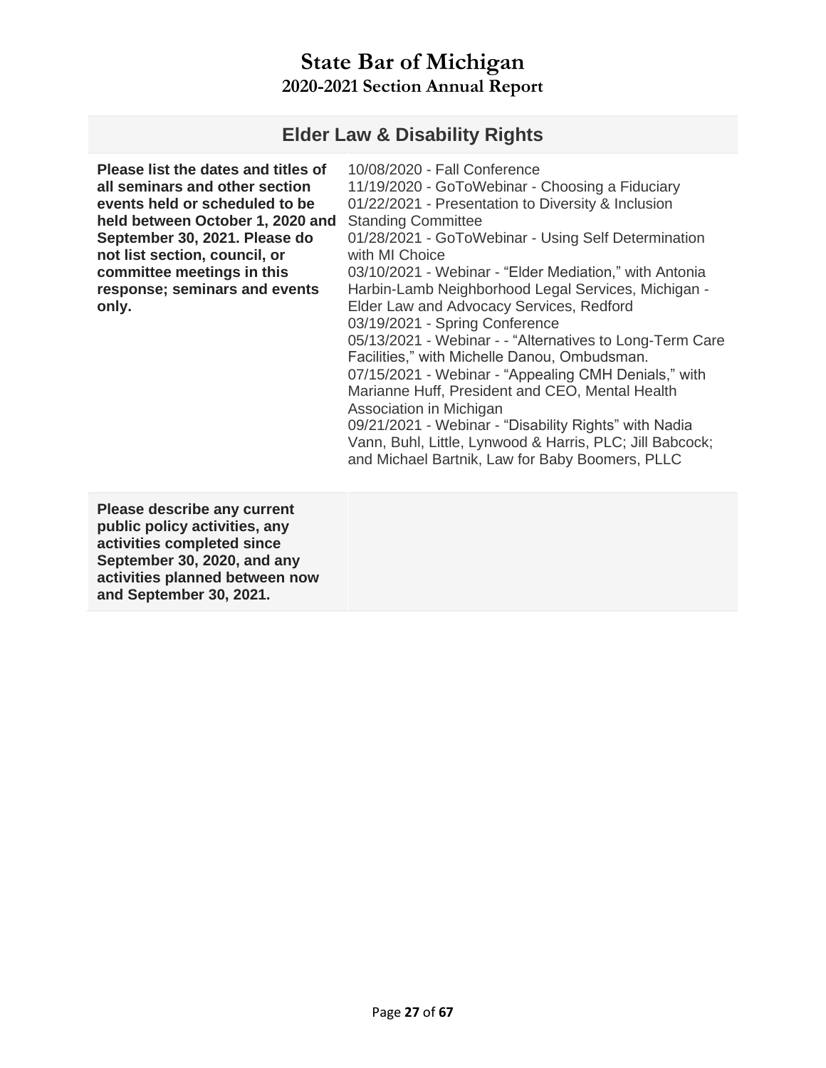# State Bar of Michigan
## 2020-2021 Section Annual Report

### Elder Law & Disability Rights

| | |
|---|---|
| **Please list the dates and titles of all seminars and other section events held or scheduled to be held between October 1, 2020 and September 30, 2021. Please do not list section, council, or committee meetings in this response; seminars and events only.** | 10/08/2020 - Fall Conference<br>11/19/2020 - GoToWebinar - Choosing a Fiduciary<br>01/22/2021 - Presentation to Diversity & Inclusion Standing Committee<br>01/28/2021 - GoToWebinar - Using Self Determination with MI Choice<br>03/10/2021 - Webinar - "Elder Mediation," with Antonia Harbin-Lamb Neighborhood Legal Services, Michigan - Elder Law and Advocacy Services, Redford<br>03/19/2021 - Spring Conference<br>05/13/2021 - Webinar - - "Alternatives to Long-Term Care Facilities," with Michelle Danou, Ombudsman.<br>07/15/2021 - Webinar - "Appealing CMH Denials," with Marianne Huff, President and CEO, Mental Health Association in Michigan<br>09/21/2021 - Webinar - "Disability Rights" with Nadia Vann, Buhl, Little, Lynwood & Harris, PLC; Jill Babcock; and Michael Bartnik, Law for Baby Boomers, PLLC |
| **Please describe any current public policy activities, any activities completed since September 30, 2020, and any activities planned between now and September 30, 2021.** | |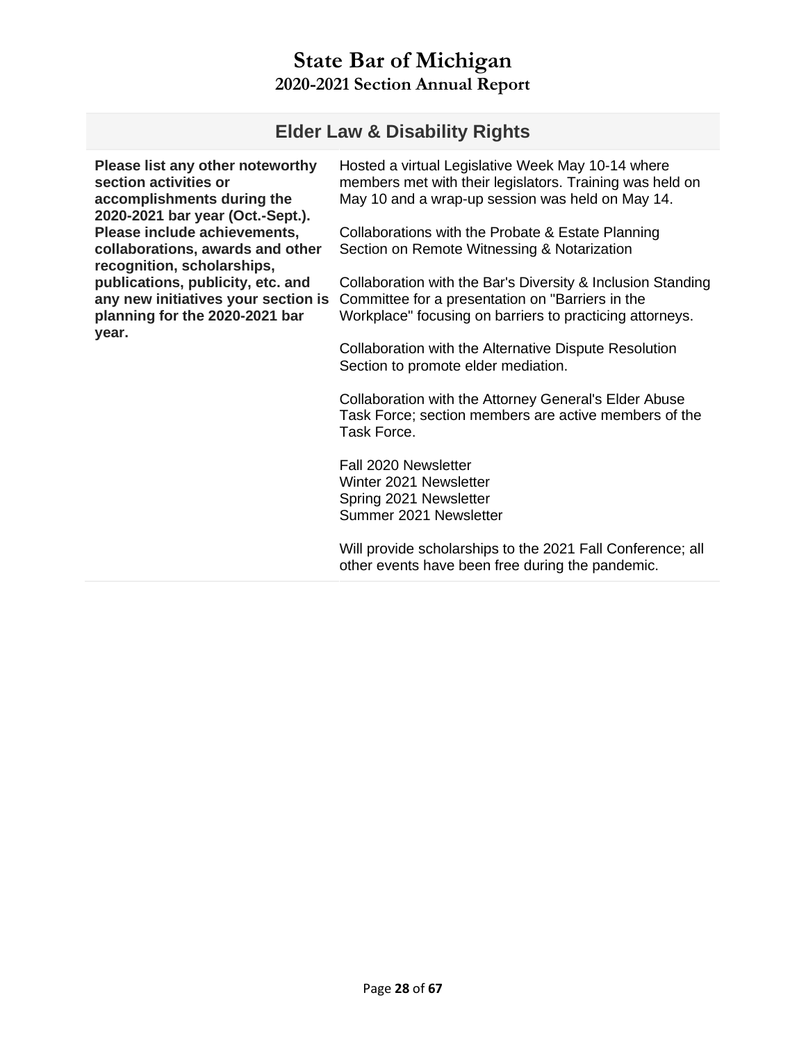# State Bar of Michigan
## 2020-2021 Section Annual Report

| Elder Law & Disability Rights | |
|---|---|
| **Please list any other noteworthy section activities or accomplishments during the 2020-2021 bar year (Oct.-Sept.). Please include achievements, collaborations, awards and other recognition, scholarships, publications, publicity, etc. and any new initiatives your section is planning for the 2020-2021 bar year.** | Hosted a virtual Legislative Week May 10-14 where members met with their legislators. Training was held on May 10 and a wrap-up session was held on May 14.<br><br>Collaborations with the Probate & Estate Planning Section on Remote Witnessing & Notarization<br><br>Collaboration with the Bar's Diversity & Inclusion Standing Committee for a presentation on "Barriers in the Workplace" focusing on barriers to practicing attorneys.<br><br>Collaboration with the Alternative Dispute Resolution Section to promote elder mediation.<br><br>Collaboration with the Attorney General's Elder Abuse Task Force; section members are active members of the Task Force.<br><br>Fall 2020 Newsletter<br>Winter 2021 Newsletter<br>Spring 2021 Newsletter<br>Summer 2021 Newsletter<br><br>Will provide scholarships to the 2021 Fall Conference; all other events have been free during the pandemic. |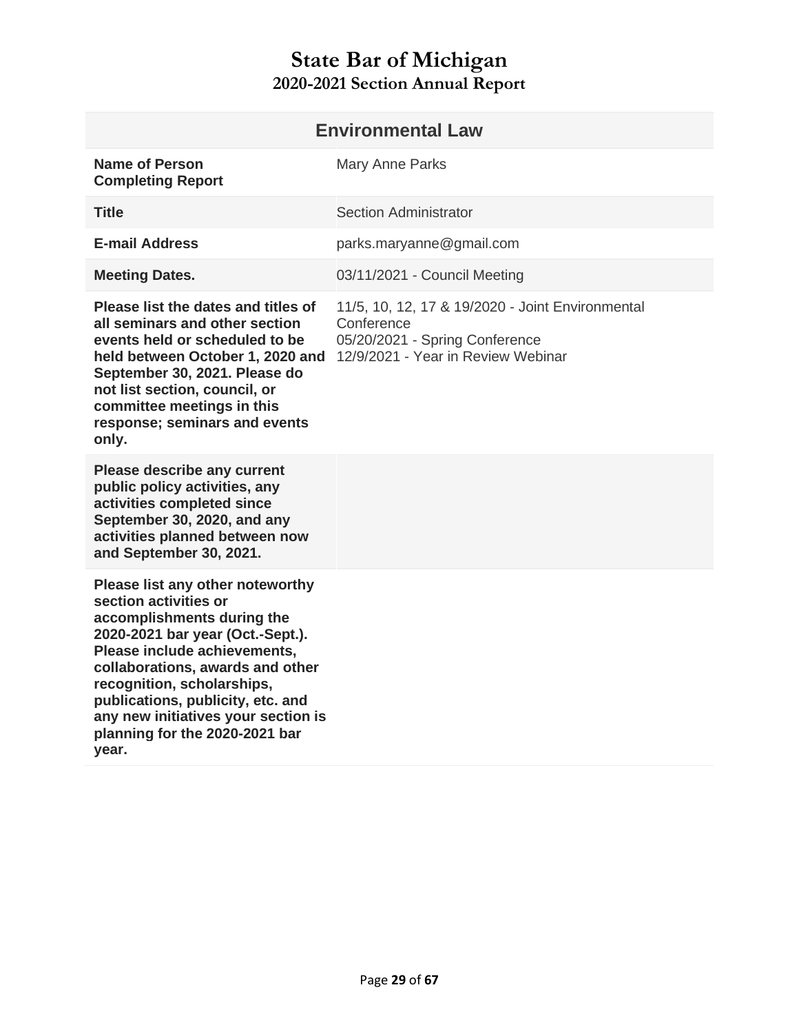# State Bar of Michigan

## 2020-2021 Section Annual Report

| Environmental Law | |
|---|---|
| **Name of Person Completing Report** | Mary Anne Parks |
| **Title** | Section Administrator |
| **E-mail Address** | parks.maryanne@gmail.com |
| **Meeting Dates.** | 03/11/2021 - Council Meeting |
| **Please list the dates and titles of all seminars and other section events held or scheduled to be held between October 1, 2020 and September 30, 2021. Please do not list section, council, or committee meetings in this response; seminars and events only.** | 11/5, 10, 12, 17 & 19/2020 - Joint Environmental Conference<br>05/20/2021 - Spring Conference<br>12/9/2021 - Year in Review Webinar |
| **Please describe any current public policy activities, any activities completed since September 30, 2020, and any activities planned between now and September 30, 2021.** | |
| **Please list any other noteworthy section activities or accomplishments during the 2020-2021 bar year (Oct.-Sept.). Please include achievements, collaborations, awards and other recognition, scholarships, publications, publicity, etc. and any new initiatives your section is planning for the 2020-2021 bar year.** | |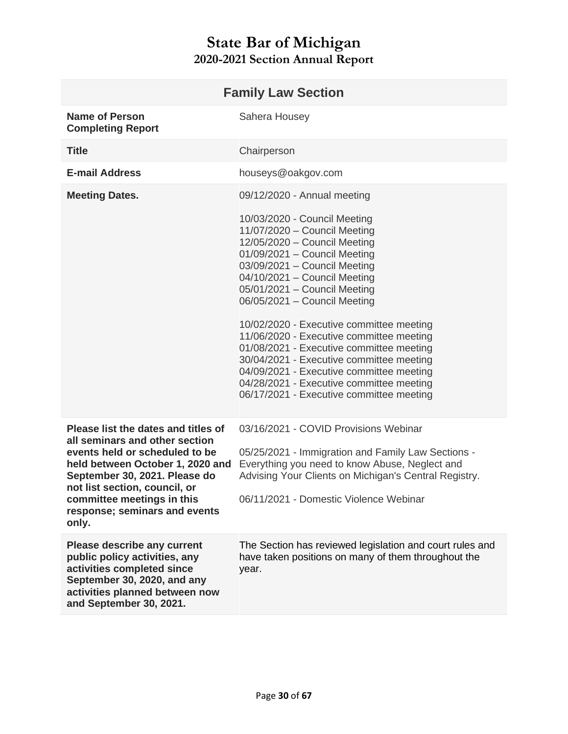# State Bar of Michigan
## 2020-2021 Section Annual Report

| Family Law Section | |
|---|---|
| **Name of Person Completing Report** | Sahera Housey |
| **Title** | Chairperson |
| **E-mail Address** | houseys@oakgov.com |
| **Meeting Dates.** | 09/12/2020 - Annual meeting<br><br>10/03/2020 - Council Meeting<br>11/07/2020 – Council Meeting<br>12/05/2020 – Council Meeting<br>01/09/2021 – Council Meeting<br>03/09/2021 – Council Meeting<br>04/10/2021 – Council Meeting<br>05/01/2021 – Council Meeting<br>06/05/2021 – Council Meeting<br><br>10/02/2020 - Executive committee meeting<br>11/06/2020 - Executive committee meeting<br>01/08/2021 - Executive committee meeting<br>30/04/2021 - Executive committee meeting<br>04/09/2021 - Executive committee meeting<br>04/28/2021 - Executive committee meeting<br>06/17/2021 - Executive committee meeting |
| **Please list the dates and titles of all seminars and other section events held or scheduled to be held between October 1, 2020 and September 30, 2021. Please do not list section, council, or committee meetings in this response; seminars and events only.** | 03/16/2021 - COVID Provisions Webinar<br><br>05/25/2021 - Immigration and Family Law Sections - Everything you need to know Abuse, Neglect and Advising Your Clients on Michigan's Central Registry.<br><br>06/11/2021 - Domestic Violence Webinar |
| **Please describe any current public policy activities, any activities completed since September 30, 2020, and any activities planned between now and September 30, 2021.** | The Section has reviewed legislation and court rules and have taken positions on many of them throughout the year. |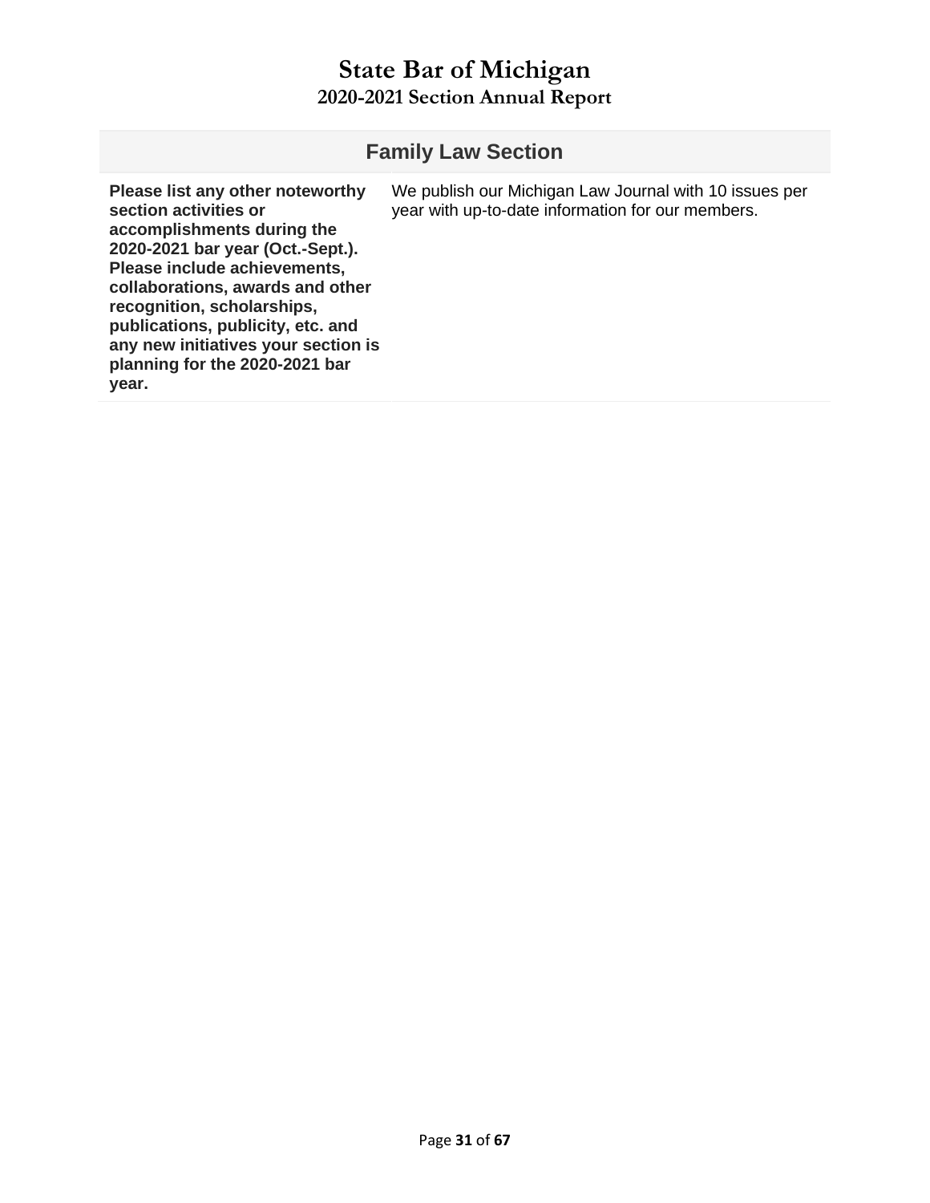# State Bar of Michigan

## 2020-2021 Section Annual Report

| Family Law Section | |
|---|---|
| **Please list any other noteworthy section activities or accomplishments during the 2020-2021 bar year (Oct.-Sept.). Please include achievements, collaborations, awards and other recognition, scholarships, publications, publicity, etc. and any new initiatives your section is planning for the 2020-2021 bar year.** | We publish our Michigan Law Journal with 10 issues per year with up-to-date information for our members. |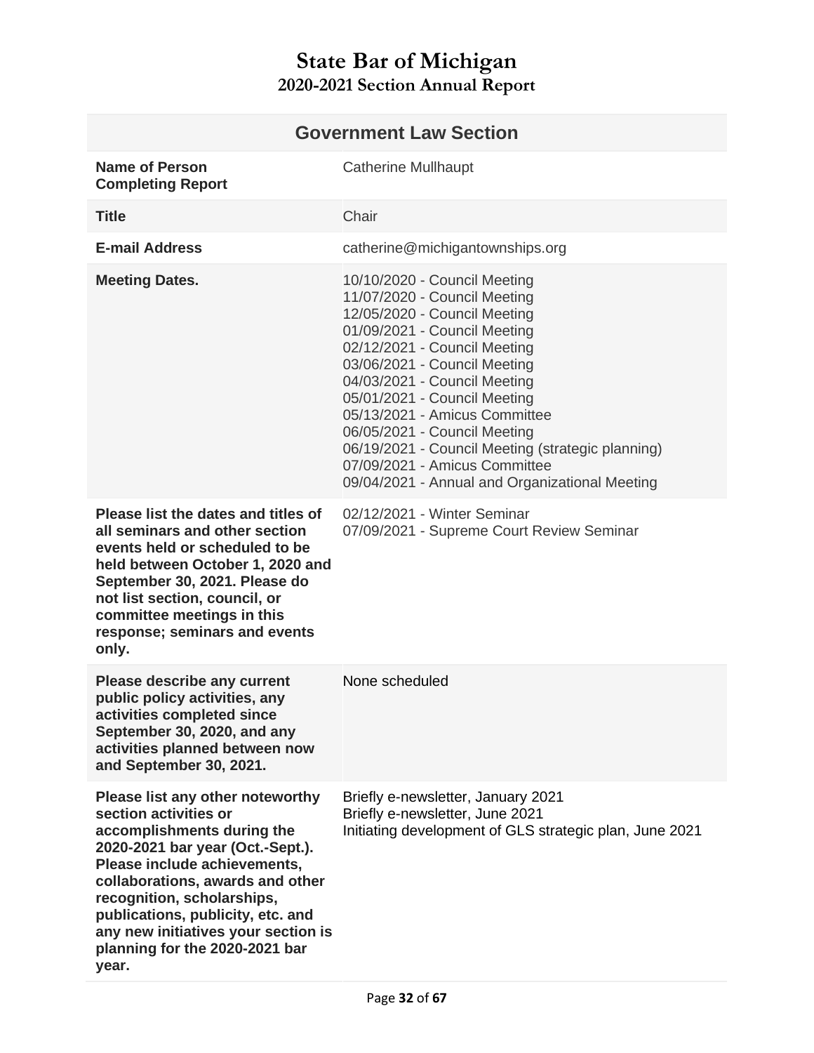# State Bar of Michigan

## 2020-2021 Section Annual Report

| Government Law Section | |
|---|---|
| **Name of Person Completing Report** | Catherine Mullhaupt |
| **Title** | Chair |
| **E-mail Address** | catherine@michigantownships.org |
| **Meeting Dates.** | 10/10/2020 - Council Meeting<br>11/07/2020 - Council Meeting<br>12/05/2020 - Council Meeting<br>01/09/2021 - Council Meeting<br>02/12/2021 - Council Meeting<br>03/06/2021 - Council Meeting<br>04/03/2021 - Council Meeting<br>05/01/2021 - Council Meeting<br>05/13/2021 - Amicus Committee<br>06/05/2021 - Council Meeting<br>06/19/2021 - Council Meeting (strategic planning)<br>07/09/2021 - Amicus Committee<br>09/04/2021 - Annual and Organizational Meeting |
| **Please list the dates and titles of all seminars and other section events held or scheduled to be held between October 1, 2020 and September 30, 2021. Please do not list section, council, or committee meetings in this response; seminars and events only.** | 02/12/2021 - Winter Seminar<br>07/09/2021 - Supreme Court Review Seminar |
| **Please describe any current public policy activities, any activities completed since September 30, 2020, and any activities planned between now and September 30, 2021.** | None scheduled |
| **Please list any other noteworthy section activities or accomplishments during the 2020-2021 bar year (Oct.-Sept.). Please include achievements, collaborations, awards and other recognition, scholarships, publications, publicity, etc. and any new initiatives your section is planning for the 2020-2021 bar year.** | Briefly e-newsletter, January 2021<br>Briefly e-newsletter, June 2021<br>Initiating development of GLS strategic plan, June 2021 |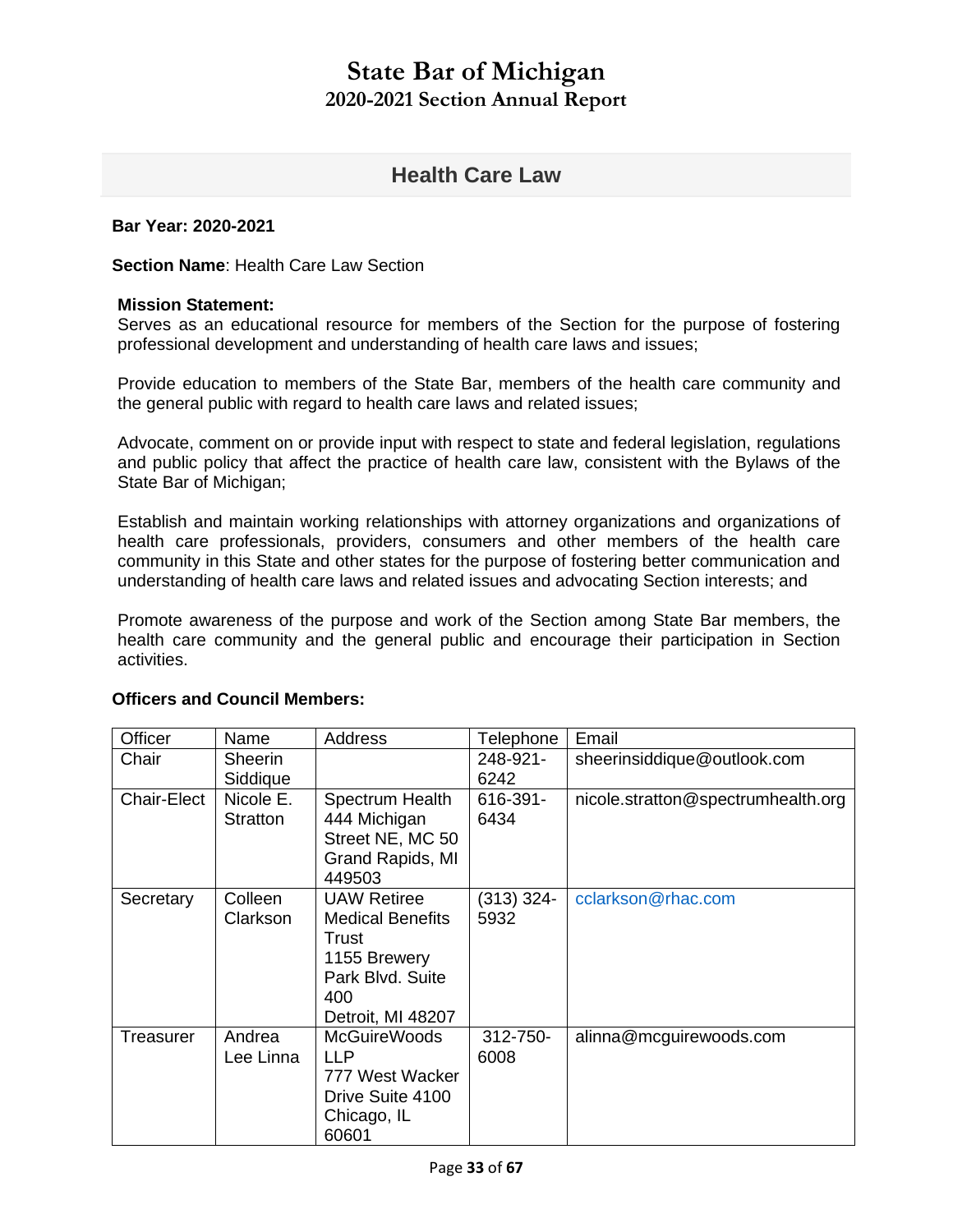# State Bar of Michigan
## 2020-2021 Section Annual Report

## Health Care Law

**Bar Year: 2020-2021**

**Section Name**: Health Care Law Section

**Mission Statement:**
Serves as an educational resource for members of the Section for the purpose of fostering professional development and understanding of health care laws and issues;

Provide education to members of the State Bar, members of the health care community and the general public with regard to health care laws and related issues;

Advocate, comment on or provide input with respect to state and federal legislation, regulations and public policy that affect the practice of health care law, consistent with the Bylaws of the State Bar of Michigan;

Establish and maintain working relationships with attorney organizations and organizations of health care professionals, providers, consumers and other members of the health care community in this State and other states for the purpose of fostering better communication and understanding of health care laws and related issues and advocating Section interests; and

Promote awareness of the purpose and work of the Section among State Bar members, the health care community and the general public and encourage their participation in Section activities.

**Officers and Council Members:**

| Officer | Name | Address | Telephone | Email |
|---|---|---|---|---|
| Chair | Sheerin Siddique | | 248-921-6242 | sheerinsiddique@outlook.com |
| Chair-Elect | Nicole E. Stratton | Spectrum Health 444 Michigan Street NE, MC 50 Grand Rapids, MI 449503 | 616-391-6434 | nicole.stratton@spectrumhealth.org |
| Secretary | Colleen Clarkson | UAW Retiree Medical Benefits Trust 1155 Brewery Park Blvd. Suite 400 Detroit, MI 48207 | (313) 324-5932 | cclarkson@rhac.com |
| Treasurer | Andrea Lee Linna | McGuireWoods LLP 777 West Wacker Drive Suite 4100 Chicago, IL 60601 | 312-750-6008 | alinna@mcguirewoods.com |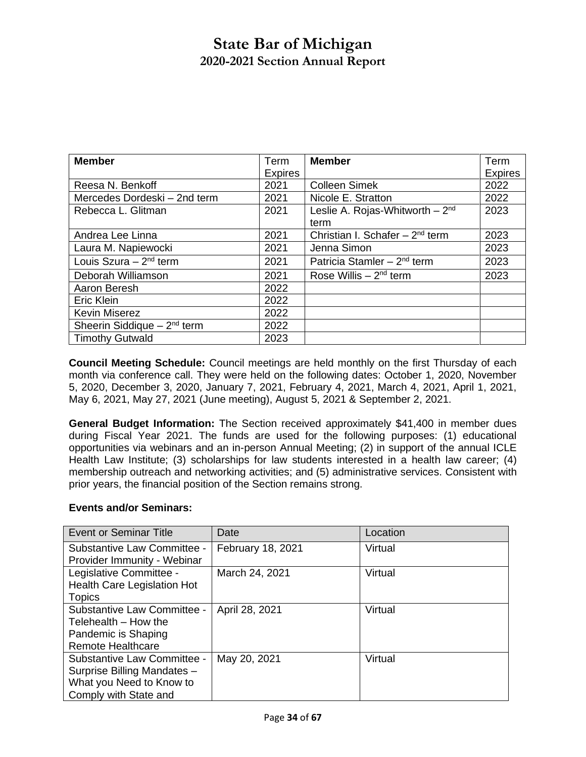# State Bar of Michigan

## 2020-2021 Section Annual Report

| Member | Term Expires | Member | Term Expires |
|---|---|---|---|
| Reesa N. Benkoff | 2021 | Colleen Simek | 2022 |
| Mercedes Dordeski – 2nd term | 2021 | Nicole E. Stratton | 2022 |
| Rebecca L. Glitman | 2021 | Leslie A. Rojas-Whitworth – 2nd term | 2023 |
| Andrea Lee Linna | 2021 | Christian I. Schafer – 2nd term | 2023 |
| Laura M. Napiewocki | 2021 | Jenna Simon | 2023 |
| Louis Szura – 2nd term | 2021 | Patricia Stamler – 2nd term | 2023 |
| Deborah Williamson | 2021 | Rose Willis – 2nd term | 2023 |
| Aaron Beresh | 2022 | | |
| Eric Klein | 2022 | | |
| Kevin Miserez | 2022 | | |
| Sheerin Siddique – 2nd term | 2022 | | |
| Timothy Gutwald | 2023 | | |

**Council Meeting Schedule:** Council meetings are held monthly on the first Thursday of each month via conference call. They were held on the following dates: October 1, 2020, November 5, 2020, December 3, 2020, January 7, 2021, February 4, 2021, March 4, 2021, April 1, 2021, May 6, 2021, May 27, 2021 (June meeting), August 5, 2021 & September 2, 2021.

**General Budget Information:** The Section received approximately $41,400 in member dues during Fiscal Year 2021. The funds are used for the following purposes: (1) educational opportunities via webinars and an in-person Annual Meeting; (2) in support of the annual ICLE Health Law Institute; (3) scholarships for law students interested in a health law career; (4) membership outreach and networking activities; and (5) administrative services. Consistent with prior years, the financial position of the Section remains strong.

**Events and/or Seminars:**

| Event or Seminar Title | Date | Location |
|---|---|---|
| Substantive Law Committee - Provider Immunity - Webinar | February 18, 2021 | Virtual |
| Legislative Committee - Health Care Legislation Hot Topics | March 24, 2021 | Virtual |
| Substantive Law Committee - Telehealth – How the Pandemic is Shaping Remote Healthcare | April 28, 2021 | Virtual |
| Substantive Law Committee - Surprise Billing Mandates – What you Need to Know to Comply with State and | May 20, 2021 | Virtual |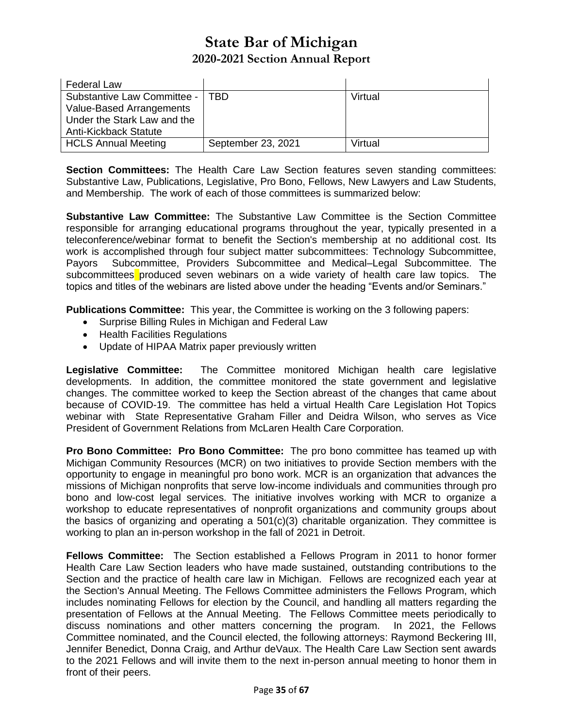| Federal Law | | |
|---|---|---|
| Substantive Law Committee - Value-Based Arrangements Under the Stark Law and the Anti-Kickback Statute | TBD | Virtual |
| HCLS Annual Meeting | September 23, 2021 | Virtual |

**Section Committees:** The Health Care Law Section features seven standing committees: Substantive Law, Publications, Legislative, Pro Bono, Fellows, New Lawyers and Law Students, and Membership. The work of each of those committees is summarized below:

**Substantive Law Committee:** The Substantive Law Committee is the Section Committee responsible for arranging educational programs throughout the year, typically presented in a teleconference/webinar format to benefit the Section's membership at no additional cost. Its work is accomplished through four subject matter subcommittees: Technology Subcommittee, Payors Subcommittee, Providers Subcommittee and Medical–Legal Subcommittee. The subcommittees produced seven webinars on a wide variety of health care law topics. The topics and titles of the webinars are listed above under the heading "Events and/or Seminars."

**Publications Committee:** This year, the Committee is working on the 3 following papers:

- Surprise Billing Rules in Michigan and Federal Law
- Health Facilities Regulations
- Update of HIPAA Matrix paper previously written

**Legislative Committee:** The Committee monitored Michigan health care legislative developments. In addition, the committee monitored the state government and legislative changes. The committee worked to keep the Section abreast of the changes that came about because of COVID-19. The committee has held a virtual Health Care Legislation Hot Topics webinar with State Representative Graham Filler and Deidra Wilson, who serves as Vice President of Government Relations from McLaren Health Care Corporation.

**Pro Bono Committee: Pro Bono Committee:** The pro bono committee has teamed up with Michigan Community Resources (MCR) on two initiatives to provide Section members with the opportunity to engage in meaningful pro bono work. MCR is an organization that advances the missions of Michigan nonprofits that serve low-income individuals and communities through pro bono and low-cost legal services. The initiative involves working with MCR to organize a workshop to educate representatives of nonprofit organizations and community groups about the basics of organizing and operating a 501(c)(3) charitable organization. They committee is working to plan an in-person workshop in the fall of 2021 in Detroit.

**Fellows Committee:** The Section established a Fellows Program in 2011 to honor former Health Care Law Section leaders who have made sustained, outstanding contributions to the Section and the practice of health care law in Michigan. Fellows are recognized each year at the Section's Annual Meeting. The Fellows Committee administers the Fellows Program, which includes nominating Fellows for election by the Council, and handling all matters regarding the presentation of Fellows at the Annual Meeting. The Fellows Committee meets periodically to discuss nominations and other matters concerning the program. In 2021, the Fellows Committee nominated, and the Council elected, the following attorneys: Raymond Beckering III, Jennifer Benedict, Donna Craig, and Arthur deVaux. The Health Care Law Section sent awards to the 2021 Fellows and will invite them to the next in-person annual meeting to honor them in front of their peers.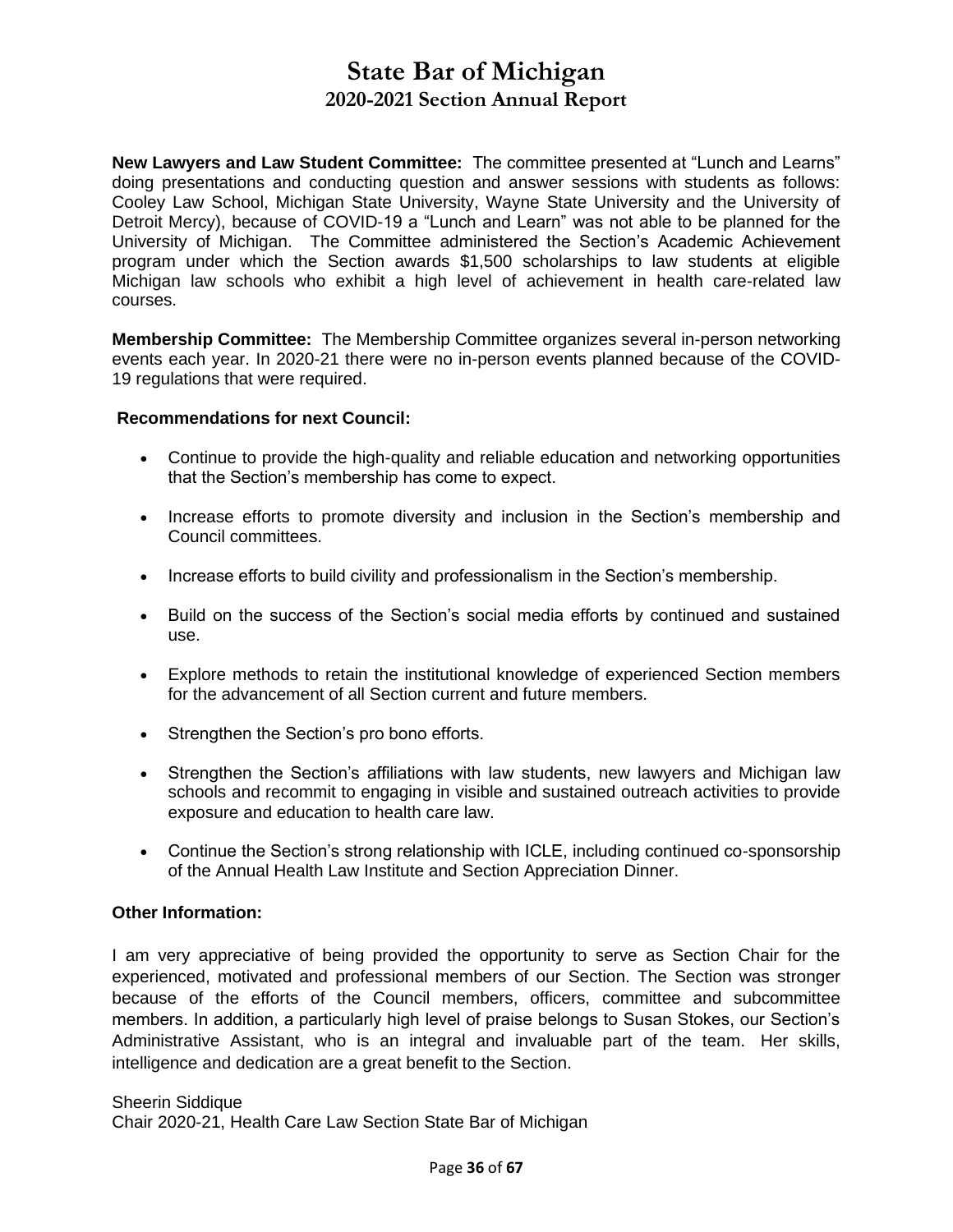# State Bar of Michigan
## 2020-2021 Section Annual Report

**New Lawyers and Law Student Committee:** The committee presented at "Lunch and Learns" doing presentations and conducting question and answer sessions with students as follows: Cooley Law School, Michigan State University, Wayne State University and the University of Detroit Mercy), because of COVID-19 a "Lunch and Learn" was not able to be planned for the University of Michigan. The Committee administered the Section's Academic Achievement program under which the Section awards $1,500 scholarships to law students at eligible Michigan law schools who exhibit a high level of achievement in health care-related law courses.

**Membership Committee:** The Membership Committee organizes several in-person networking events each year. In 2020-21 there were no in-person events planned because of the COVID-19 regulations that were required.

**Recommendations for next Council:**

- Continue to provide the high-quality and reliable education and networking opportunities that the Section's membership has come to expect.
- Increase efforts to promote diversity and inclusion in the Section's membership and Council committees.
- Increase efforts to build civility and professionalism in the Section's membership.
- Build on the success of the Section's social media efforts by continued and sustained use.
- Explore methods to retain the institutional knowledge of experienced Section members for the advancement of all Section current and future members.
- Strengthen the Section's pro bono efforts.
- Strengthen the Section's affiliations with law students, new lawyers and Michigan law schools and recommit to engaging in visible and sustained outreach activities to provide exposure and education to health care law.
- Continue the Section's strong relationship with ICLE, including continued co-sponsorship of the Annual Health Law Institute and Section Appreciation Dinner.

**Other Information:**

I am very appreciative of being provided the opportunity to serve as Section Chair for the experienced, motivated and professional members of our Section. The Section was stronger because of the efforts of the Council members, officers, committee and subcommittee members. In addition, a particularly high level of praise belongs to Susan Stokes, our Section's Administrative Assistant, who is an integral and invaluable part of the team. Her skills, intelligence and dedication are a great benefit to the Section.

Sheerin Siddique
Chair 2020-21, Health Care Law Section State Bar of Michigan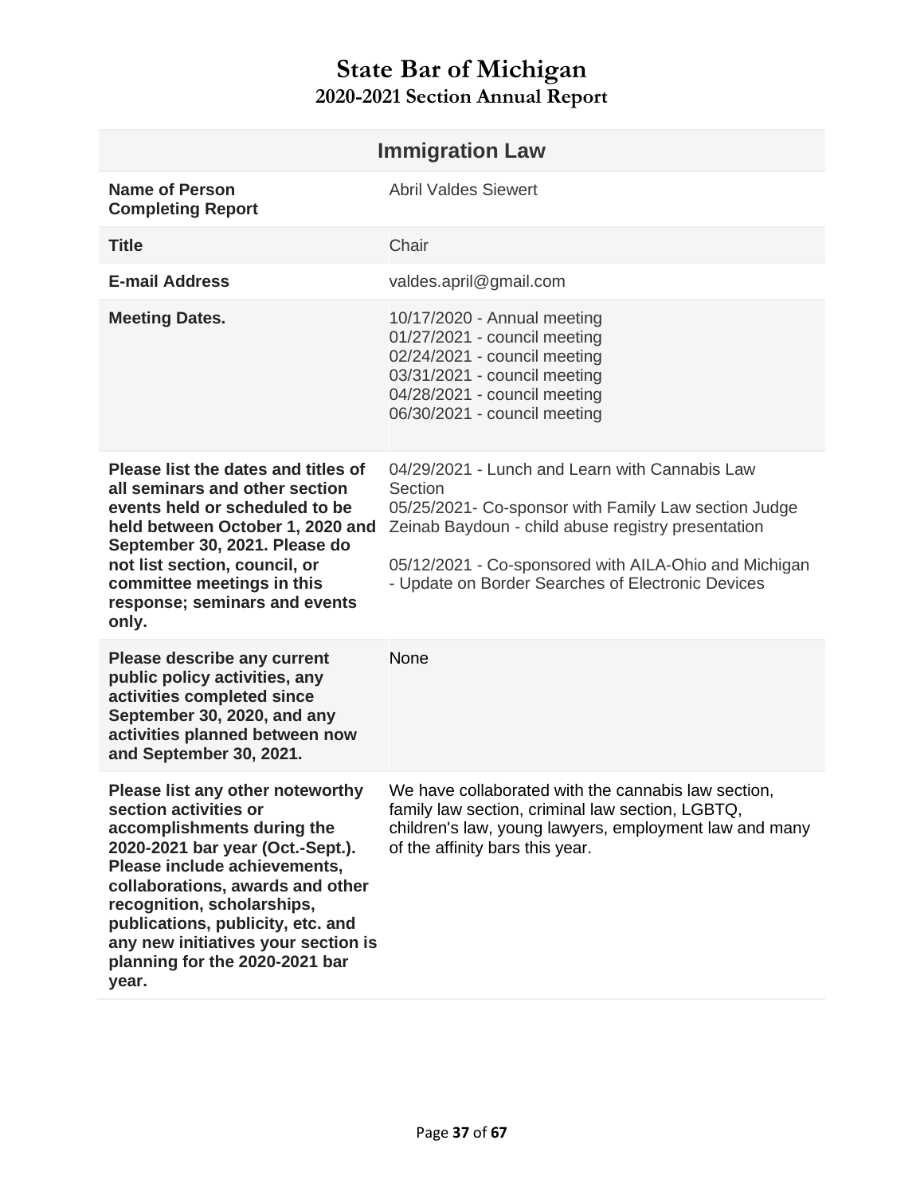# State Bar of Michigan
## 2020-2021 Section Annual Report

| Immigration Law | |
|---|---|
| **Name of Person Completing Report** | Abril Valdes Siewert |
| **Title** | Chair |
| **E-mail Address** | valdes.april@gmail.com |
| **Meeting Dates.** | 10/17/2020 - Annual meeting<br>01/27/2021 - council meeting<br>02/24/2021 - council meeting<br>03/31/2021 - council meeting<br>04/28/2021 - council meeting<br>06/30/2021 - council meeting |
| **Please list the dates and titles of all seminars and other section events held or scheduled to be held between October 1, 2020 and September 30, 2021. Please do not list section, council, or committee meetings in this response; seminars and events only.** | 04/29/2021 - Lunch and Learn with Cannabis Law Section<br>05/25/2021- Co-sponsor with Family Law section Judge Zeinab Baydoun - child abuse registry presentation<br><br>05/12/2021 - Co-sponsored with AILA-Ohio and Michigan - Update on Border Searches of Electronic Devices |
| **Please describe any current public policy activities, any activities completed since September 30, 2020, and any activities planned between now and September 30, 2021.** | None |
| **Please list any other noteworthy section activities or accomplishments during the 2020-2021 bar year (Oct.-Sept.). Please include achievements, collaborations, awards and other recognition, scholarships, publications, publicity, etc. and any new initiatives your section is planning for the 2020-2021 bar year.** | We have collaborated with the cannabis law section, family law section, criminal law section, LGBTQ, children's law, young lawyers, employment law and many of the affinity bars this year. |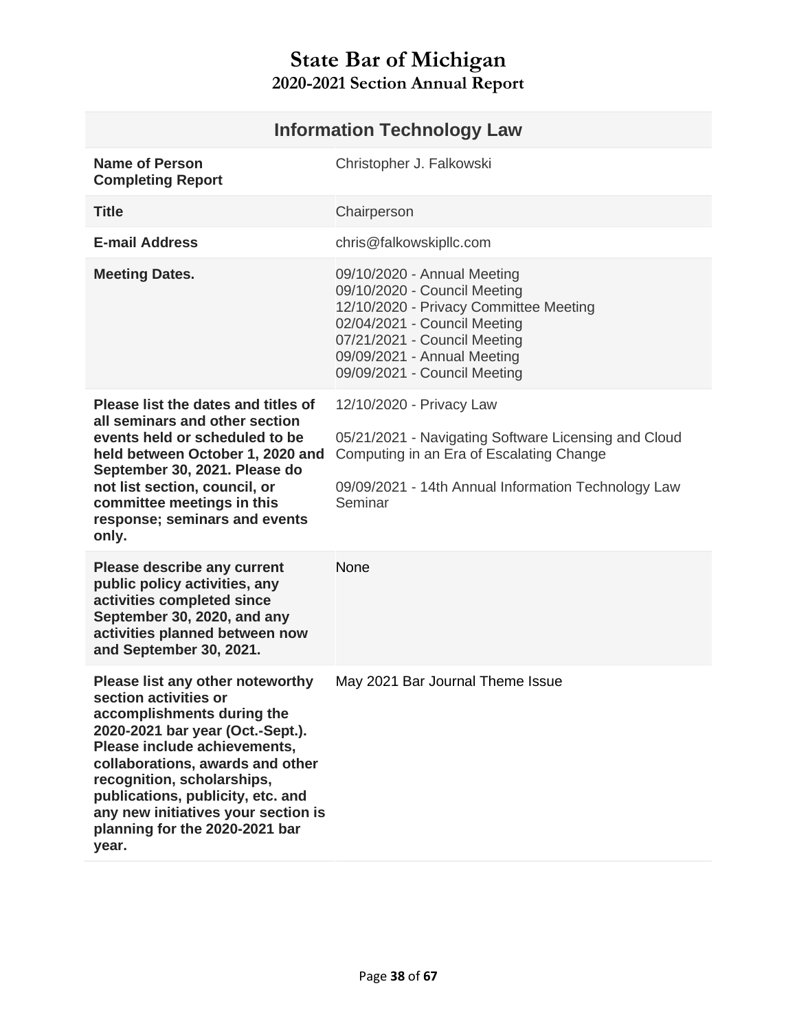# State Bar of Michigan
## 2020-2021 Section Annual Report

| Information Technology Law | |
|---|---|
| **Name of Person Completing Report** | Christopher J. Falkowski |
| **Title** | Chairperson |
| **E-mail Address** | chris@falkowskipllc.com |
| **Meeting Dates.** | 09/10/2020 - Annual Meeting<br>09/10/2020 - Council Meeting<br>12/10/2020 - Privacy Committee Meeting<br>02/04/2021 - Council Meeting<br>07/21/2021 - Council Meeting<br>09/09/2021 - Annual Meeting<br>09/09/2021 - Council Meeting |
| **Please list the dates and titles of all seminars and other section events held or scheduled to be held between October 1, 2020 and September 30, 2021. Please do not list section, council, or committee meetings in this response; seminars and events only.** | 12/10/2020 - Privacy Law<br><br>05/21/2021 - Navigating Software Licensing and Cloud Computing in an Era of Escalating Change<br><br>09/09/2021 - 14th Annual Information Technology Law Seminar |
| **Please describe any current public policy activities, any activities completed since September 30, 2020, and any activities planned between now and September 30, 2021.** | None |
| **Please list any other noteworthy section activities or accomplishments during the 2020-2021 bar year (Oct.-Sept.). Please include achievements, collaborations, awards and other recognition, scholarships, publications, publicity, etc. and any new initiatives your section is planning for the 2020-2021 bar year.** | May 2021 Bar Journal Theme Issue |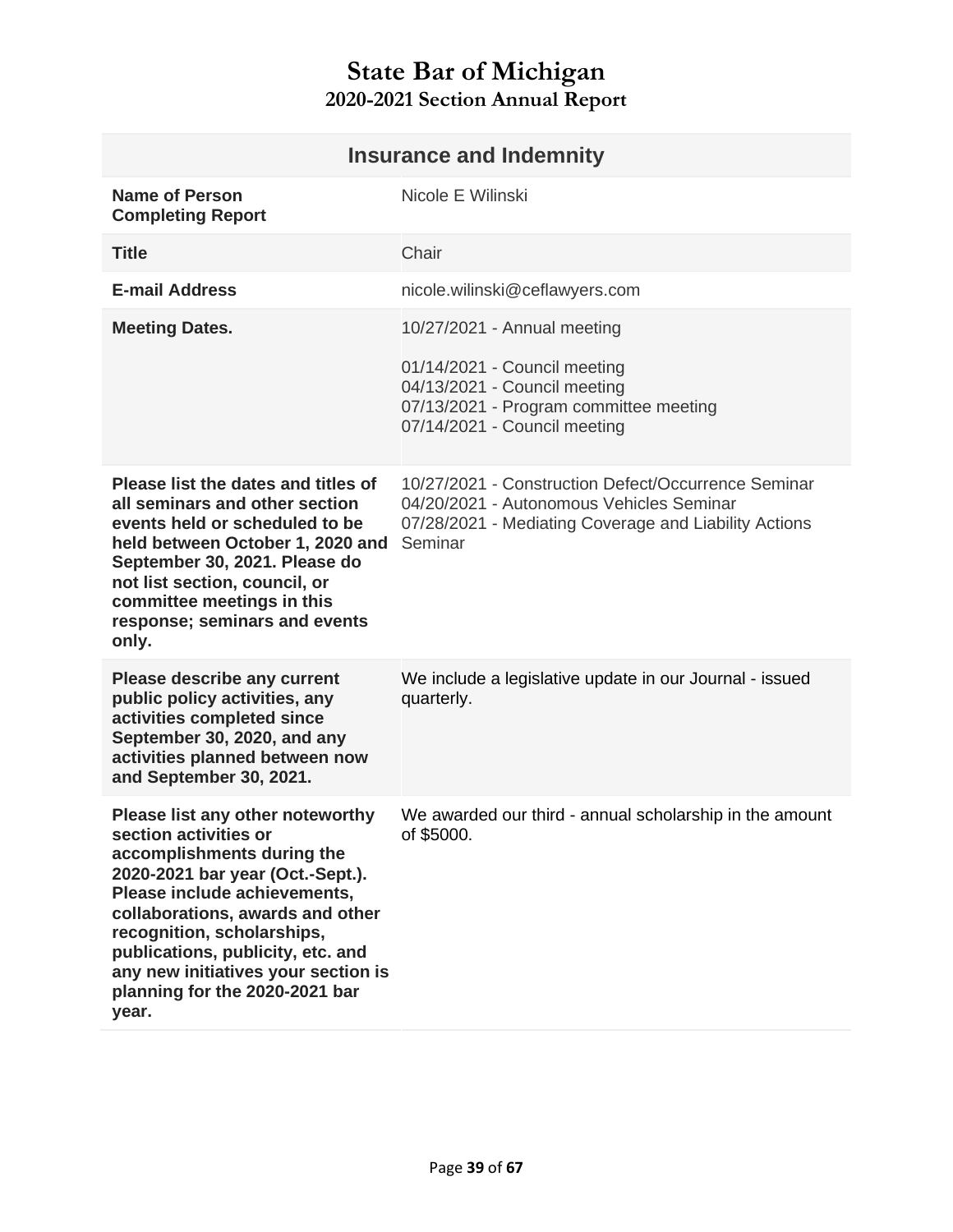# State Bar of Michigan
## 2020-2021 Section Annual Report

| Insurance and Indemnity | |
|---|---|
| **Name of Person Completing Report** | Nicole E Wilinski |
| **Title** | Chair |
| **E-mail Address** | nicole.wilinski@ceflawyers.com |
| **Meeting Dates.** | 10/27/2021 - Annual meeting<br><br>01/14/2021 - Council meeting<br>04/13/2021 - Council meeting<br>07/13/2021 - Program committee meeting<br>07/14/2021 - Council meeting |
| **Please list the dates and titles of all seminars and other section events held or scheduled to be held between October 1, 2020 and September 30, 2021. Please do not list section, council, or committee meetings in this response; seminars and events only.** | 10/27/2021 - Construction Defect/Occurrence Seminar<br>04/20/2021 - Autonomous Vehicles Seminar<br>07/28/2021 - Mediating Coverage and Liability Actions Seminar |
| **Please describe any current public policy activities, any activities completed since September 30, 2020, and any activities planned between now and September 30, 2021.** | We include a legislative update in our Journal - issued quarterly. |
| **Please list any other noteworthy section activities or accomplishments during the 2020-2021 bar year (Oct.-Sept.). Please include achievements, collaborations, awards and other recognition, scholarships, publications, publicity, etc. and any new initiatives your section is planning for the 2020-2021 bar year.** | We awarded our third - annual scholarship in the amount of $5000. |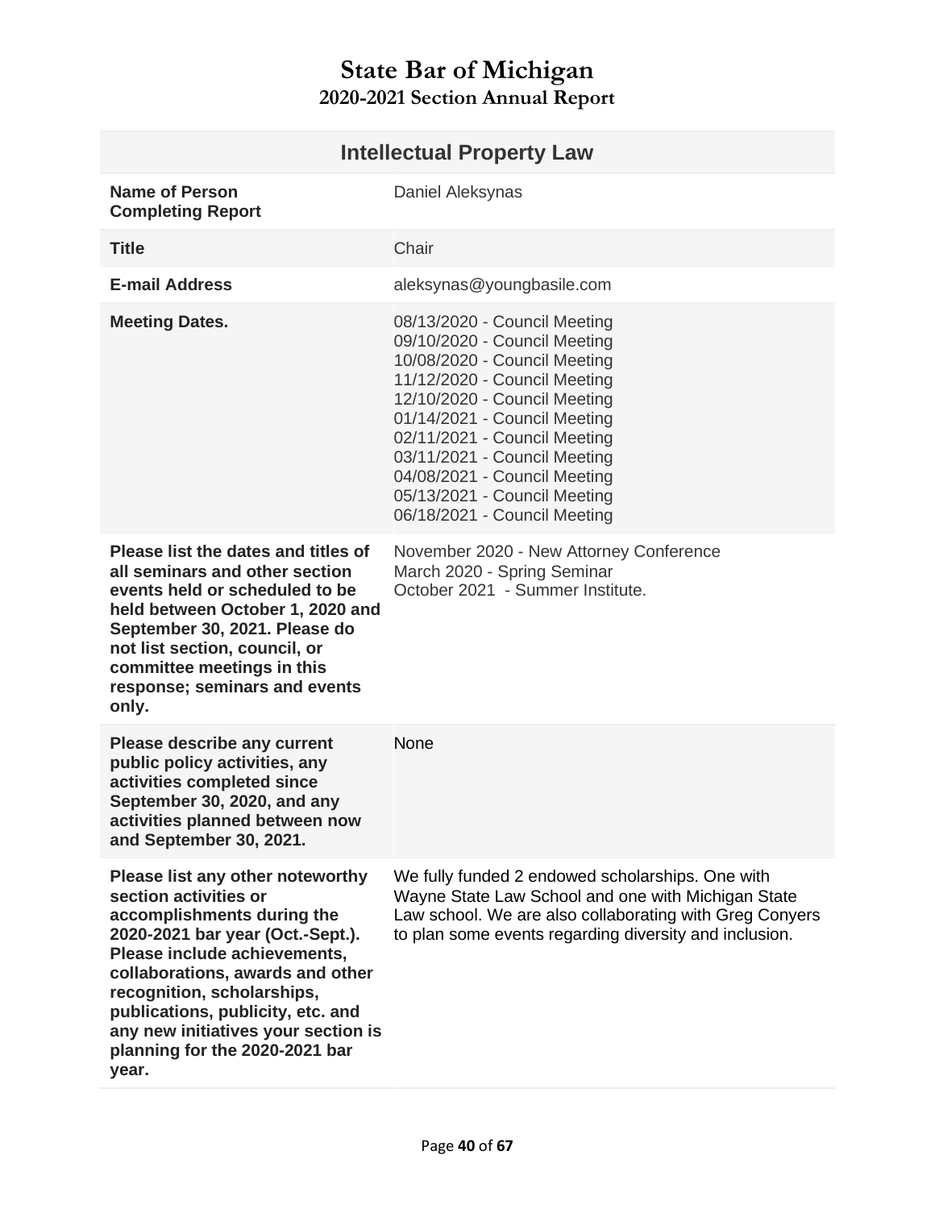# State Bar of Michigan

## 2020-2021 Section Annual Report

| Intellectual Property Law | |
|---|---|
| **Name of Person Completing Report** | Daniel Aleksynas |
| **Title** | Chair |
| **E-mail Address** | aleksynas@youngbasile.com |
| **Meeting Dates.** | 08/13/2020 - Council Meeting<br>09/10/2020 - Council Meeting<br>10/08/2020 - Council Meeting<br>11/12/2020 - Council Meeting<br>12/10/2020 - Council Meeting<br>01/14/2021 - Council Meeting<br>02/11/2021 - Council Meeting<br>03/11/2021 - Council Meeting<br>04/08/2021 - Council Meeting<br>05/13/2021 - Council Meeting<br>06/18/2021 - Council Meeting |
| **Please list the dates and titles of all seminars and other section events held or scheduled to be held between October 1, 2020 and September 30, 2021. Please do not list section, council, or committee meetings in this response; seminars and events only.** | November 2020 - New Attorney Conference<br>March 2020 - Spring Seminar<br>October 2021 - Summer Institute. |
| **Please describe any current public policy activities, any activities completed since September 30, 2020, and any activities planned between now and September 30, 2021.** | None |
| **Please list any other noteworthy section activities or accomplishments during the 2020-2021 bar year (Oct.-Sept.). Please include achievements, collaborations, awards and other recognition, scholarships, publications, publicity, etc. and any new initiatives your section is planning for the 2020-2021 bar year.** | We fully funded 2 endowed scholarships. One with Wayne State Law School and one with Michigan State Law school. We are also collaborating with Greg Conyers to plan some events regarding diversity and inclusion. |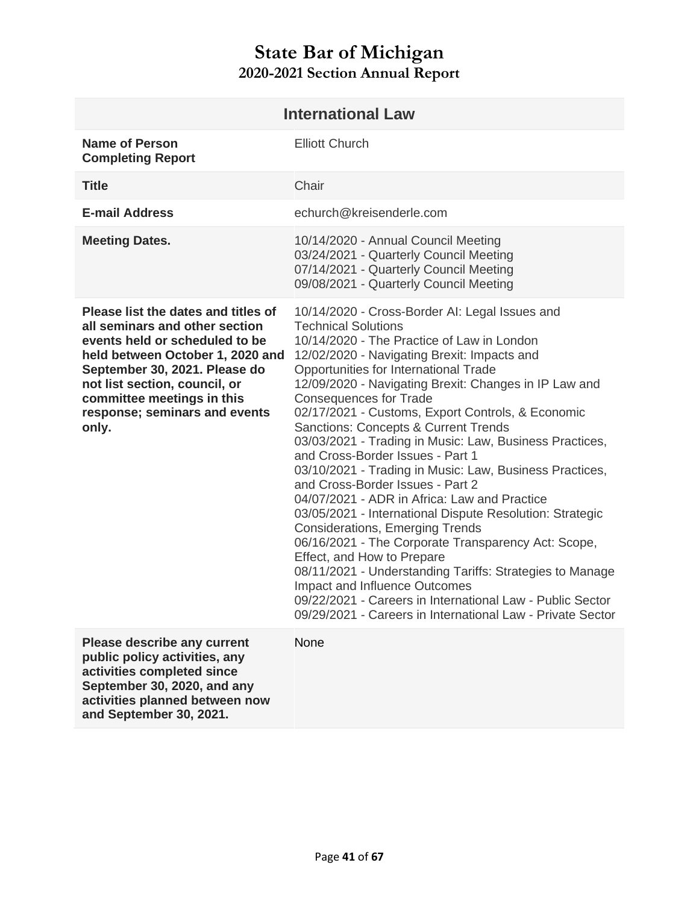# State Bar of Michigan

## 2020-2021 Section Annual Report

| International Law | |
|---|---|
| **Name of Person Completing Report** | Elliott Church |
| **Title** | Chair |
| **E-mail Address** | echurch@kreisenderle.com |
| **Meeting Dates.** | 10/14/2020 - Annual Council Meeting<br>03/24/2021 - Quarterly Council Meeting<br>07/14/2021 - Quarterly Council Meeting<br>09/08/2021 - Quarterly Council Meeting |
| **Please list the dates and titles of all seminars and other section events held or scheduled to be held between October 1, 2020 and September 30, 2021. Please do not list section, council, or committee meetings in this response; seminars and events only.** | 10/14/2020 - Cross-Border AI: Legal Issues and Technical Solutions<br>10/14/2020 - The Practice of Law in London<br>12/02/2020 - Navigating Brexit: Impacts and Opportunities for International Trade<br>12/09/2020 - Navigating Brexit: Changes in IP Law and Consequences for Trade<br>02/17/2021 - Customs, Export Controls, & Economic Sanctions: Concepts & Current Trends<br>03/03/2021 - Trading in Music: Law, Business Practices, and Cross-Border Issues - Part 1<br>03/10/2021 - Trading in Music: Law, Business Practices, and Cross-Border Issues - Part 2<br>04/07/2021 - ADR in Africa: Law and Practice<br>03/05/2021 - International Dispute Resolution: Strategic Considerations, Emerging Trends<br>06/16/2021 - The Corporate Transparency Act: Scope, Effect, and How to Prepare<br>08/11/2021 - Understanding Tariffs: Strategies to Manage Impact and Influence Outcomes<br>09/22/2021 - Careers in International Law - Public Sector<br>09/29/2021 - Careers in International Law - Private Sector |
| **Please describe any current public policy activities, any activities completed since September 30, 2020, and any activities planned between now and September 30, 2021.** | None |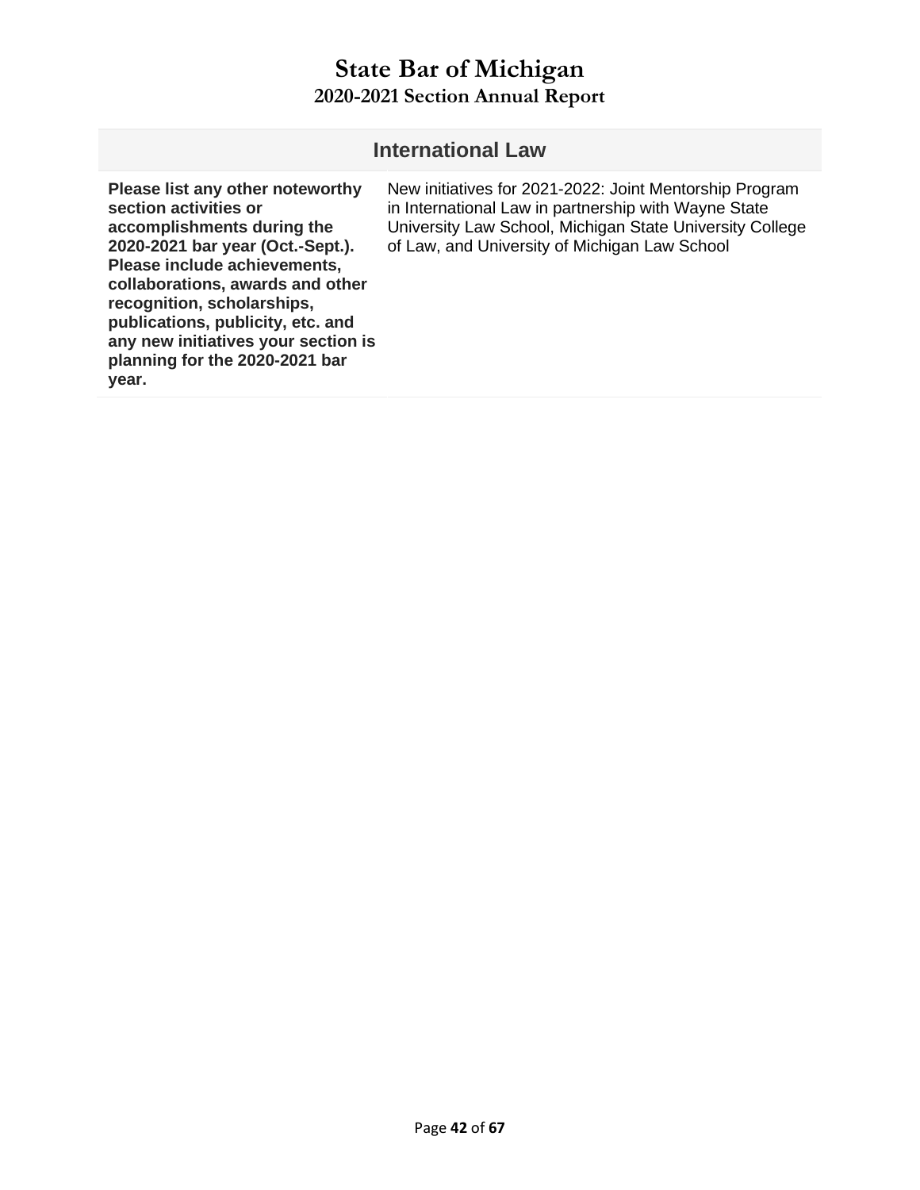# State Bar of Michigan
## 2020-2021 Section Annual Report

| International Law | |
|---|---|
| **Please list any other noteworthy section activities or accomplishments during the 2020-2021 bar year (Oct.-Sept.). Please include achievements, collaborations, awards and other recognition, scholarships, publications, publicity, etc. and any new initiatives your section is planning for the 2020-2021 bar year.** | New initiatives for 2021-2022: Joint Mentorship Program in International Law in partnership with Wayne State University Law School, Michigan State University College of Law, and University of Michigan Law School |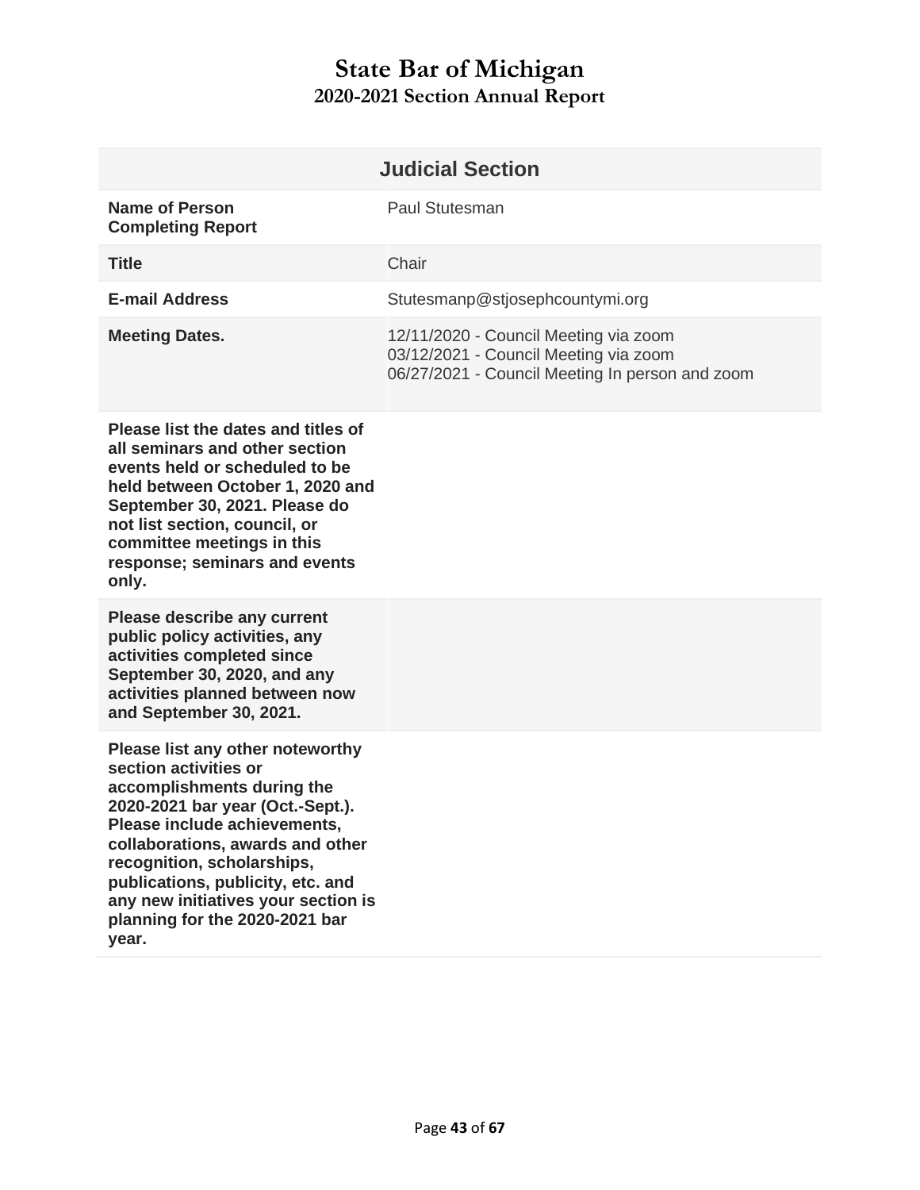# State Bar of Michigan
## 2020-2021 Section Annual Report

| Judicial Section | |
|---|---|
| **Name of Person Completing Report** | Paul Stutesman |
| **Title** | Chair |
| **E-mail Address** | Stutesmanp@stjosephcountymi.org |
| **Meeting Dates.** | 12/11/2020 - Council Meeting via zoom<br>03/12/2021 - Council Meeting via zoom<br>06/27/2021 - Council Meeting In person and zoom |
| **Please list the dates and titles of all seminars and other section events held or scheduled to be held between October 1, 2020 and September 30, 2021. Please do not list section, council, or committee meetings in this response; seminars and events only.** | |
| **Please describe any current public policy activities, any activities completed since September 30, 2020, and any activities planned between now and September 30, 2021.** | |
| **Please list any other noteworthy section activities or accomplishments during the 2020-2021 bar year (Oct.-Sept.). Please include achievements, collaborations, awards and other recognition, scholarships, publications, publicity, etc. and any new initiatives your section is planning for the 2020-2021 bar year.** | |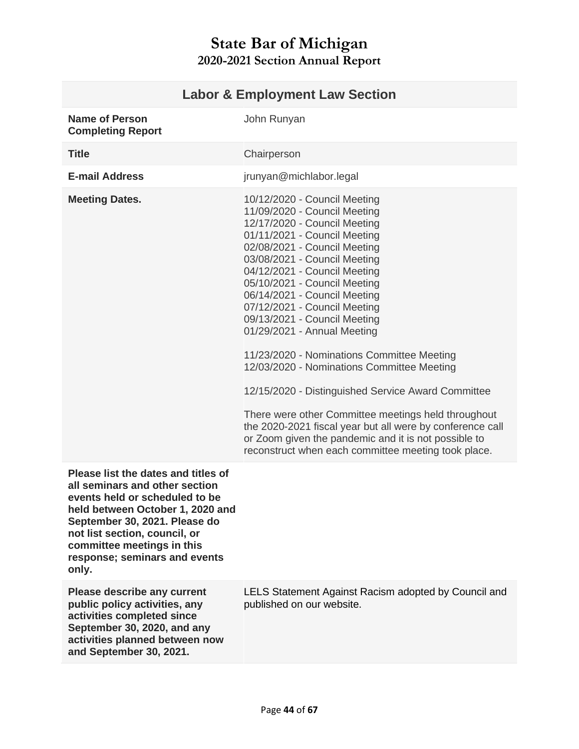# State Bar of Michigan
## 2020-2021 Section Annual Report

| Labor & Employment Law Section | |
|---|---|
| **Name of Person Completing Report** | John Runyan |
| **Title** | Chairperson |
| **E-mail Address** | jrunyan@michlabor.legal |
| **Meeting Dates.** | 10/12/2020 - Council Meeting<br>11/09/2020 - Council Meeting<br>12/17/2020 - Council Meeting<br>01/11/2021 - Council Meeting<br>02/08/2021 - Council Meeting<br>03/08/2021 - Council Meeting<br>04/12/2021 - Council Meeting<br>05/10/2021 - Council Meeting<br>06/14/2021 - Council Meeting<br>07/12/2021 - Council Meeting<br>09/13/2021 - Council Meeting<br>01/29/2021 - Annual Meeting<br><br>11/23/2020 - Nominations Committee Meeting<br>12/03/2020 - Nominations Committee Meeting<br><br>12/15/2020 - Distinguished Service Award Committee<br><br>There were other Committee meetings held throughout the 2020-2021 fiscal year but all were by conference call or Zoom given the pandemic and it is not possible to reconstruct when each committee meeting took place. |
| **Please list the dates and titles of all seminars and other section events held or scheduled to be held between October 1, 2020 and September 30, 2021. Please do not list section, council, or committee meetings in this response; seminars and events only.** | |
| **Please describe any current public policy activities, any activities completed since September 30, 2020, and any activities planned between now and September 30, 2021.** | LELS Statement Against Racism adopted by Council and published on our website. |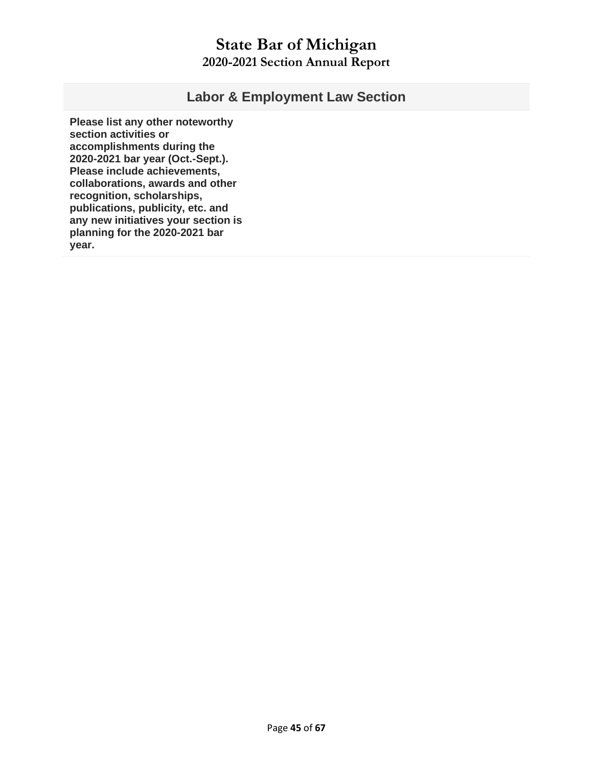# State Bar of Michigan

## 2020-2021 Section Annual Report

| Labor & Employment Law Section | |
|---|---|
| **Please list any other noteworthy section activities or accomplishments during the 2020-2021 bar year (Oct.-Sept.). Please include achievements, collaborations, awards and other recognition, scholarships, publications, publicity, etc. and any new initiatives your section is planning for the 2020-2021 bar year.** | |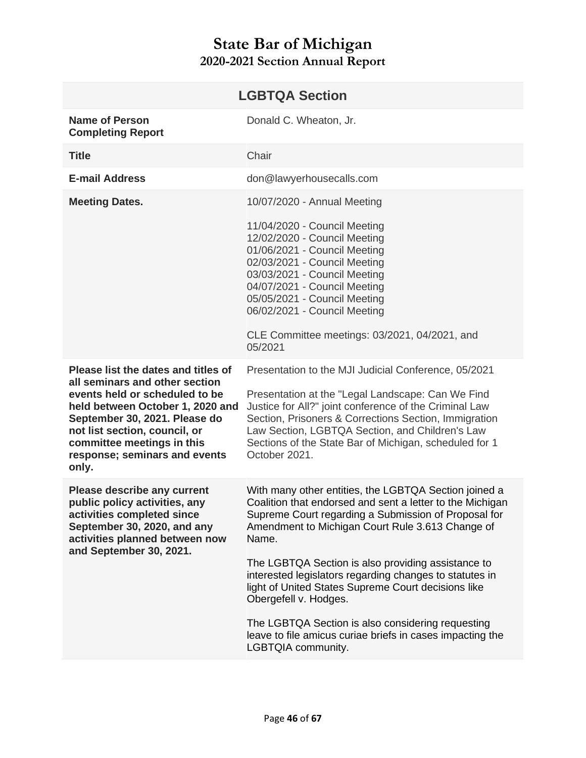# State Bar of Michigan
## 2020-2021 Section Annual Report

| LGBTQA Section | |
|---|---|
| **Name of Person Completing Report** | Donald C. Wheaton, Jr. |
| **Title** | Chair |
| **E-mail Address** | don@lawyerhousecalls.com |
| **Meeting Dates.** | 10/07/2020 - Annual Meeting<br><br>11/04/2020 - Council Meeting<br>12/02/2020 - Council Meeting<br>01/06/2021 - Council Meeting<br>02/03/2021 - Council Meeting<br>03/03/2021 - Council Meeting<br>04/07/2021 - Council Meeting<br>05/05/2021 - Council Meeting<br>06/02/2021 - Council Meeting<br><br>CLE Committee meetings: 03/2021, 04/2021, and 05/2021 |
| **Please list the dates and titles of all seminars and other section events held or scheduled to be held between October 1, 2020 and September 30, 2021. Please do not list section, council, or committee meetings in this response; seminars and events only.** | Presentation to the MJI Judicial Conference, 05/2021<br><br>Presentation at the "Legal Landscape: Can We Find Justice for All?" joint conference of the Criminal Law Section, Prisoners & Corrections Section, Immigration Law Section, LGBTQA Section, and Children's Law Sections of the State Bar of Michigan, scheduled for 1 October 2021. |
| **Please describe any current public policy activities, any activities completed since September 30, 2020, and any activities planned between now and September 30, 2021.** | With many other entities, the LGBTQA Section joined a Coalition that endorsed and sent a letter to the Michigan Supreme Court regarding a Submission of Proposal for Amendment to Michigan Court Rule 3.613 Change of Name.<br><br>The LGBTQA Section is also providing assistance to interested legislators regarding changes to statutes in light of United States Supreme Court decisions like Obergefell v. Hodges.<br><br>The LGBTQA Section is also considering requesting leave to file amicus curiae briefs in cases impacting the LGBTQIA community. |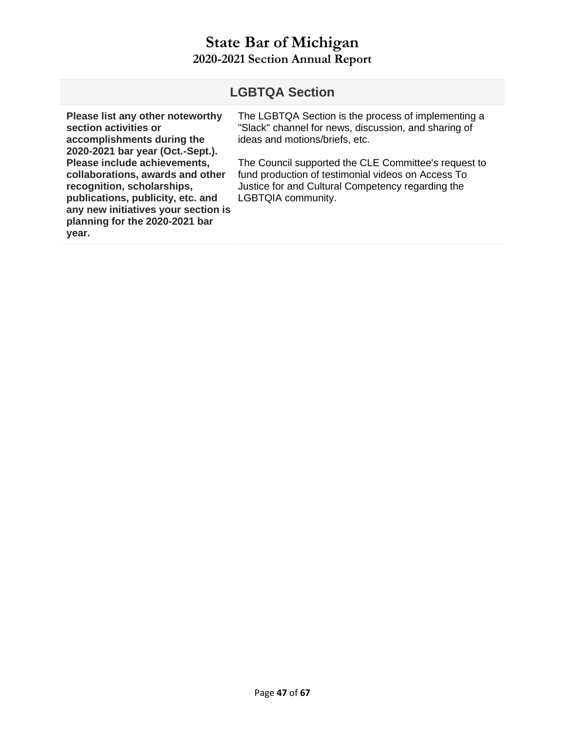# State Bar of Michigan
## 2020-2021 Section Annual Report

| LGBTQA Section | |
|---|---|
| **Please list any other noteworthy section activities or accomplishments during the 2020-2021 bar year (Oct.-Sept.). Please include achievements, collaborations, awards and other recognition, scholarships, publications, publicity, etc. and any new initiatives your section is planning for the 2020-2021 bar year.** | The LGBTQA Section is the process of implementing a "Slack" channel for news, discussion, and sharing of ideas and motions/briefs, etc.<br><br>The Council supported the CLE Committee's request to fund production of testimonial videos on Access To Justice for and Cultural Competency regarding the LGBTQIA community. |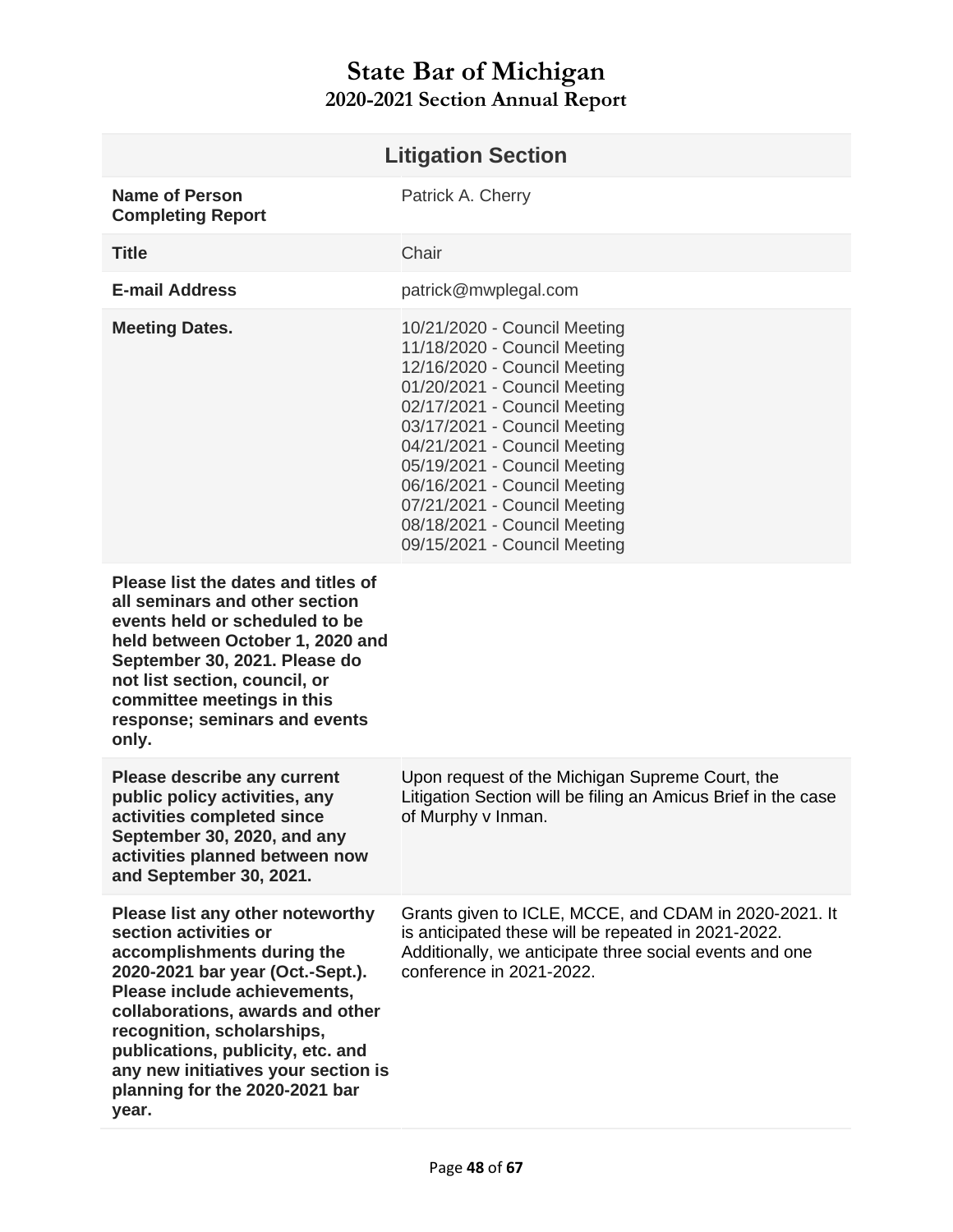# State Bar of Michigan

## 2020-2021 Section Annual Report

| Litigation Section | |
|---|---|
| **Name of Person Completing Report** | Patrick A. Cherry |
| **Title** | Chair |
| **E-mail Address** | patrick@mwplegal.com |
| **Meeting Dates.** | 10/21/2020 - Council Meeting<br>11/18/2020 - Council Meeting<br>12/16/2020 - Council Meeting<br>01/20/2021 - Council Meeting<br>02/17/2021 - Council Meeting<br>03/17/2021 - Council Meeting<br>04/21/2021 - Council Meeting<br>05/19/2021 - Council Meeting<br>06/16/2021 - Council Meeting<br>07/21/2021 - Council Meeting<br>08/18/2021 - Council Meeting<br>09/15/2021 - Council Meeting |
| **Please list the dates and titles of all seminars and other section events held or scheduled to be held between October 1, 2020 and September 30, 2021. Please do not list section, council, or committee meetings in this response; seminars and events only.** | |
| **Please describe any current public policy activities, any activities completed since September 30, 2020, and any activities planned between now and September 30, 2021.** | Upon request of the Michigan Supreme Court, the Litigation Section will be filing an Amicus Brief in the case of Murphy v Inman. |
| **Please list any other noteworthy section activities or accomplishments during the 2020-2021 bar year (Oct.-Sept.). Please include achievements, collaborations, awards and other recognition, scholarships, publications, publicity, etc. and any new initiatives your section is planning for the 2020-2021 bar year.** | Grants given to ICLE, MCCE, and CDAM in 2020-2021. It is anticipated these will be repeated in 2021-2022. Additionally, we anticipate three social events and one conference in 2021-2022. |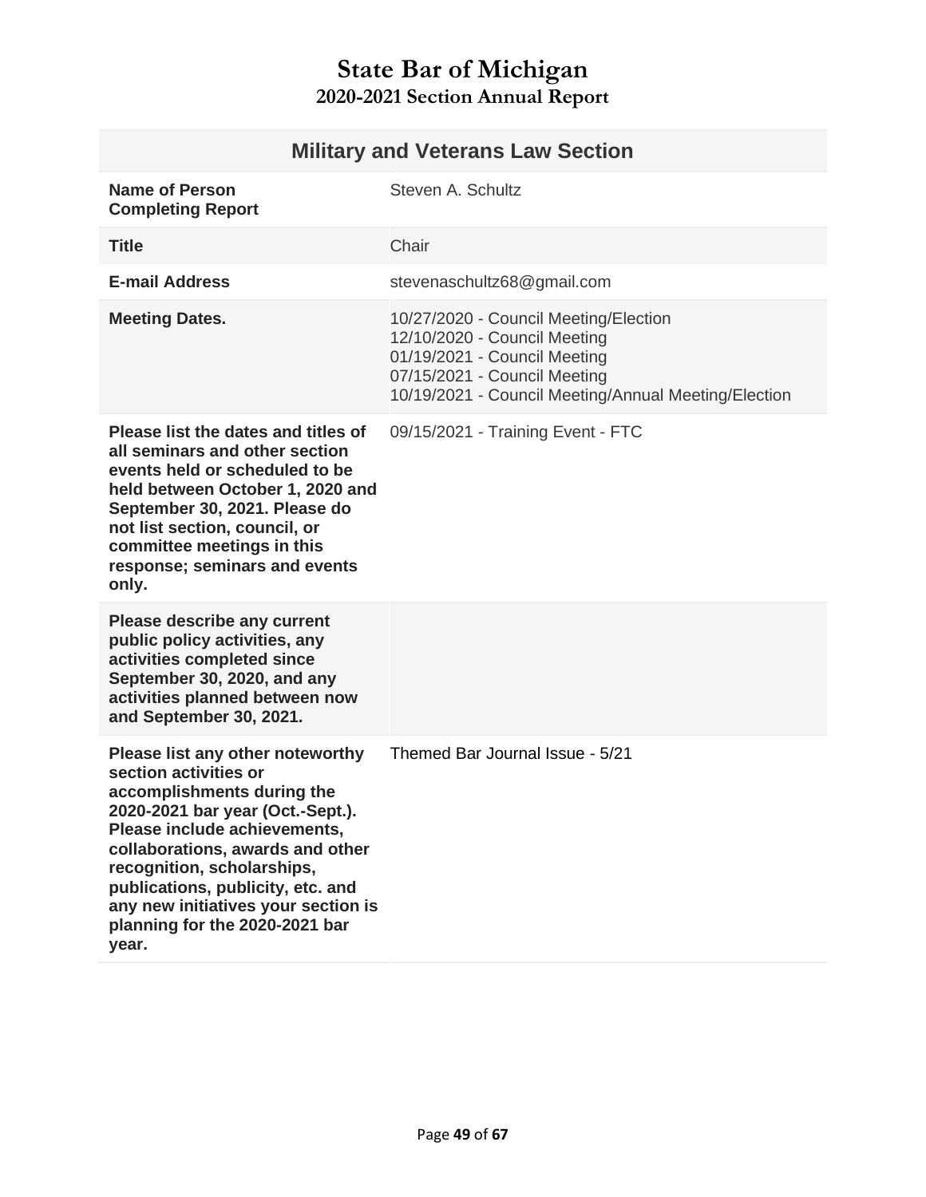# State Bar of Michigan
## 2020-2021 Section Annual Report

| Military and Veterans Law Section | |
|---|---|
| **Name of Person Completing Report** | Steven A. Schultz |
| **Title** | Chair |
| **E-mail Address** | stevenaschultz68@gmail.com |
| **Meeting Dates.** | 10/27/2020 - Council Meeting/Election<br>12/10/2020 - Council Meeting<br>01/19/2021 - Council Meeting<br>07/15/2021 - Council Meeting<br>10/19/2021 - Council Meeting/Annual Meeting/Election |
| **Please list the dates and titles of all seminars and other section events held or scheduled to be held between October 1, 2020 and September 30, 2021. Please do not list section, council, or committee meetings in this response; seminars and events only.** | 09/15/2021 - Training Event - FTC |
| **Please describe any current public policy activities, any activities completed since September 30, 2020, and any activities planned between now and September 30, 2021.** | |
| **Please list any other noteworthy section activities or accomplishments during the 2020-2021 bar year (Oct.-Sept.). Please include achievements, collaborations, awards and other recognition, scholarships, publications, publicity, etc. and any new initiatives your section is planning for the 2020-2021 bar year.** | Themed Bar Journal Issue - 5/21 |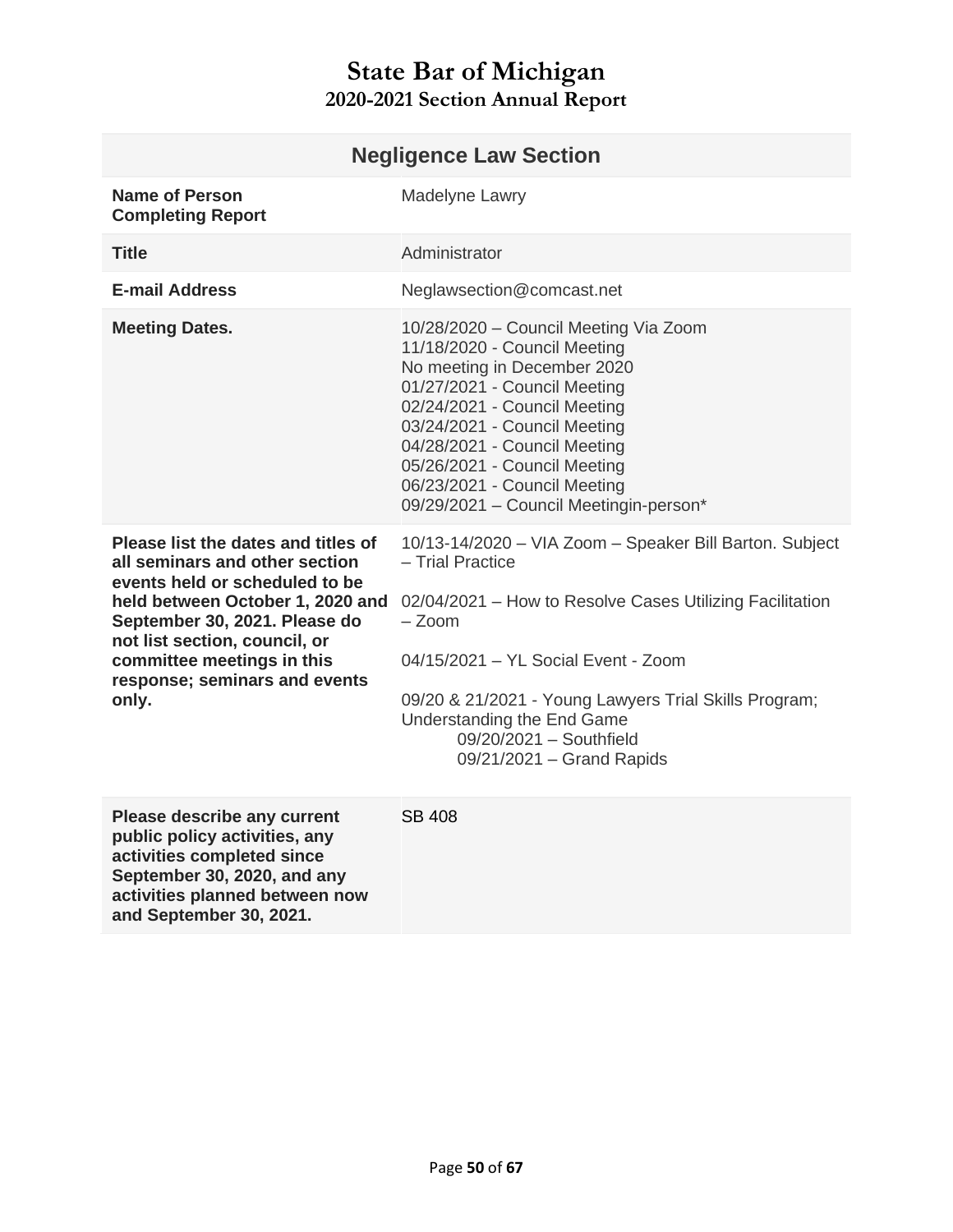# State Bar of Michigan
## 2020-2021 Section Annual Report

| Negligence Law Section | |
|---|---|
| **Name of Person Completing Report** | Madelyne Lawry |
| **Title** | Administrator |
| **E-mail Address** | Neglawsection@comcast.net |
| **Meeting Dates.** | 10/28/2020 – Council Meeting Via Zoom<br>11/18/2020 - Council Meeting<br>No meeting in December 2020<br>01/27/2021 - Council Meeting<br>02/24/2021 - Council Meeting<br>03/24/2021 - Council Meeting<br>04/28/2021 - Council Meeting<br>05/26/2021 - Council Meeting<br>06/23/2021 - Council Meeting<br>09/29/2021 – Council Meetingin-person* |
| **Please list the dates and titles of all seminars and other section events held or scheduled to be held between October 1, 2020 and September 30, 2021. Please do not list section, council, or committee meetings in this response; seminars and events only.** | 10/13-14/2020 – VIA Zoom – Speaker Bill Barton. Subject – Trial Practice<br><br>02/04/2021 – How to Resolve Cases Utilizing Facilitation – Zoom<br><br>04/15/2021 – YL Social Event - Zoom<br><br>09/20 & 21/2021 - Young Lawyers Trial Skills Program; Understanding the End Game<br>09/20/2021 – Southfield<br>09/21/2021 – Grand Rapids |
| **Please describe any current public policy activities, any activities completed since September 30, 2020, and any activities planned between now and September 30, 2021.** | SB 408 |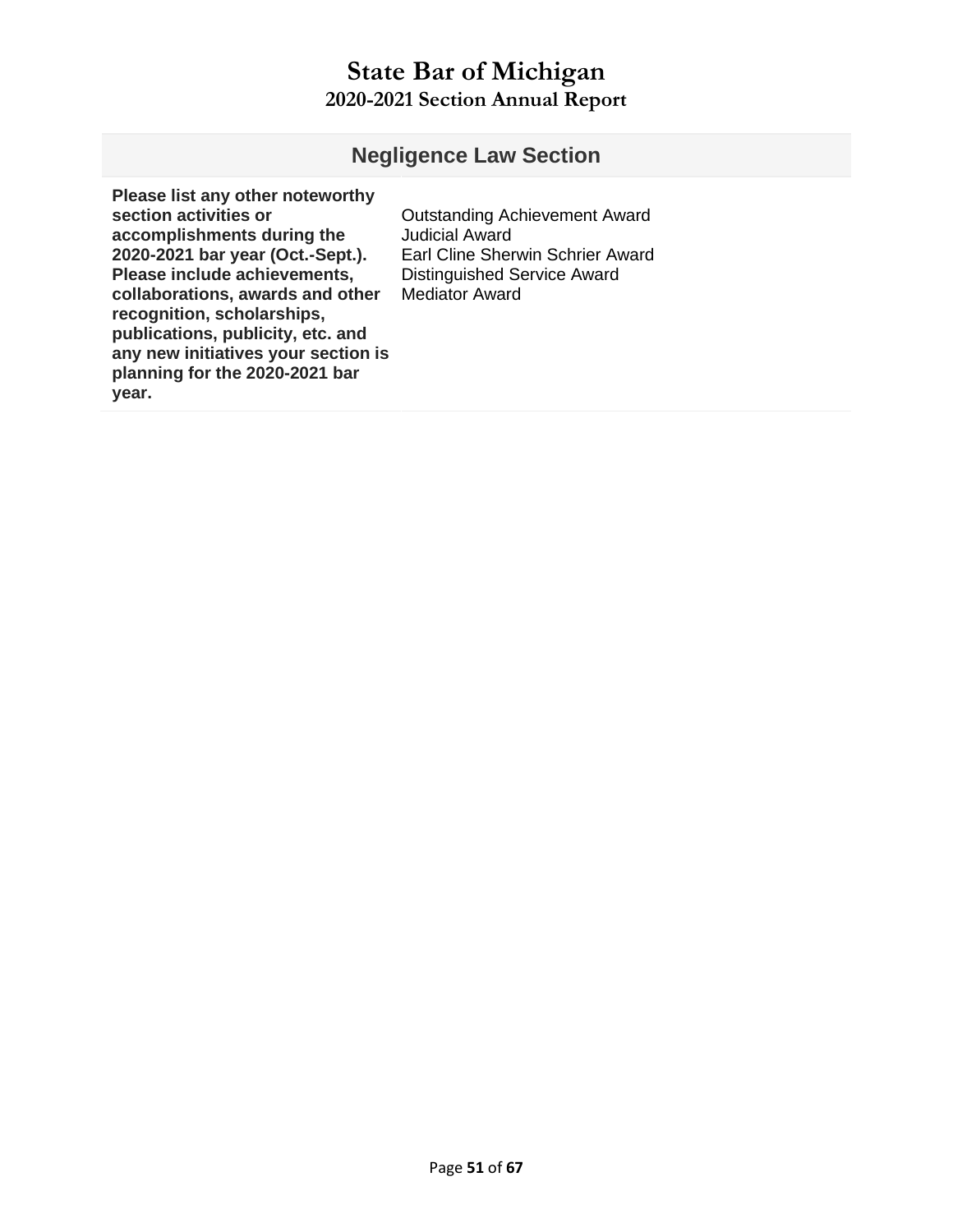# State Bar of Michigan
## 2020-2021 Section Annual Report

| Negligence Law Section | |
|---|---|
| **Please list any other noteworthy section activities or accomplishments during the 2020-2021 bar year (Oct.-Sept.). Please include achievements, collaborations, awards and other recognition, scholarships, publications, publicity, etc. and any new initiatives your section is planning for the 2020-2021 bar year.** | Outstanding Achievement Award<br>Judicial Award<br>Earl Cline Sherwin Schrier Award<br>Distinguished Service Award<br>Mediator Award |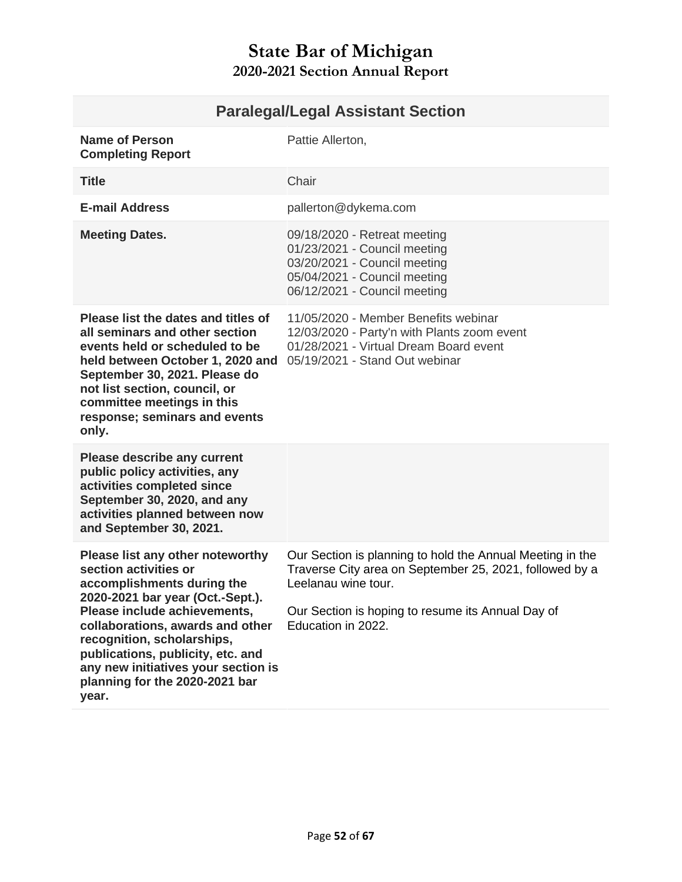# State Bar of Michigan
## 2020-2021 Section Annual Report

| Paralegal/Legal Assistant Section | |
|---|---|
| **Name of Person Completing Report** | Pattie Allerton, |
| **Title** | Chair |
| **E-mail Address** | pallerton@dykema.com |
| **Meeting Dates.** | 09/18/2020 - Retreat meeting<br>01/23/2021 - Council meeting<br>03/20/2021 - Council meeting<br>05/04/2021 - Council meeting<br>06/12/2021 - Council meeting |
| **Please list the dates and titles of all seminars and other section events held or scheduled to be held between October 1, 2020 and September 30, 2021. Please do not list section, council, or committee meetings in this response; seminars and events only.** | 11/05/2020 - Member Benefits webinar<br>12/03/2020 - Party'n with Plants zoom event<br>01/28/2021 - Virtual Dream Board event<br>05/19/2021 - Stand Out webinar |
| **Please describe any current public policy activities, any activities completed since September 30, 2020, and any activities planned between now and September 30, 2021.** | |
| **Please list any other noteworthy section activities or accomplishments during the 2020-2021 bar year (Oct.-Sept.). Please include achievements, collaborations, awards and other recognition, scholarships, publications, publicity, etc. and any new initiatives your section is planning for the 2020-2021 bar year.** | Our Section is planning to hold the Annual Meeting in the Traverse City area on September 25, 2021, followed by a Leelanau wine tour.<br><br>Our Section is hoping to resume its Annual Day of Education in 2022. |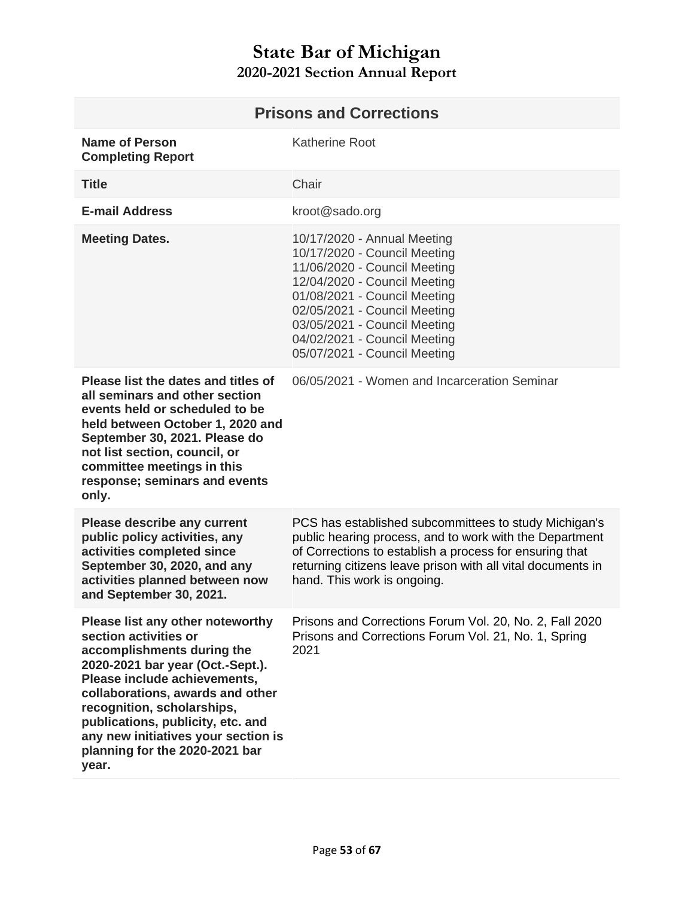# State Bar of Michigan
## 2020-2021 Section Annual Report

| Prisons and Corrections | |
|---|---|
| **Name of Person Completing Report** | Katherine Root |
| **Title** | Chair |
| **E-mail Address** | kroot@sado.org |
| **Meeting Dates.** | 10/17/2020 - Annual Meeting<br>10/17/2020 - Council Meeting<br>11/06/2020 - Council Meeting<br>12/04/2020 - Council Meeting<br>01/08/2021 - Council Meeting<br>02/05/2021 - Council Meeting<br>03/05/2021 - Council Meeting<br>04/02/2021 - Council Meeting<br>05/07/2021 - Council Meeting |
| **Please list the dates and titles of all seminars and other section events held or scheduled to be held between October 1, 2020 and September 30, 2021. Please do not list section, council, or committee meetings in this response; seminars and events only.** | 06/05/2021 - Women and Incarceration Seminar |
| **Please describe any current public policy activities, any activities completed since September 30, 2020, and any activities planned between now and September 30, 2021.** | PCS has established subcommittees to study Michigan's public hearing process, and to work with the Department of Corrections to establish a process for ensuring that returning citizens leave prison with all vital documents in hand. This work is ongoing. |
| **Please list any other noteworthy section activities or accomplishments during the 2020-2021 bar year (Oct.-Sept.). Please include achievements, collaborations, awards and other recognition, scholarships, publications, publicity, etc. and any new initiatives your section is planning for the 2020-2021 bar year.** | Prisons and Corrections Forum Vol. 20, No. 2, Fall 2020<br>Prisons and Corrections Forum Vol. 21, No. 1, Spring 2021 |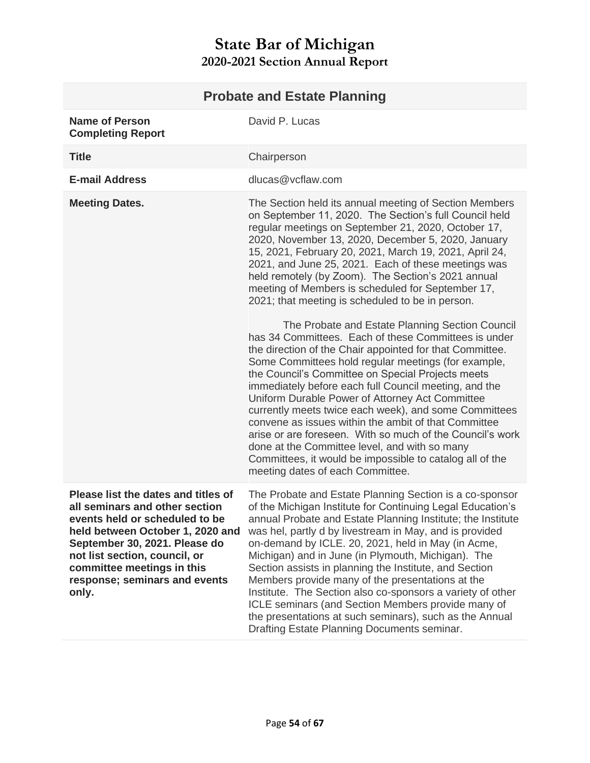# State Bar of Michigan
## 2020-2021 Section Annual Report

| Probate and Estate Planning | |
|---|---|
| **Name of Person Completing Report** | David P. Lucas |
| **Title** | Chairperson |
| **E-mail Address** | dlucas@vcflaw.com |
| **Meeting Dates.** | The Section held its annual meeting of Section Members on September 11, 2020. The Section's full Council held regular meetings on September 21, 2020, October 17, 2020, November 13, 2020, December 5, 2020, January 15, 2021, February 20, 2021, March 19, 2021, April 24, 2021, and June 25, 2021. Each of these meetings was held remotely (by Zoom). The Section's 2021 annual meeting of Members is scheduled for September 17, 2021; that meeting is scheduled to be in person.<br><br>The Probate and Estate Planning Section Council has 34 Committees. Each of these Committees is under the direction of the Chair appointed for that Committee. Some Committees hold regular meetings (for example, the Council's Committee on Special Projects meets immediately before each full Council meeting, and the Uniform Durable Power of Attorney Act Committee currently meets twice each week), and some Committees convene as issues within the ambit of that Committee arise or are foreseen. With so much of the Council's work done at the Committee level, and with so many Committees, it would be impossible to catalog all of the meeting dates of each Committee. |
| **Please list the dates and titles of all seminars and other section events held or scheduled to be held between October 1, 2020 and September 30, 2021. Please do not list section, council, or committee meetings in this response; seminars and events only.** | The Probate and Estate Planning Section is a co-sponsor of the Michigan Institute for Continuing Legal Education's annual Probate and Estate Planning Institute; the Institute was hel, partly d by livestream in May, and is provided on-demand by ICLE. 20, 2021, held in May (in Acme, Michigan) and in June (in Plymouth, Michigan). The Section assists in planning the Institute, and Section Members provide many of the presentations at the Institute. The Section also co-sponsors a variety of other ICLE seminars (and Section Members provide many of the presentations at such seminars), such as the Annual Drafting Estate Planning Documents seminar. |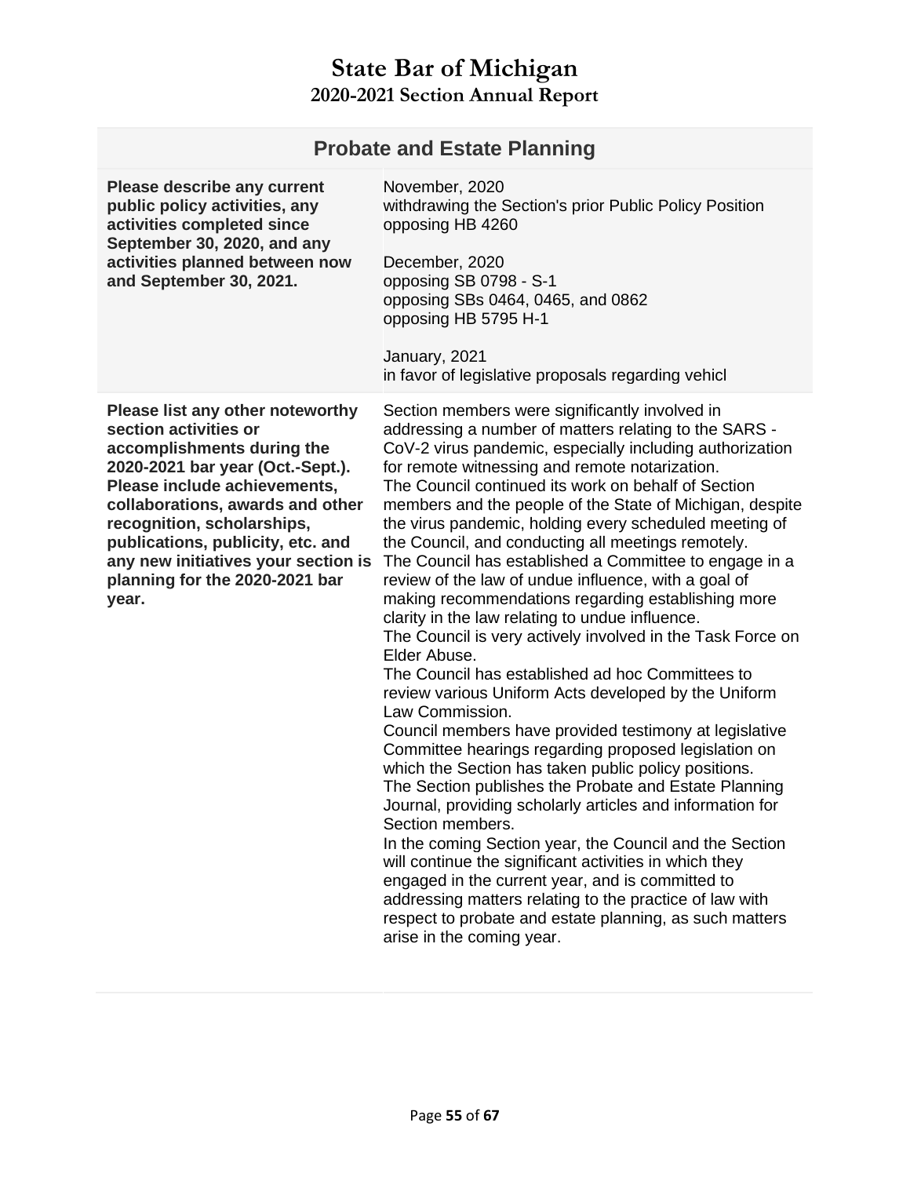# State Bar of Michigan
## 2020-2021 Section Annual Report

| Probate and Estate Planning | |
|---|---|
| **Please describe any current public policy activities, any activities completed since September 30, 2020, and any activities planned between now and September 30, 2021.** | November, 2020<br>withdrawing the Section's prior Public Policy Position opposing HB 4260<br><br>December, 2020<br>opposing SB 0798 - S-1<br>opposing SBs 0464, 0465, and 0862<br>opposing HB 5795 H-1<br><br>January, 2021<br>in favor of legislative proposals regarding vehicl |
| **Please list any other noteworthy section activities or accomplishments during the 2020-2021 bar year (Oct.-Sept.). Please include achievements, collaborations, awards and other recognition, scholarships, publications, publicity, etc. and any new initiatives your section is planning for the 2020-2021 bar year.** | Section members were significantly involved in addressing a number of matters relating to the SARS - CoV-2 virus pandemic, especially including authorization for remote witnessing and remote notarization.<br>The Council continued its work on behalf of Section members and the people of the State of Michigan, despite the virus pandemic, holding every scheduled meeting of the Council, and conducting all meetings remotely.<br>The Council has established a Committee to engage in a review of the law of undue influence, with a goal of making recommendations regarding establishing more clarity in the law relating to undue influence.<br>The Council is very actively involved in the Task Force on Elder Abuse.<br>The Council has established ad hoc Committees to review various Uniform Acts developed by the Uniform Law Commission.<br>Council members have provided testimony at legislative Committee hearings regarding proposed legislation on which the Section has taken public policy positions.<br>The Section publishes the Probate and Estate Planning Journal, providing scholarly articles and information for Section members.<br>In the coming Section year, the Council and the Section will continue the significant activities in which they engaged in the current year, and is committed to addressing matters relating to the practice of law with respect to probate and estate planning, as such matters arise in the coming year. |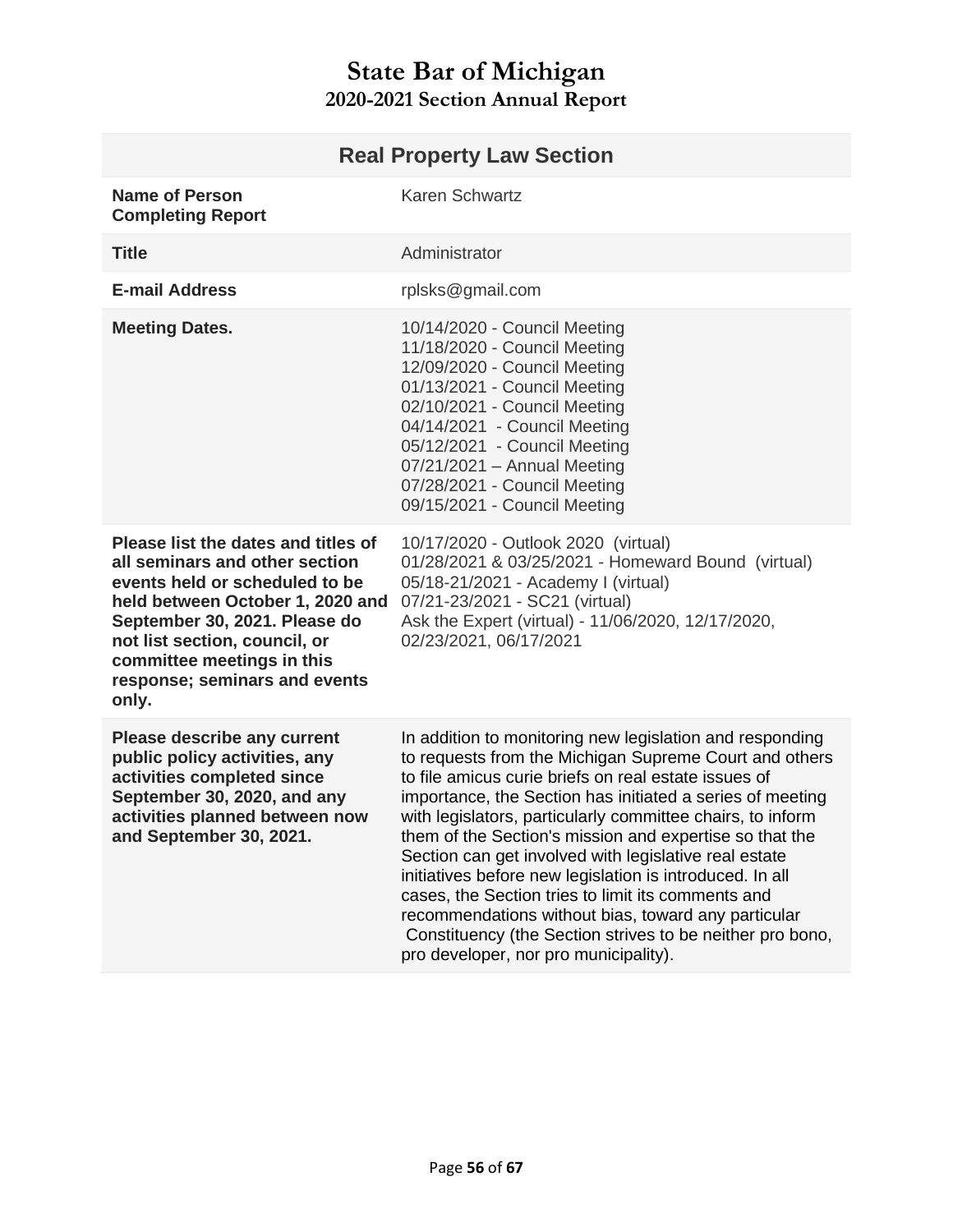# State Bar of Michigan
## 2020-2021 Section Annual Report

| Real Property Law Section | |
|---|---|
| **Name of Person Completing Report** | Karen Schwartz |
| **Title** | Administrator |
| **E-mail Address** | rplsks@gmail.com |
| **Meeting Dates.** | 10/14/2020 - Council Meeting<br>11/18/2020 - Council Meeting<br>12/09/2020 - Council Meeting<br>01/13/2021 - Council Meeting<br>02/10/2021 - Council Meeting<br>04/14/2021 - Council Meeting<br>05/12/2021 - Council Meeting<br>07/21/2021 – Annual Meeting<br>07/28/2021 - Council Meeting<br>09/15/2021 - Council Meeting |
| **Please list the dates and titles of all seminars and other section events held or scheduled to be held between October 1, 2020 and September 30, 2021. Please do not list section, council, or committee meetings in this response; seminars and events only.** | 10/17/2020 - Outlook 2020 (virtual)<br>01/28/2021 & 03/25/2021 - Homeward Bound (virtual)<br>05/18-21/2021 - Academy I (virtual)<br>07/21-23/2021 - SC21 (virtual)<br>Ask the Expert (virtual) - 11/06/2020, 12/17/2020, 02/23/2021, 06/17/2021 |
| **Please describe any current public policy activities, any activities completed since September 30, 2020, and any activities planned between now and September 30, 2021.** | In addition to monitoring new legislation and responding to requests from the Michigan Supreme Court and others to file amicus curie briefs on real estate issues of importance, the Section has initiated a series of meeting with legislators, particularly committee chairs, to inform them of the Section's mission and expertise so that the Section can get involved with legislative real estate initiatives before new legislation is introduced. In all cases, the Section tries to limit its comments and recommendations without bias, toward any particular Constituency (the Section strives to be neither pro bono, pro developer, nor pro municipality). |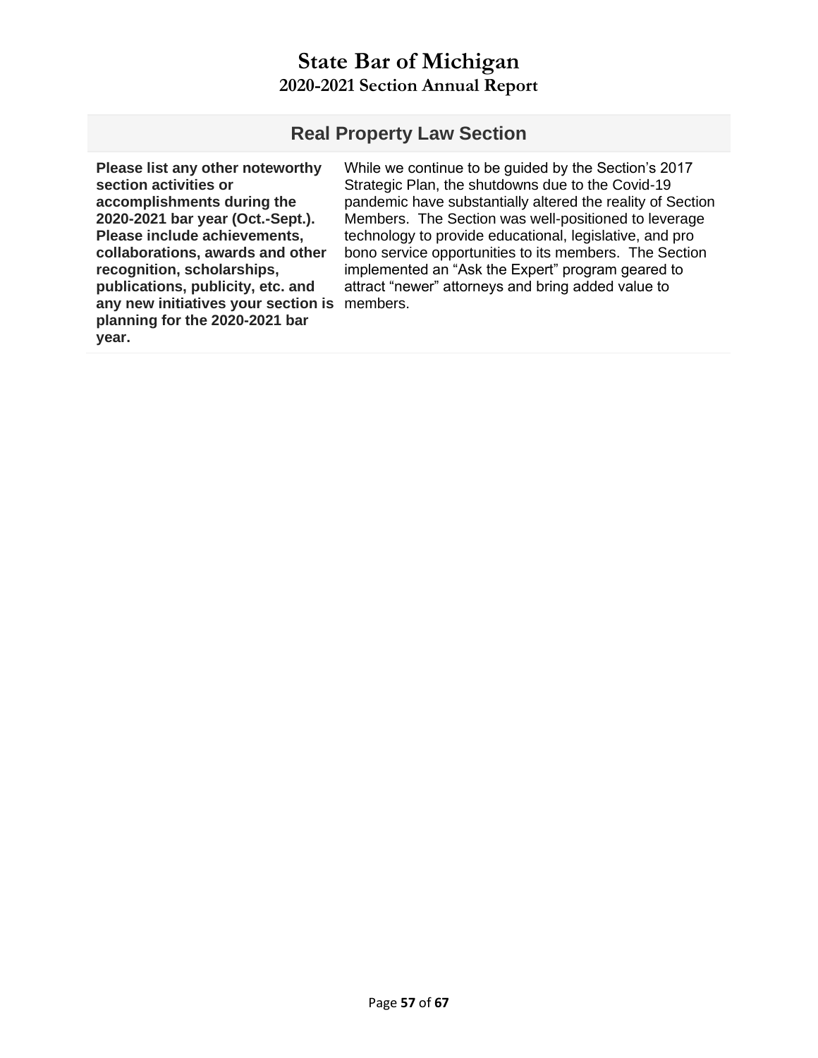# State Bar of Michigan
## 2020-2021 Section Annual Report

## Real Property Law Section

| | |
|---|---|
| **Please list any other noteworthy section activities or accomplishments during the 2020-2021 bar year (Oct.-Sept.). Please include achievements, collaborations, awards and other recognition, scholarships, publications, publicity, etc. and any new initiatives your section is planning for the 2020-2021 bar year.** | While we continue to be guided by the Section's 2017 Strategic Plan, the shutdowns due to the Covid-19 pandemic have substantially altered the reality of Section Members. The Section was well-positioned to leverage technology to provide educational, legislative, and pro bono service opportunities to its members. The Section implemented an "Ask the Expert" program geared to attract "newer" attorneys and bring added value to members. |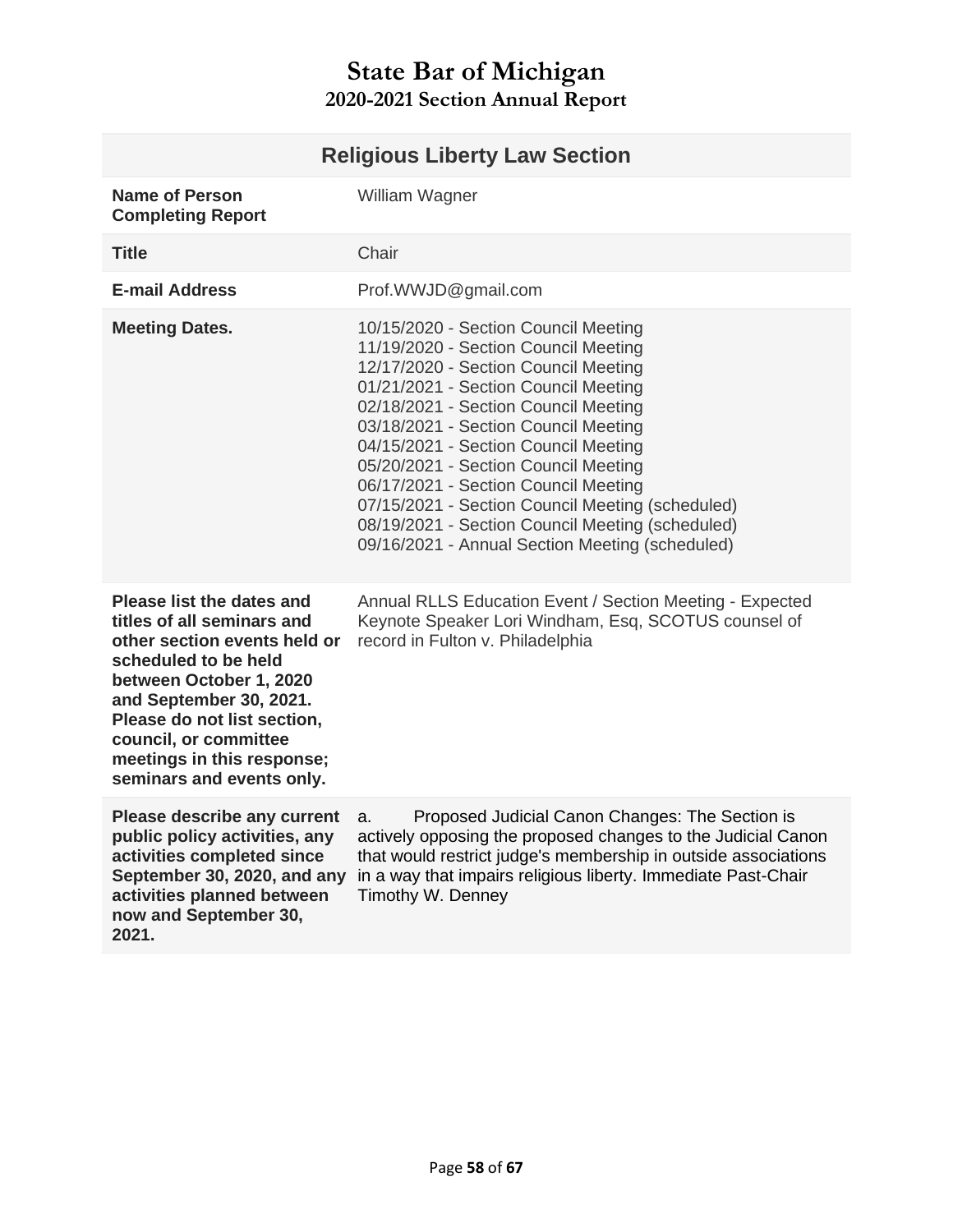# State Bar of Michigan
## 2020-2021 Section Annual Report

| Religious Liberty Law Section | |
|---|---|
| **Name of Person Completing Report** | William Wagner |
| **Title** | Chair |
| **E-mail Address** | Prof.WWJD@gmail.com |
| **Meeting Dates.** | 10/15/2020 - Section Council Meeting<br>11/19/2020 - Section Council Meeting<br>12/17/2020 - Section Council Meeting<br>01/21/2021 - Section Council Meeting<br>02/18/2021 - Section Council Meeting<br>03/18/2021 - Section Council Meeting<br>04/15/2021 - Section Council Meeting<br>05/20/2021 - Section Council Meeting<br>06/17/2021 - Section Council Meeting<br>07/15/2021 - Section Council Meeting (scheduled)<br>08/19/2021 - Section Council Meeting (scheduled)<br>09/16/2021 - Annual Section Meeting (scheduled) |
| **Please list the dates and titles of all seminars and other section events held or scheduled to be held between October 1, 2020 and September 30, 2021. Please do not list section, council, or committee meetings in this response; seminars and events only.** | Annual RLLS Education Event / Section Meeting - Expected Keynote Speaker Lori Windham, Esq, SCOTUS counsel of record in Fulton v. Philadelphia |
| **Please describe any current public policy activities, any activities completed since September 30, 2020, and any activities planned between now and September 30, 2021.** | a. Proposed Judicial Canon Changes: The Section is actively opposing the proposed changes to the Judicial Canon that would restrict judge's membership in outside associations in a way that impairs religious liberty. Immediate Past-Chair Timothy W. Denney |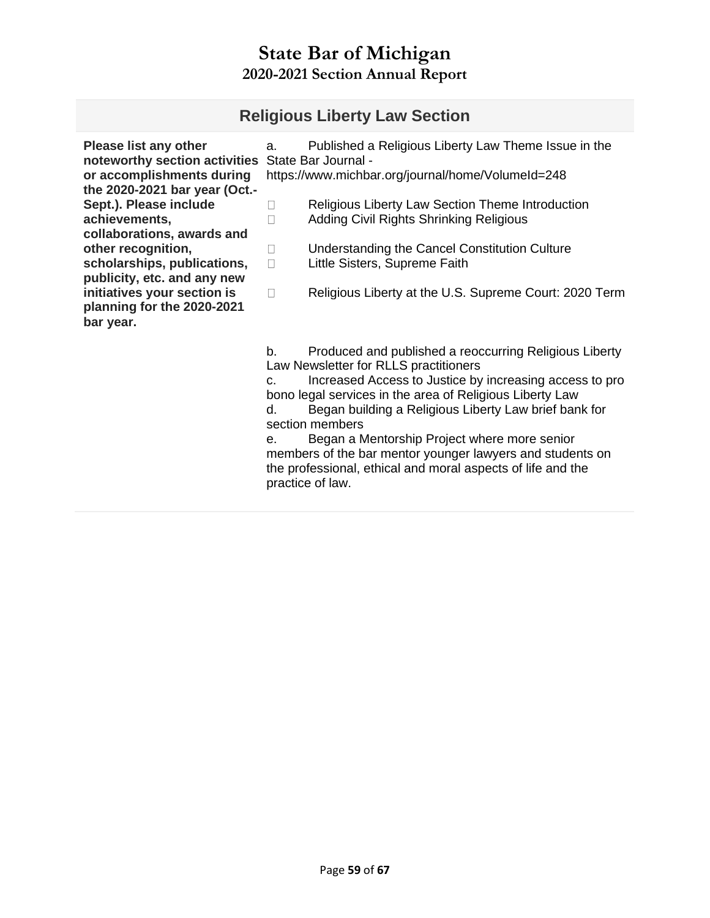# State Bar of Michigan

## 2020-2021 Section Annual Report

### Religious Liberty Law Section

| **Please list any other noteworthy section activities or accomplishments during the 2020-2021 bar year (Oct.-Sept.). Please include achievements, collaborations, awards and other recognition, scholarships, publications, publicity, etc. and any new initiatives your section is planning for the 2020-2021 bar year.** | a. Published a Religious Liberty Law Theme Issue in the State Bar Journal - https://www.michbar.org/journal/home/VolumeId=248<br><br>- Religious Liberty Law Section Theme Introduction<br>- Adding Civil Rights Shrinking Religious<br>- Understanding the Cancel Constitution Culture<br>- Little Sisters, Supreme Faith<br>- Religious Liberty at the U.S. Supreme Court: 2020 Term<br><br>b. Produced and published a reoccurring Religious Liberty Law Newsletter for RLLS practitioners<br>c. Increased Access to Justice by increasing access to pro bono legal services in the area of Religious Liberty Law<br>d. Began building a Religious Liberty Law brief bank for section members<br>e. Began a Mentorship Project where more senior members of the bar mentor younger lawyers and students on the professional, ethical and moral aspects of life and the practice of law. |
|---|---|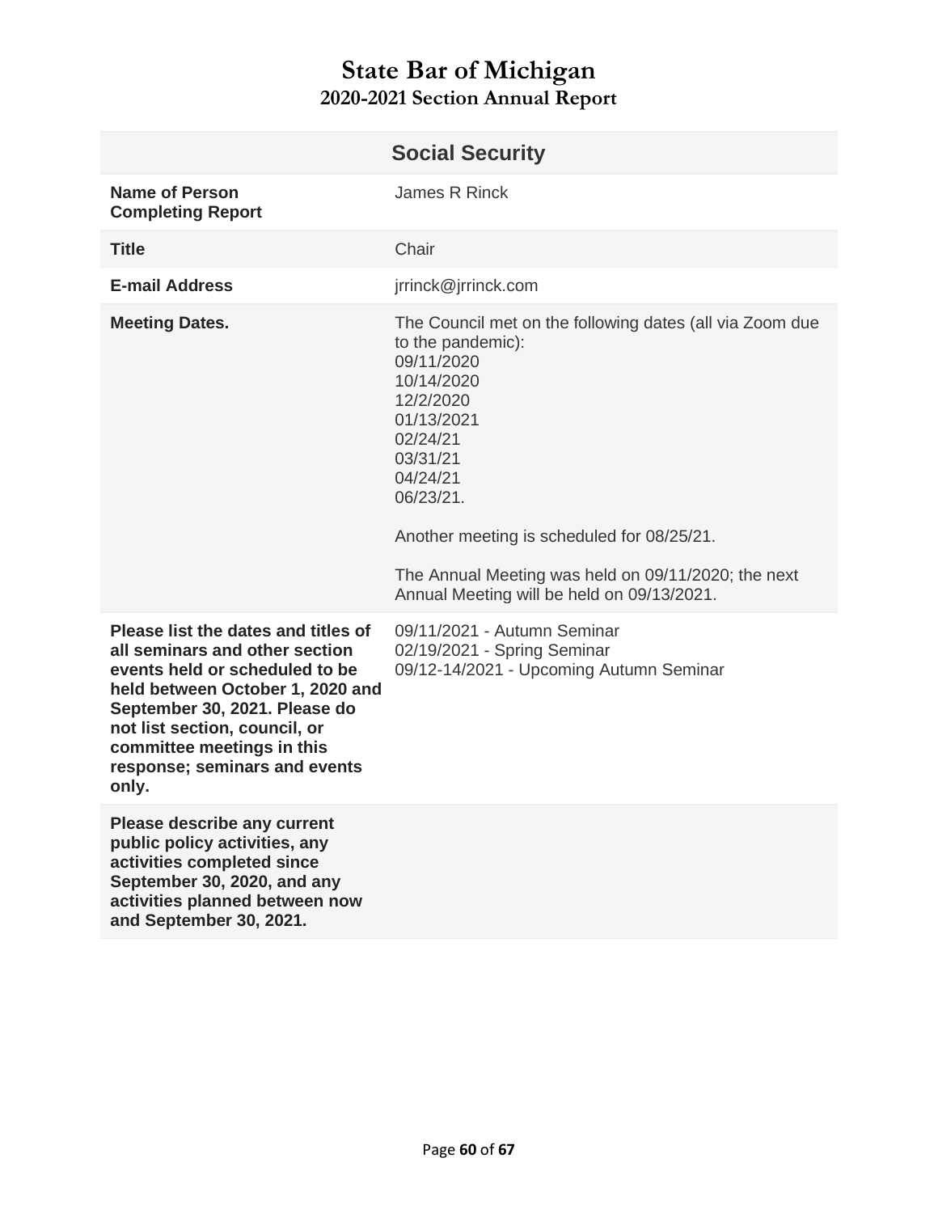# State Bar of Michigan
## 2020-2021 Section Annual Report

| Social Security | |
|---|---|
| **Name of Person Completing Report** | James R Rinck |
| **Title** | Chair |
| **E-mail Address** | jrrinck@jrrinck.com |
| **Meeting Dates.** | The Council met on the following dates (all via Zoom due to the pandemic):<br>09/11/2020<br>10/14/2020<br>12/2/2020<br>01/13/2021<br>02/24/21<br>03/31/21<br>04/24/21<br>06/23/21.<br><br>Another meeting is scheduled for 08/25/21.<br><br>The Annual Meeting was held on 09/11/2020; the next Annual Meeting will be held on 09/13/2021. |
| **Please list the dates and titles of all seminars and other section events held or scheduled to be held between October 1, 2020 and September 30, 2021. Please do not list section, council, or committee meetings in this response; seminars and events only.** | 09/11/2021 - Autumn Seminar<br>02/19/2021 - Spring Seminar<br>09/12-14/2021 - Upcoming Autumn Seminar |
| **Please describe any current public policy activities, any activities completed since September 30, 2020, and any activities planned between now and September 30, 2021.** | |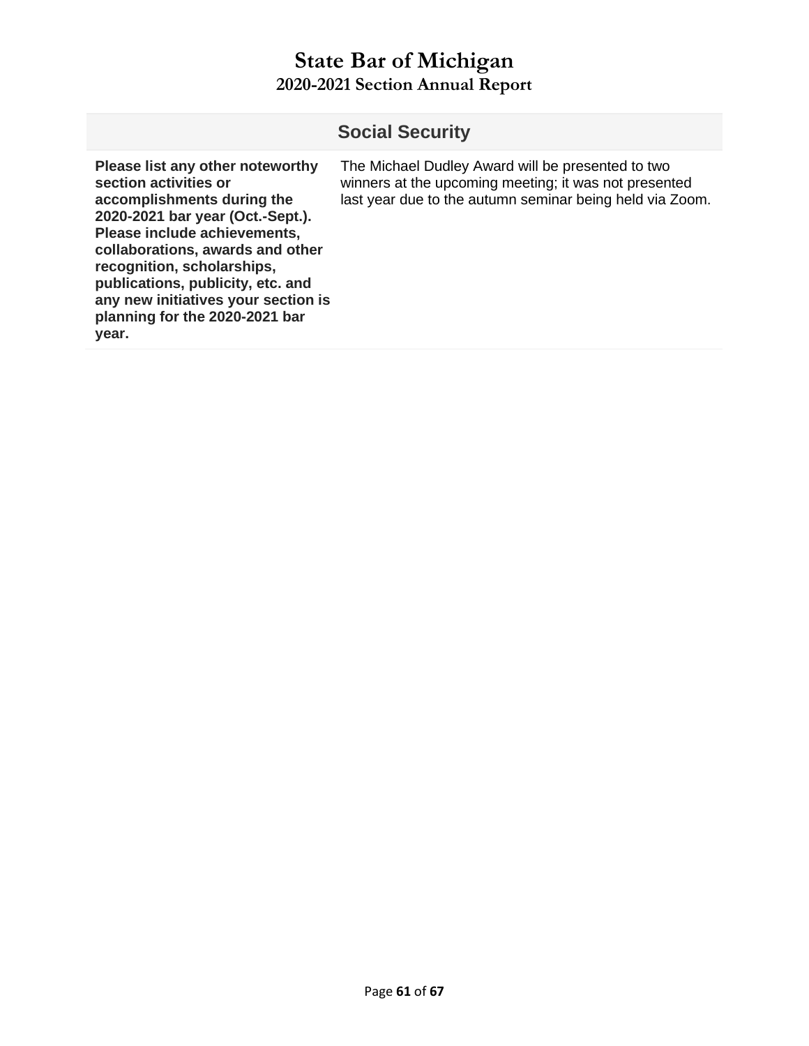# State Bar of Michigan

## 2020-2021 Section Annual Report

| Social Security | |
|---|---|
| **Please list any other noteworthy section activities or accomplishments during the 2020-2021 bar year (Oct.-Sept.). Please include achievements, collaborations, awards and other recognition, scholarships, publications, publicity, etc. and any new initiatives your section is planning for the 2020-2021 bar year.** | The Michael Dudley Award will be presented to two winners at the upcoming meeting; it was not presented last year due to the autumn seminar being held via Zoom. |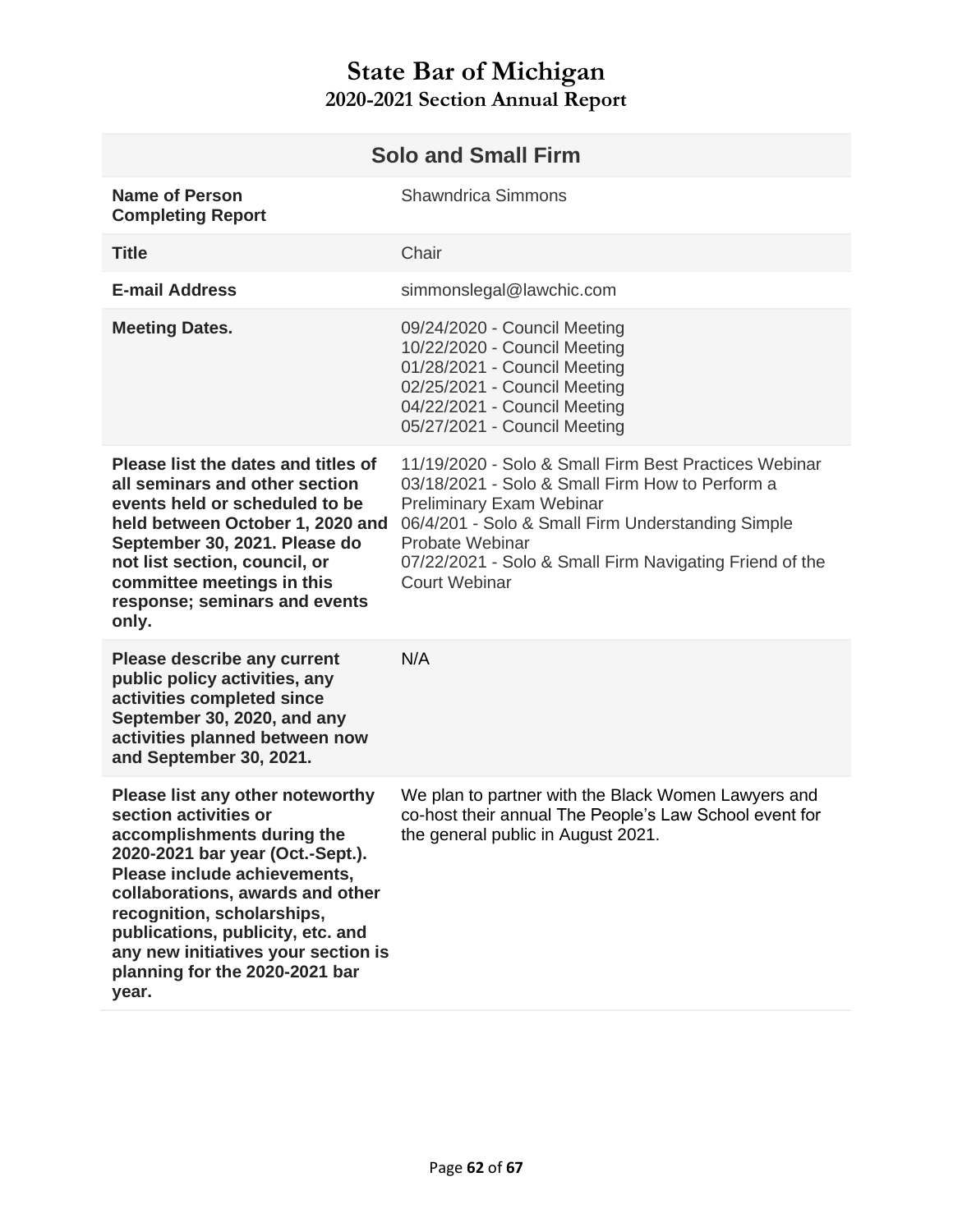# State Bar of Michigan
## 2020-2021 Section Annual Report

| Solo and Small Firm | |
|---|---|
| **Name of Person Completing Report** | Shawndrica Simmons |
| **Title** | Chair |
| **E-mail Address** | simmonslegal@lawchic.com |
| **Meeting Dates.** | 09/24/2020 - Council Meeting<br>10/22/2020 - Council Meeting<br>01/28/2021 - Council Meeting<br>02/25/2021 - Council Meeting<br>04/22/2021 - Council Meeting<br>05/27/2021 - Council Meeting |
| **Please list the dates and titles of all seminars and other section events held or scheduled to be held between October 1, 2020 and September 30, 2021. Please do not list section, council, or committee meetings in this response; seminars and events only.** | 11/19/2020 - Solo & Small Firm Best Practices Webinar<br>03/18/2021 - Solo & Small Firm How to Perform a Preliminary Exam Webinar<br>06/4/201 - Solo & Small Firm Understanding Simple Probate Webinar<br>07/22/2021 - Solo & Small Firm Navigating Friend of the Court Webinar |
| **Please describe any current public policy activities, any activities completed since September 30, 2020, and any activities planned between now and September 30, 2021.** | N/A |
| **Please list any other noteworthy section activities or accomplishments during the 2020-2021 bar year (Oct.-Sept.). Please include achievements, collaborations, awards and other recognition, scholarships, publications, publicity, etc. and any new initiatives your section is planning for the 2020-2021 bar year.** | We plan to partner with the Black Women Lawyers and co-host their annual The People's Law School event for the general public in August 2021. |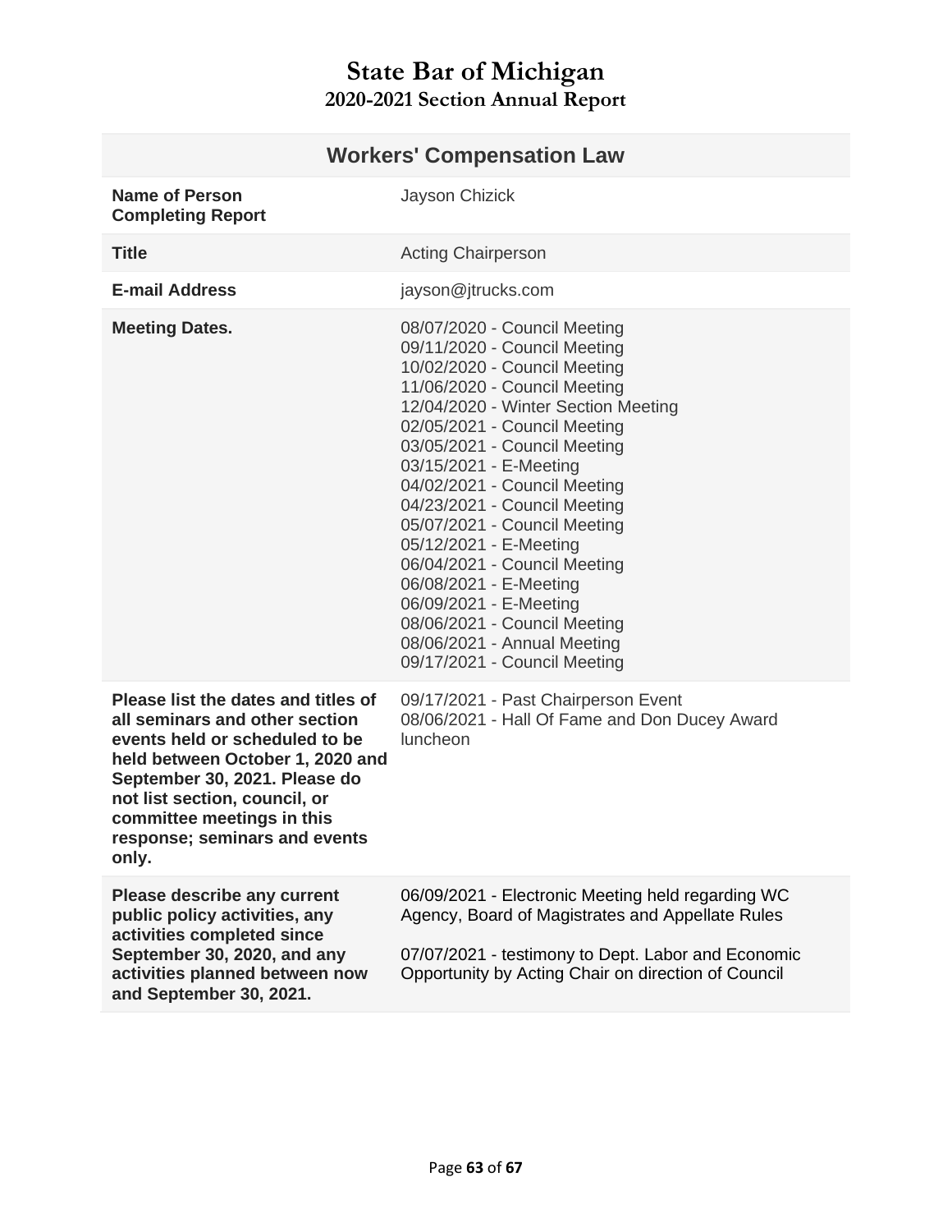# State Bar of Michigan

## 2020-2021 Section Annual Report

| Workers' Compensation Law | |
|---|---|
| **Name of Person Completing Report** | Jayson Chizick |
| **Title** | Acting Chairperson |
| **E-mail Address** | jayson@jtrucks.com |
| **Meeting Dates.** | 08/07/2020 - Council Meeting<br>09/11/2020 - Council Meeting<br>10/02/2020 - Council Meeting<br>11/06/2020 - Council Meeting<br>12/04/2020 - Winter Section Meeting<br>02/05/2021 - Council Meeting<br>03/05/2021 - Council Meeting<br>03/15/2021 - E-Meeting<br>04/02/2021 - Council Meeting<br>04/23/2021 - Council Meeting<br>05/07/2021 - Council Meeting<br>05/12/2021 - E-Meeting<br>06/04/2021 - Council Meeting<br>06/08/2021 - E-Meeting<br>06/09/2021 - E-Meeting<br>08/06/2021 - Council Meeting<br>08/06/2021 - Annual Meeting<br>09/17/2021 - Council Meeting |
| **Please list the dates and titles of all seminars and other section events held or scheduled to be held between October 1, 2020 and September 30, 2021. Please do not list section, council, or committee meetings in this response; seminars and events only.** | 09/17/2021 - Past Chairperson Event<br>08/06/2021 - Hall Of Fame and Don Ducey Award luncheon |
| **Please describe any current public policy activities, any activities completed since September 30, 2020, and any activities planned between now and September 30, 2021.** | 06/09/2021 - Electronic Meeting held regarding WC Agency, Board of Magistrates and Appellate Rules<br><br>07/07/2021 - testimony to Dept. Labor and Economic Opportunity by Acting Chair on direction of Council |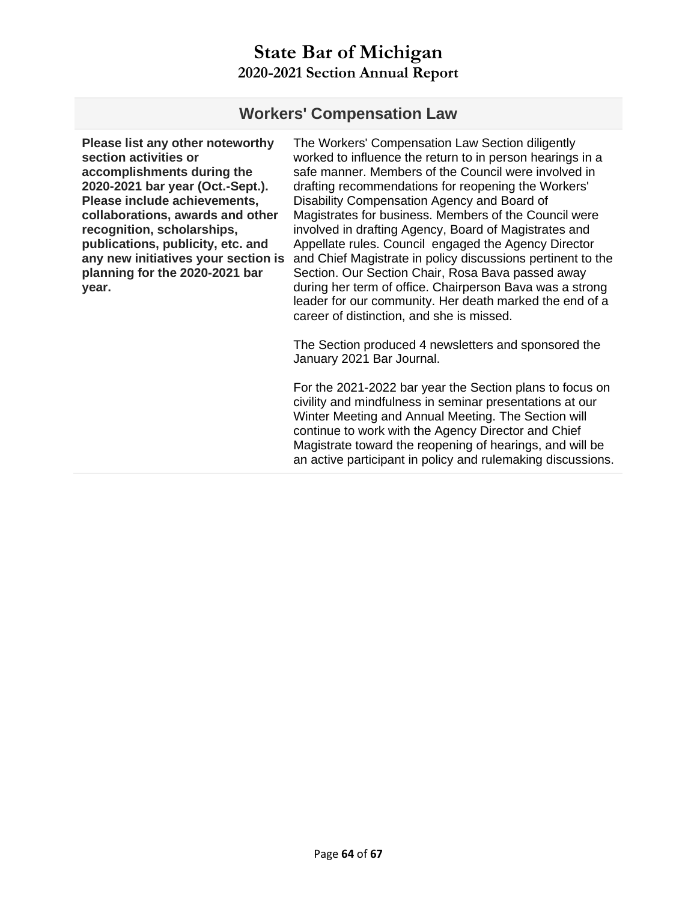# State Bar of Michigan

## 2020-2021 Section Annual Report

### Workers' Compensation Law

| **Please list any other noteworthy section activities or accomplishments during the 2020-2021 bar year (Oct.-Sept.). Please include achievements, collaborations, awards and other recognition, scholarships, publications, publicity, etc. and any new initiatives your section is planning for the 2020-2021 bar year.** | The Workers' Compensation Law Section diligently worked to influence the return to in person hearings in a safe manner. Members of the Council were involved in drafting recommendations for reopening the Workers' Disability Compensation Agency and Board of Magistrates for business. Members of the Council were involved in drafting Agency, Board of Magistrates and Appellate rules. Council engaged the Agency Director and Chief Magistrate in policy discussions pertinent to the Section. Our Section Chair, Rosa Bava passed away during her term of office. Chairperson Bava was a strong leader for our community. Her death marked the end of a career of distinction, and she is missed.<br><br>The Section produced 4 newsletters and sponsored the January 2021 Bar Journal.<br><br>For the 2021-2022 bar year the Section plans to focus on civility and mindfulness in seminar presentations at our Winter Meeting and Annual Meeting. The Section will continue to work with the Agency Director and Chief Magistrate toward the reopening of hearings, and will be an active participant in policy and rulemaking discussions. |
|---|---|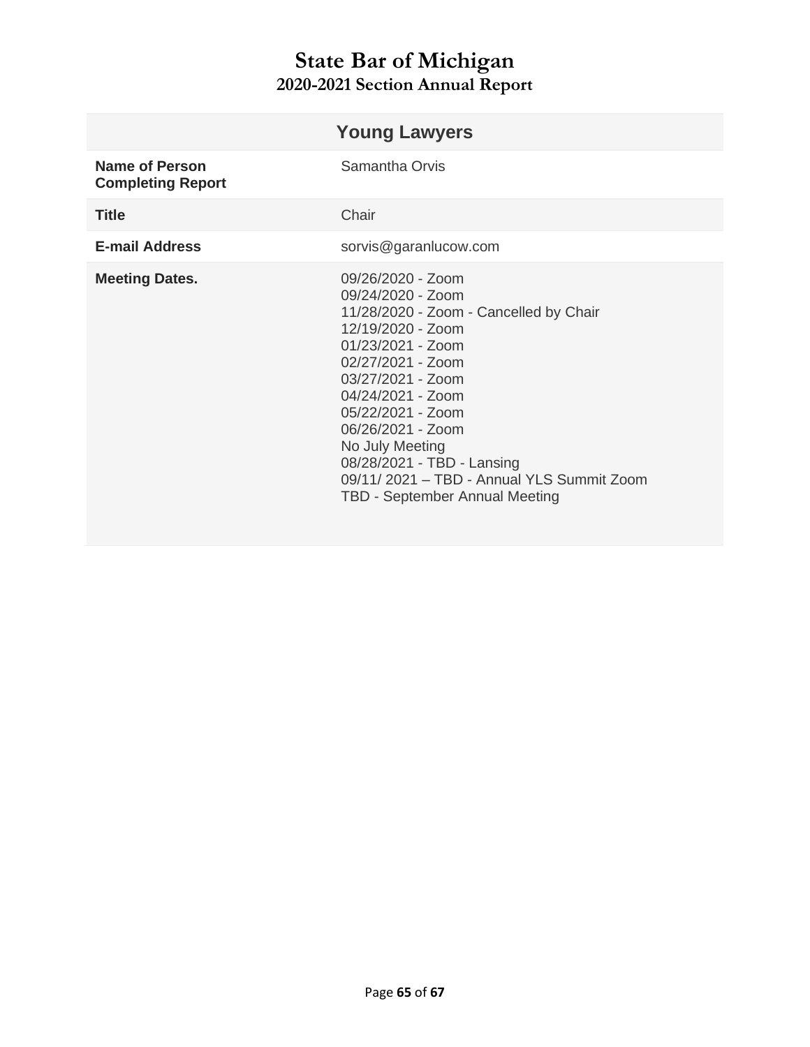# State Bar of Michigan
## 2020-2021 Section Annual Report

| Young Lawyers | |
|---|---|
| **Name of Person Completing Report** | Samantha Orvis |
| **Title** | Chair |
| **E-mail Address** | sorvis@garanlucow.com |
| **Meeting Dates.** | 09/26/2020 - Zoom<br>09/24/2020 - Zoom<br>11/28/2020 - Zoom - Cancelled by Chair<br>12/19/2020 - Zoom<br>01/23/2021 - Zoom<br>02/27/2021 - Zoom<br>03/27/2021 - Zoom<br>04/24/2021 - Zoom<br>05/22/2021 - Zoom<br>06/26/2021 - Zoom<br>No July Meeting<br>08/28/2021 - TBD - Lansing<br>09/11/ 2021 – TBD - Annual YLS Summit Zoom<br>TBD - September Annual Meeting |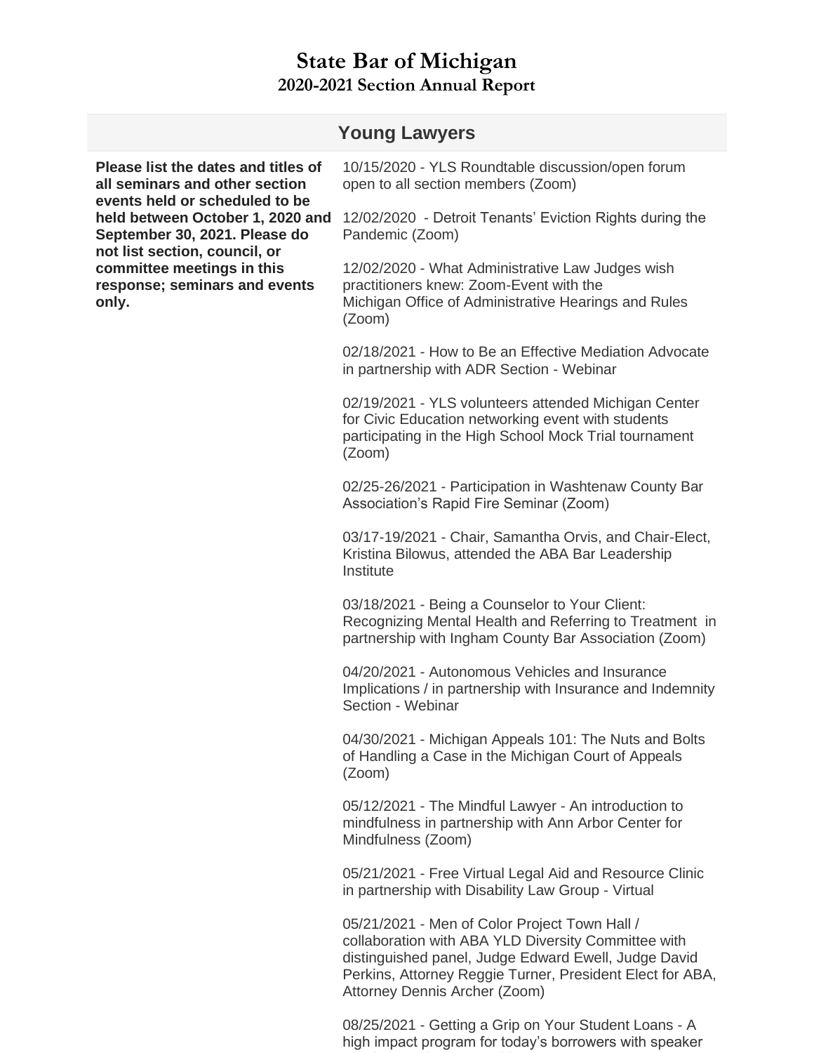# State Bar of Michigan
## 2020-2021 Section Annual Report

### Young Lawyers

**Please list the dates and titles of all seminars and other section events held or scheduled to be held between October 1, 2020 and September 30, 2021. Please do not list section, council, or committee meetings in this response; seminars and events only.**

10/15/2020 - YLS Roundtable discussion/open forum open to all section members (Zoom)

12/02/2020 - Detroit Tenants' Eviction Rights during the Pandemic (Zoom)

12/02/2020 - What Administrative Law Judges wish practitioners knew: Zoom-Event with the Michigan Office of Administrative Hearings and Rules (Zoom)

02/18/2021 - How to Be an Effective Mediation Advocate in partnership with ADR Section - Webinar

02/19/2021 - YLS volunteers attended Michigan Center for Civic Education networking event with students participating in the High School Mock Trial tournament (Zoom)

02/25-26/2021 - Participation in Washtenaw County Bar Association's Rapid Fire Seminar (Zoom)

03/17-19/2021 - Chair, Samantha Orvis, and Chair-Elect, Kristina Bilowus, attended the ABA Bar Leadership Institute

03/18/2021 - Being a Counselor to Your Client: Recognizing Mental Health and Referring to Treatment in partnership with Ingham County Bar Association (Zoom)

04/20/2021 - Autonomous Vehicles and Insurance Implications / in partnership with Insurance and Indemnity Section - Webinar

04/30/2021 - Michigan Appeals 101: The Nuts and Bolts of Handling a Case in the Michigan Court of Appeals (Zoom)

05/12/2021 - The Mindful Lawyer - An introduction to mindfulness in partnership with Ann Arbor Center for Mindfulness (Zoom)

05/21/2021 - Free Virtual Legal Aid and Resource Clinic in partnership with Disability Law Group - Virtual

05/21/2021 - Men of Color Project Town Hall / collaboration with ABA YLD Diversity Committee with distinguished panel, Judge Edward Ewell, Judge David Perkins, Attorney Reggie Turner, President Elect for ABA, Attorney Dennis Archer (Zoom)

08/25/2021 - Getting a Grip on Your Student Loans - A high impact program for today's borrowers with speaker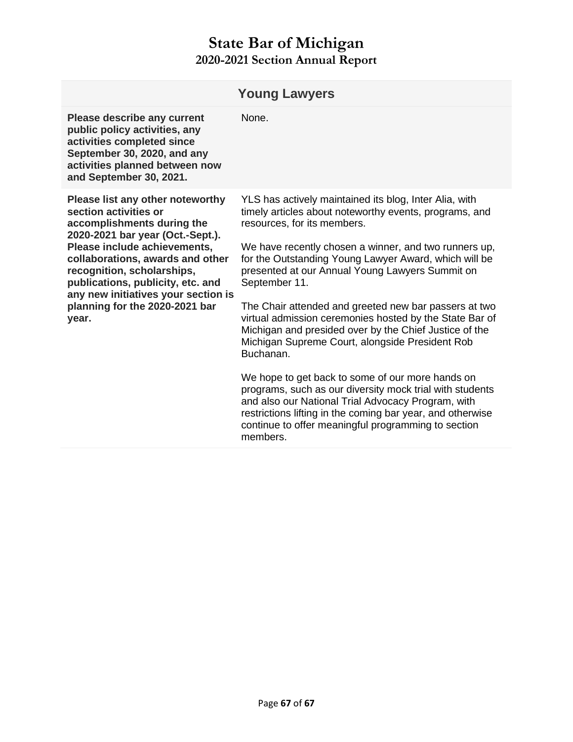# State Bar of Michigan
## 2020-2021 Section Annual Report

| Young Lawyers | |
|---|---|
| **Please describe any current public policy activities, any activities completed since September 30, 2020, and any activities planned between now and September 30, 2021.** | None. |
| **Please list any other noteworthy section activities or accomplishments during the 2020-2021 bar year (Oct.-Sept.). Please include achievements, collaborations, awards and other recognition, scholarships, publications, publicity, etc. and any new initiatives your section is planning for the 2020-2021 bar year.** | YLS has actively maintained its blog, Inter Alia, with timely articles about noteworthy events, programs, and resources, for its members.<br><br>We have recently chosen a winner, and two runners up, for the Outstanding Young Lawyer Award, which will be presented at our Annual Young Lawyers Summit on September 11.<br><br>The Chair attended and greeted new bar passers at two virtual admission ceremonies hosted by the State Bar of Michigan and presided over by the Chief Justice of the Michigan Supreme Court, alongside President Rob Buchanan.<br><br>We hope to get back to some of our more hands on programs, such as our diversity mock trial with students and also our National Trial Advocacy Program, with restrictions lifting in the coming bar year, and otherwise continue to offer meaningful programming to section members. |